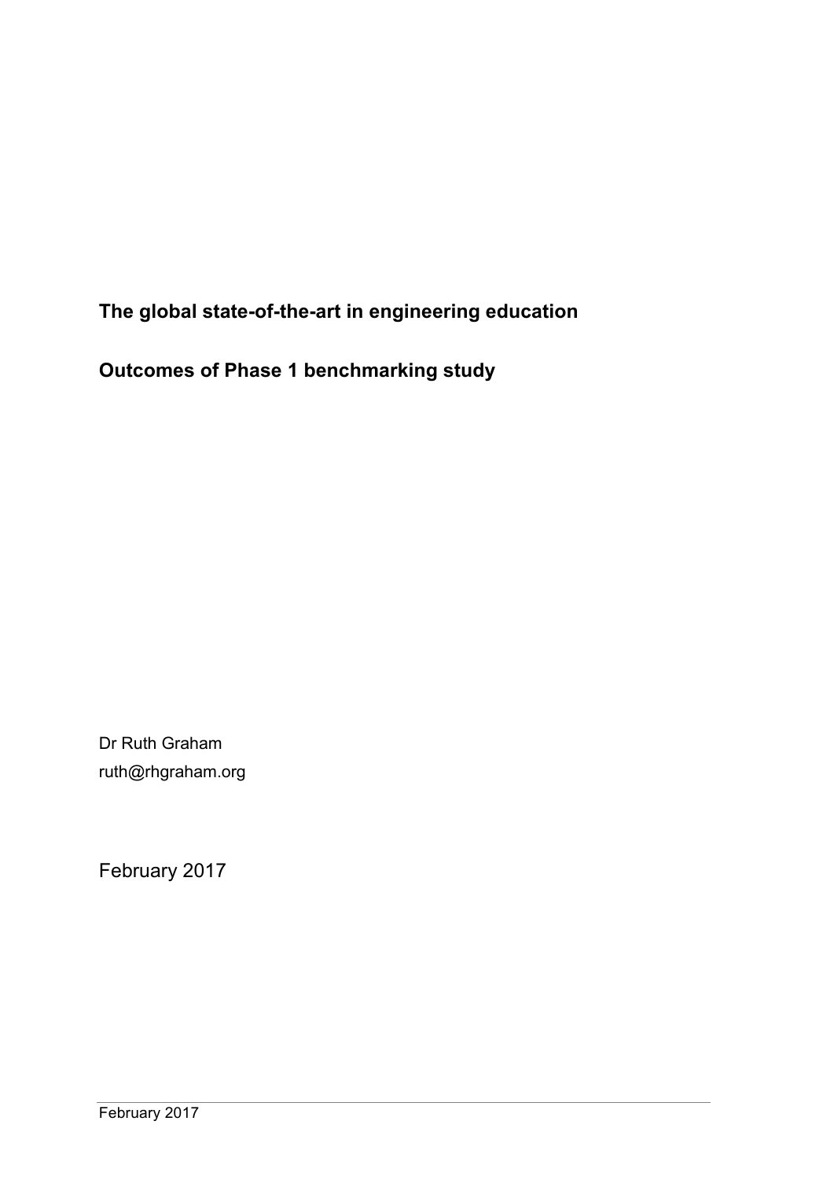# The global state-of-the-art in engineering education

## Outcomes of Phase 1 benchmarking study

Dr Ruth Graham
ruth@rhgraham.org

February 2017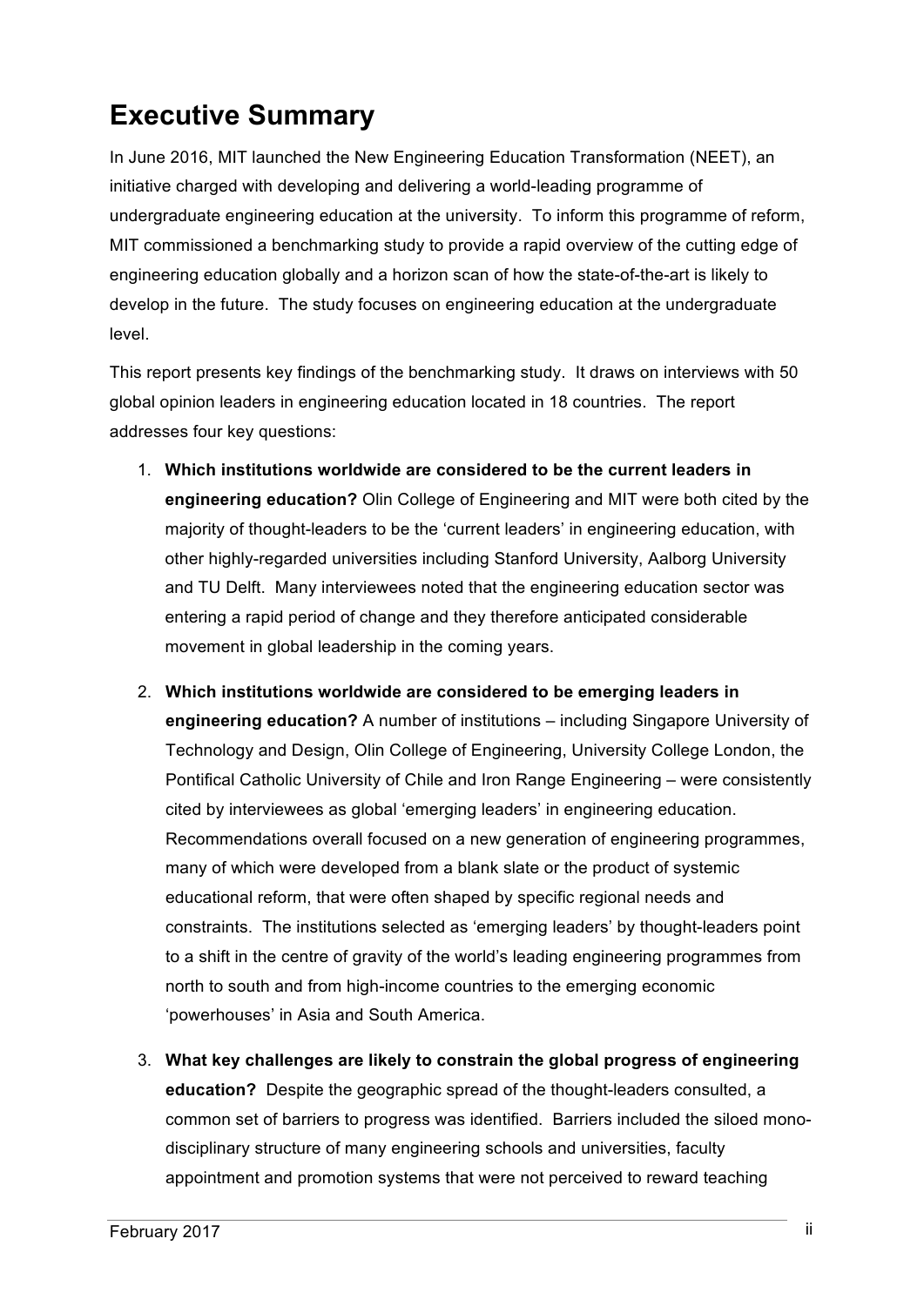# Executive Summary

In June 2016, MIT launched the New Engineering Education Transformation (NEET), an initiative charged with developing and delivering a world-leading programme of undergraduate engineering education at the university. To inform this programme of reform, MIT commissioned a benchmarking study to provide a rapid overview of the cutting edge of engineering education globally and a horizon scan of how the state-of-the-art is likely to develop in the future. The study focuses on engineering education at the undergraduate level.

This report presents key findings of the benchmarking study. It draws on interviews with 50 global opinion leaders in engineering education located in 18 countries. The report addresses four key questions:

1. **Which institutions worldwide are considered to be the current leaders in engineering education?** Olin College of Engineering and MIT were both cited by the majority of thought-leaders to be the 'current leaders' in engineering education, with other highly-regarded universities including Stanford University, Aalborg University and TU Delft. Many interviewees noted that the engineering education sector was entering a rapid period of change and they therefore anticipated considerable movement in global leadership in the coming years.

2. **Which institutions worldwide are considered to be emerging leaders in engineering education?** A number of institutions – including Singapore University of Technology and Design, Olin College of Engineering, University College London, the Pontifical Catholic University of Chile and Iron Range Engineering – were consistently cited by interviewees as global 'emerging leaders' in engineering education. Recommendations overall focused on a new generation of engineering programmes, many of which were developed from a blank slate or the product of systemic educational reform, that were often shaped by specific regional needs and constraints. The institutions selected as 'emerging leaders' by thought-leaders point to a shift in the centre of gravity of the world's leading engineering programmes from north to south and from high-income countries to the emerging economic 'powerhouses' in Asia and South America.

3. **What key challenges are likely to constrain the global progress of engineering education?** Despite the geographic spread of the thought-leaders consulted, a common set of barriers to progress was identified. Barriers included the siloed mono-disciplinary structure of many engineering schools and universities, faculty appointment and promotion systems that were not perceived to reward teaching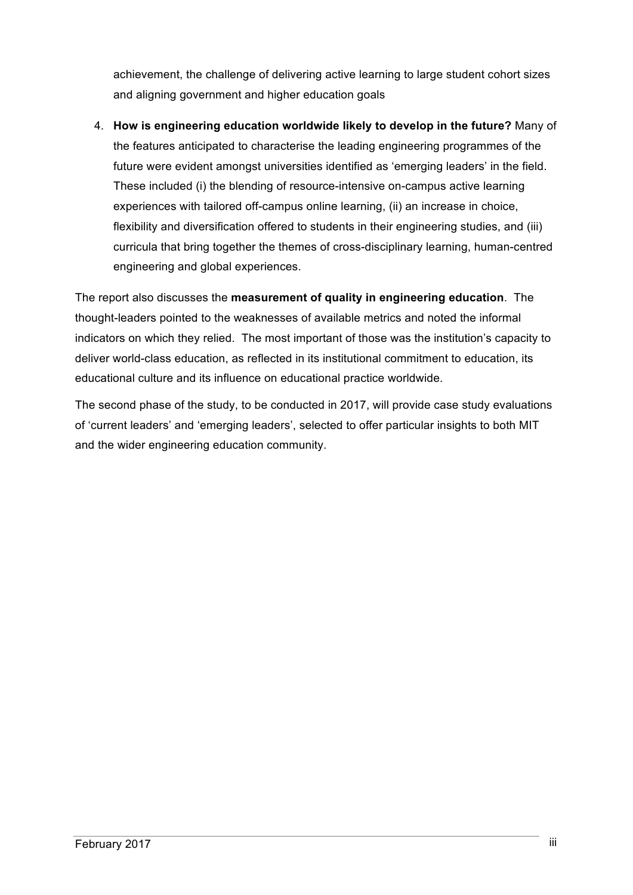achievement, the challenge of delivering active learning to large student cohort sizes and aligning government and higher education goals

4. **How is engineering education worldwide likely to develop in the future?** Many of the features anticipated to characterise the leading engineering programmes of the future were evident amongst universities identified as 'emerging leaders' in the field. These included (i) the blending of resource-intensive on-campus active learning experiences with tailored off-campus online learning, (ii) an increase in choice, flexibility and diversification offered to students in their engineering studies, and (iii) curricula that bring together the themes of cross-disciplinary learning, human-centred engineering and global experiences.

The report also discusses the **measurement of quality in engineering education**. The thought-leaders pointed to the weaknesses of available metrics and noted the informal indicators on which they relied. The most important of those was the institution's capacity to deliver world-class education, as reflected in its institutional commitment to education, its educational culture and its influence on educational practice worldwide.

The second phase of the study, to be conducted in 2017, will provide case study evaluations of 'current leaders' and 'emerging leaders', selected to offer particular insights to both MIT and the wider engineering education community.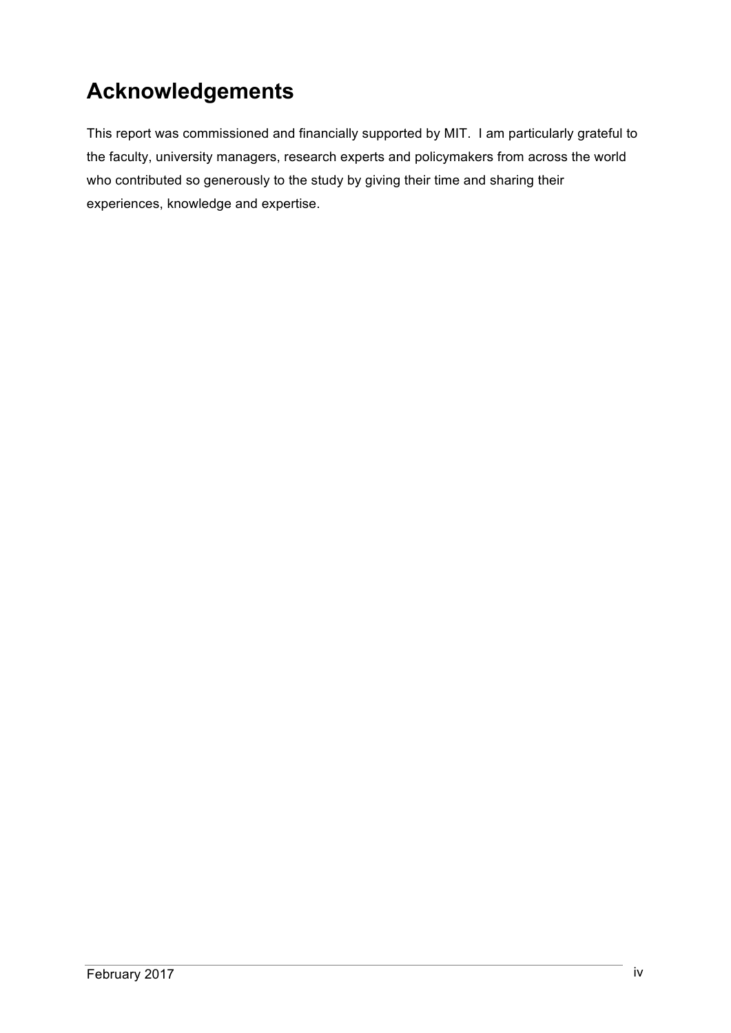# Acknowledgements

This report was commissioned and financially supported by MIT. I am particularly grateful to the faculty, university managers, research experts and policymakers from across the world who contributed so generously to the study by giving their time and sharing their experiences, knowledge and expertise.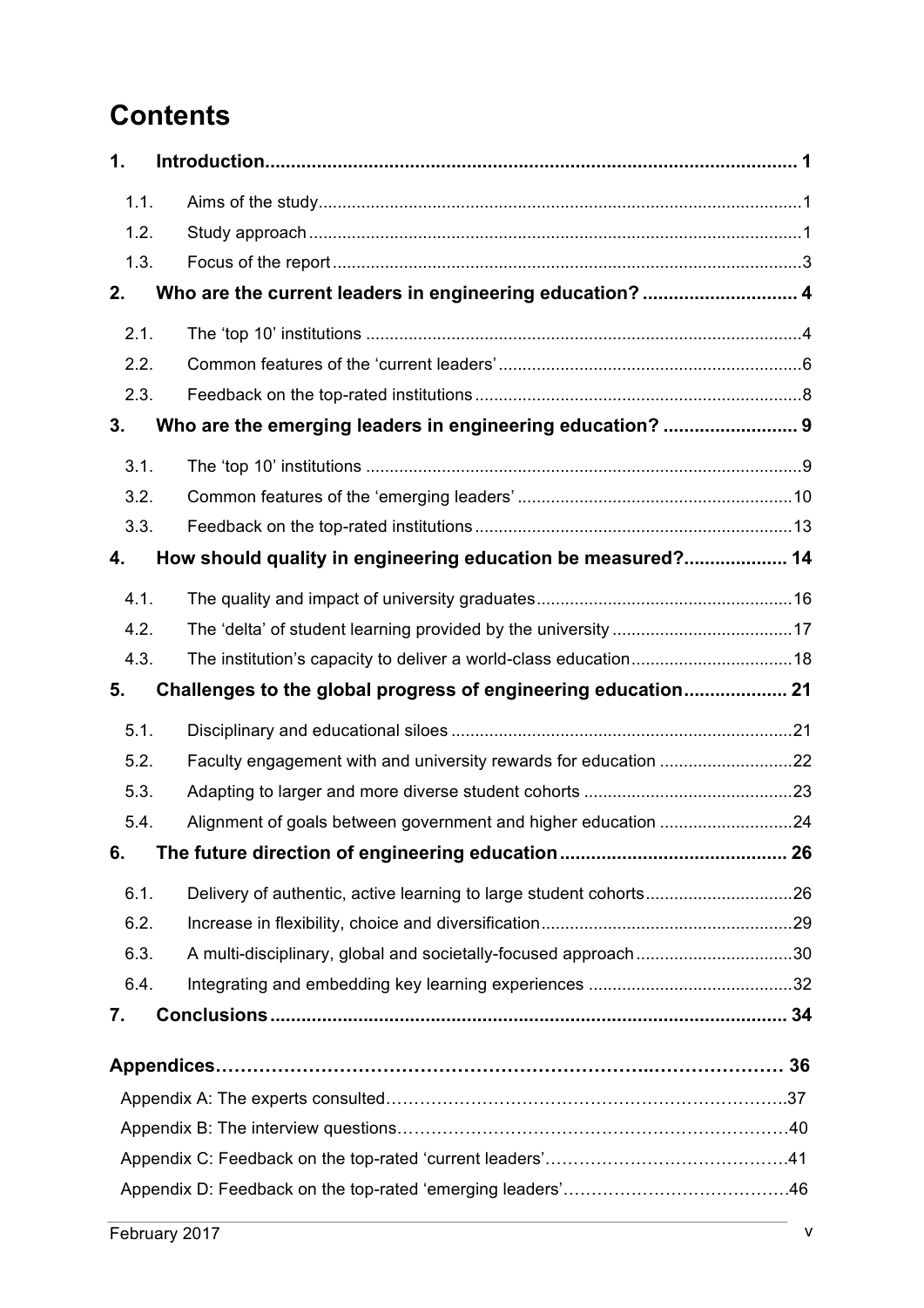# Contents

| | | |
|---|---|---|
| **1.** | **Introduction** | **1** |
| 1.1. | Aims of the study | 1 |
| 1.2. | Study approach | 1 |
| 1.3. | Focus of the report | 3 |
| **2.** | **Who are the current leaders in engineering education?** | **4** |
| 2.1. | The 'top 10' institutions | 4 |
| 2.2. | Common features of the 'current leaders' | 6 |
| 2.3. | Feedback on the top-rated institutions | 8 |
| **3.** | **Who are the emerging leaders in engineering education?** | **9** |
| 3.1. | The 'top 10' institutions | 9 |
| 3.2. | Common features of the 'emerging leaders' | 10 |
| 3.3. | Feedback on the top-rated institutions | 13 |
| **4.** | **How should quality in engineering education be measured?** | **14** |
| 4.1. | The quality and impact of university graduates | 16 |
| 4.2. | The 'delta' of student learning provided by the university | 17 |
| 4.3. | The institution's capacity to deliver a world-class education | 18 |
| **5.** | **Challenges to the global progress of engineering education** | **21** |
| 5.1. | Disciplinary and educational siloes | 21 |
| 5.2. | Faculty engagement with and university rewards for education | 22 |
| 5.3. | Adapting to larger and more diverse student cohorts | 23 |
| 5.4. | Alignment of goals between government and higher education | 24 |
| **6.** | **The future direction of engineering education** | **26** |
| 6.1. | Delivery of authentic, active learning to large student cohorts | 26 |
| 6.2. | Increase in flexibility, choice and diversification | 29 |
| 6.3. | A multi-disciplinary, global and societally-focused approach | 30 |
| 6.4. | Integrating and embedding key learning experiences | 32 |
| **7.** | **Conclusions** | **34** |

| | |
|---|---|
| **Appendices** | **36** |
| Appendix A: The experts consulted | 37 |
| Appendix B: The interview questions | 40 |
| Appendix C: Feedback on the top-rated 'current leaders' | 41 |
| Appendix D: Feedback on the top-rated 'emerging leaders' | 46 |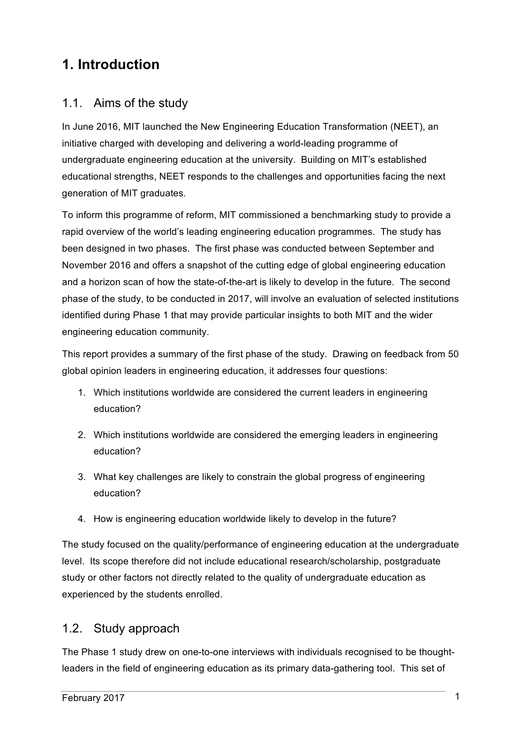# 1. Introduction

## 1.1. Aims of the study

In June 2016, MIT launched the New Engineering Education Transformation (NEET), an initiative charged with developing and delivering a world-leading programme of undergraduate engineering education at the university. Building on MIT's established educational strengths, NEET responds to the challenges and opportunities facing the next generation of MIT graduates.

To inform this programme of reform, MIT commissioned a benchmarking study to provide a rapid overview of the world's leading engineering education programmes. The study has been designed in two phases. The first phase was conducted between September and November 2016 and offers a snapshot of the cutting edge of global engineering education and a horizon scan of how the state-of-the-art is likely to develop in the future. The second phase of the study, to be conducted in 2017, will involve an evaluation of selected institutions identified during Phase 1 that may provide particular insights to both MIT and the wider engineering education community.

This report provides a summary of the first phase of the study. Drawing on feedback from 50 global opinion leaders in engineering education, it addresses four questions:

1. Which institutions worldwide are considered the current leaders in engineering education?

2. Which institutions worldwide are considered the emerging leaders in engineering education?

3. What key challenges are likely to constrain the global progress of engineering education?

4. How is engineering education worldwide likely to develop in the future?

The study focused on the quality/performance of engineering education at the undergraduate level. Its scope therefore did not include educational research/scholarship, postgraduate study or other factors not directly related to the quality of undergraduate education as experienced by the students enrolled.

## 1.2. Study approach

The Phase 1 study drew on one-to-one interviews with individuals recognised to be thought-leaders in the field of engineering education as its primary data-gathering tool. This set of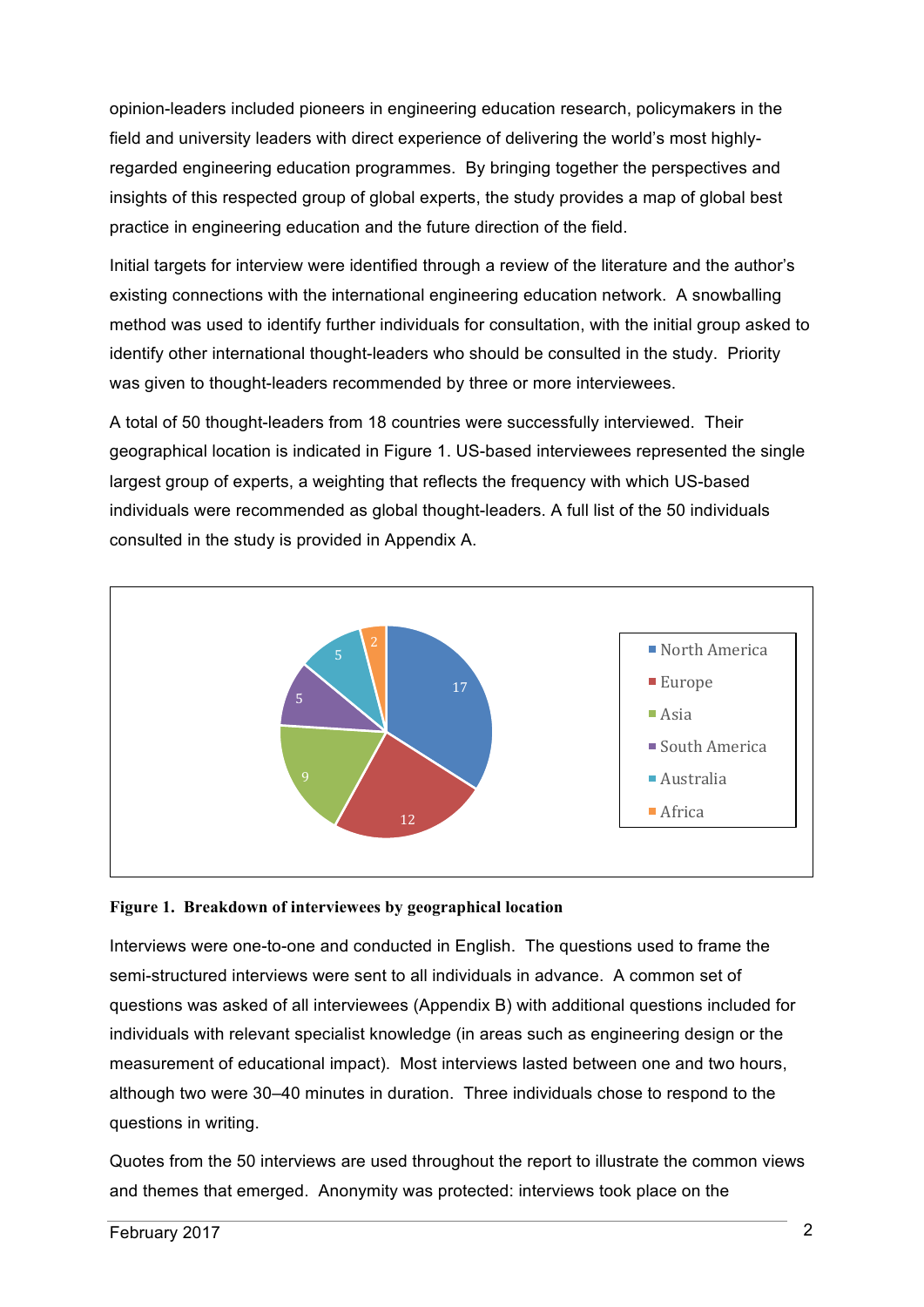opinion-leaders included pioneers in engineering education research, policymakers in the field and university leaders with direct experience of delivering the world's most highly-regarded engineering education programmes. By bringing together the perspectives and insights of this respected group of global experts, the study provides a map of global best practice in engineering education and the future direction of the field.

Initial targets for interview were identified through a review of the literature and the author's existing connections with the international engineering education network. A snowballing method was used to identify further individuals for consultation, with the initial group asked to identify other international thought-leaders who should be consulted in the study. Priority was given to thought-leaders recommended by three or more interviewees.

A total of 50 thought-leaders from 18 countries were successfully interviewed. Their geographical location is indicated in Figure 1. US-based interviewees represented the single largest group of experts, a weighting that reflects the frequency with which US-based individuals were recommended as global thought-leaders. A full list of the 50 individuals consulted in the study is provided in Appendix A.

| Region | Interviewees |
|---|---|
| North America | 17 |
| Europe | 12 |
| Asia | 9 |
| South America | 5 |
| Australia | 5 |
| Africa | 2 |

**Figure 1. Breakdown of interviewees by geographical location**

Interviews were one-to-one and conducted in English. The questions used to frame the semi-structured interviews were sent to all individuals in advance. A common set of questions was asked of all interviewees (Appendix B) with additional questions included for individuals with relevant specialist knowledge (in areas such as engineering design or the measurement of educational impact). Most interviews lasted between one and two hours, although two were 30–40 minutes in duration. Three individuals chose to respond to the questions in writing.

Quotes from the 50 interviews are used throughout the report to illustrate the common views and themes that emerged. Anonymity was protected: interviews took place on the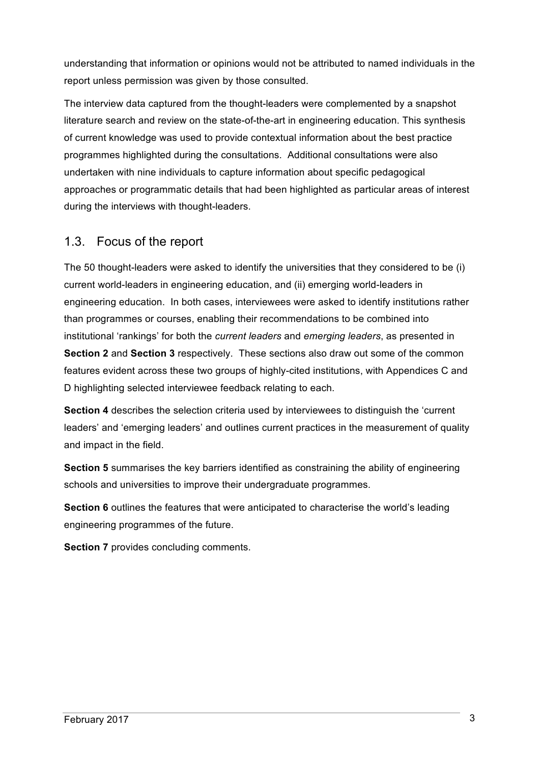understanding that information or opinions would not be attributed to named individuals in the report unless permission was given by those consulted.

The interview data captured from the thought-leaders were complemented by a snapshot literature search and review on the state-of-the-art in engineering education. This synthesis of current knowledge was used to provide contextual information about the best practice programmes highlighted during the consultations. Additional consultations were also undertaken with nine individuals to capture information about specific pedagogical approaches or programmatic details that had been highlighted as particular areas of interest during the interviews with thought-leaders.

## 1.3. Focus of the report

The 50 thought-leaders were asked to identify the universities that they considered to be (i) current world-leaders in engineering education, and (ii) emerging world-leaders in engineering education. In both cases, interviewees were asked to identify institutions rather than programmes or courses, enabling their recommendations to be combined into institutional 'rankings' for both the *current leaders* and *emerging leaders*, as presented in **Section 2** and **Section 3** respectively. These sections also draw out some of the common features evident across these two groups of highly-cited institutions, with Appendices C and D highlighting selected interviewee feedback relating to each.

**Section 4** describes the selection criteria used by interviewees to distinguish the 'current leaders' and 'emerging leaders' and outlines current practices in the measurement of quality and impact in the field.

**Section 5** summarises the key barriers identified as constraining the ability of engineering schools and universities to improve their undergraduate programmes.

**Section 6** outlines the features that were anticipated to characterise the world's leading engineering programmes of the future.

**Section 7** provides concluding comments.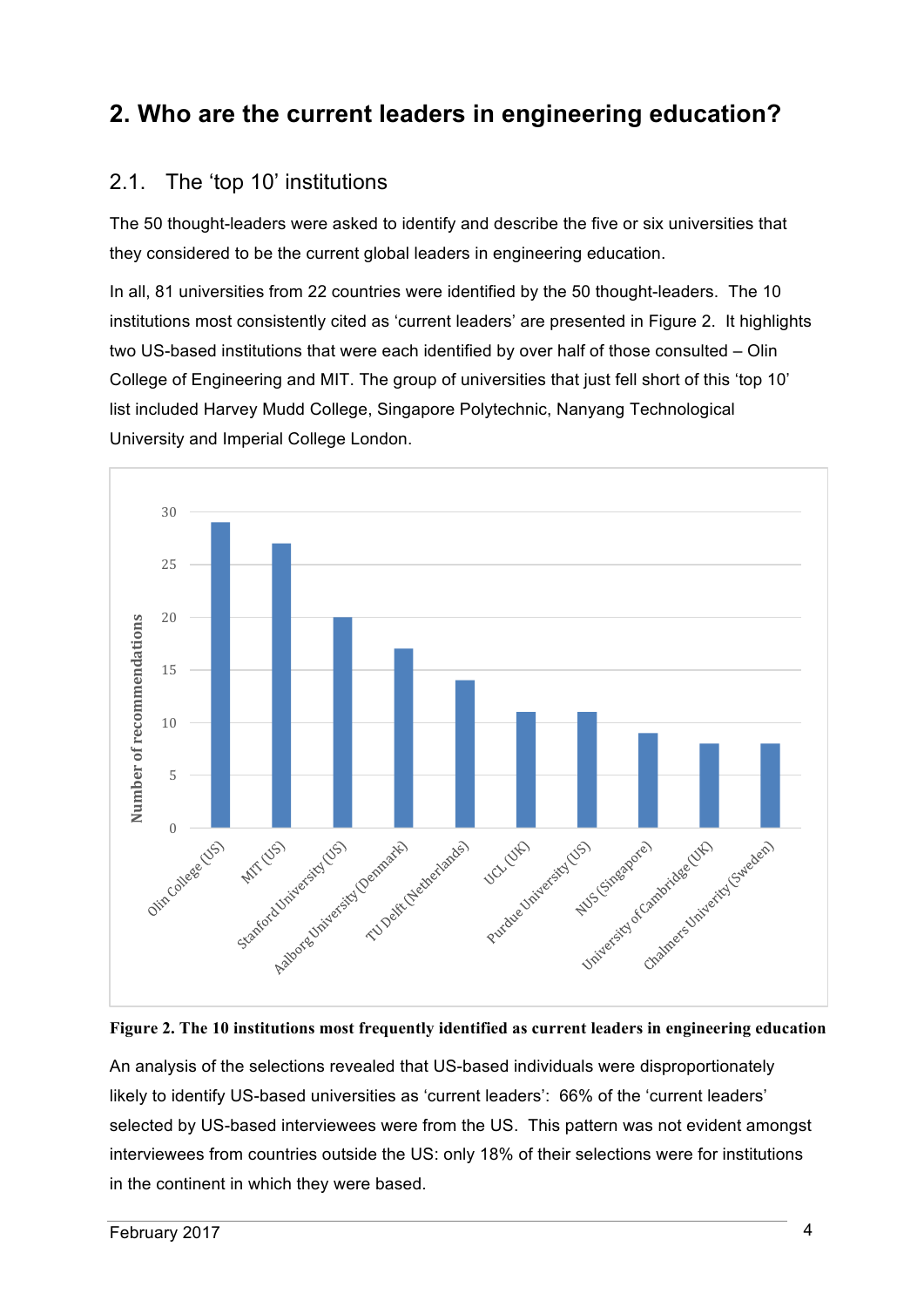## 2. Who are the current leaders in engineering education?

### 2.1. The 'top 10' institutions

The 50 thought-leaders were asked to identify and describe the five or six universities that they considered to be the current global leaders in engineering education.

In all, 81 universities from 22 countries were identified by the 50 thought-leaders. The 10 institutions most consistently cited as 'current leaders' are presented in Figure 2. It highlights two US-based institutions that were each identified by over half of those consulted – Olin College of Engineering and MIT. The group of universities that just fell short of this 'top 10' list included Harvey Mudd College, Singapore Polytechnic, Nanyang Technological University and Imperial College London.

**Figure 2. The 10 institutions most frequently identified as current leaders in engineering education**

An analysis of the selections revealed that US-based individuals were disproportionately likely to identify US-based universities as 'current leaders': 66% of the 'current leaders' selected by US-based interviewees were from the US. This pattern was not evident amongst interviewees from countries outside the US: only 18% of their selections were for institutions in the continent in which they were based.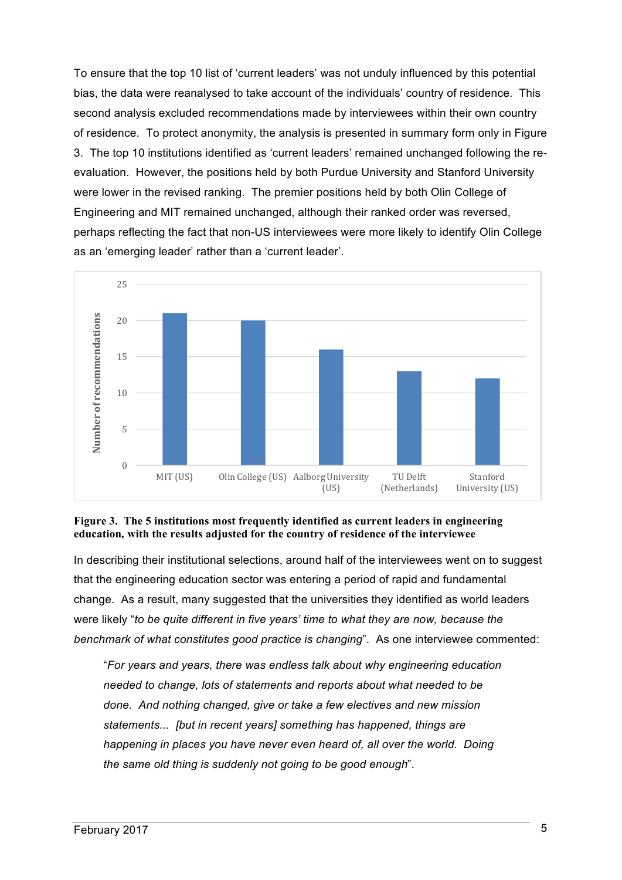To ensure that the top 10 list of 'current leaders' was not unduly influenced by this potential bias, the data were reanalysed to take account of the individuals' country of residence. This second analysis excluded recommendations made by interviewees within their own country of residence. To protect anonymity, the analysis is presented in summary form only in Figure 3. The top 10 institutions identified as 'current leaders' remained unchanged following the re-evaluation. However, the positions held by both Purdue University and Stanford University were lower in the revised ranking. The premier positions held by both Olin College of Engineering and MIT remained unchanged, although their ranked order was reversed, perhaps reflecting the fact that non-US interviewees were more likely to identify Olin College as an 'emerging leader' rather than a 'current leader'.

**Figure 3. The 5 institutions most frequently identified as current leaders in engineering education, with the results adjusted for the country of residence of the interviewee**

In describing their institutional selections, around half of the interviewees went on to suggest that the engineering education sector was entering a period of rapid and fundamental change. As a result, many suggested that the universities they identified as world leaders were likely "*to be quite different in five years' time to what they are now, because the benchmark of what constitutes good practice is changing*". As one interviewee commented:

> "*For years and years, there was endless talk about why engineering education needed to change, lots of statements and reports about what needed to be done. And nothing changed, give or take a few electives and new mission statements... [but in recent years] something has happened, things are happening in places you have never even heard of, all over the world. Doing the same old thing is suddenly not going to be good enough*".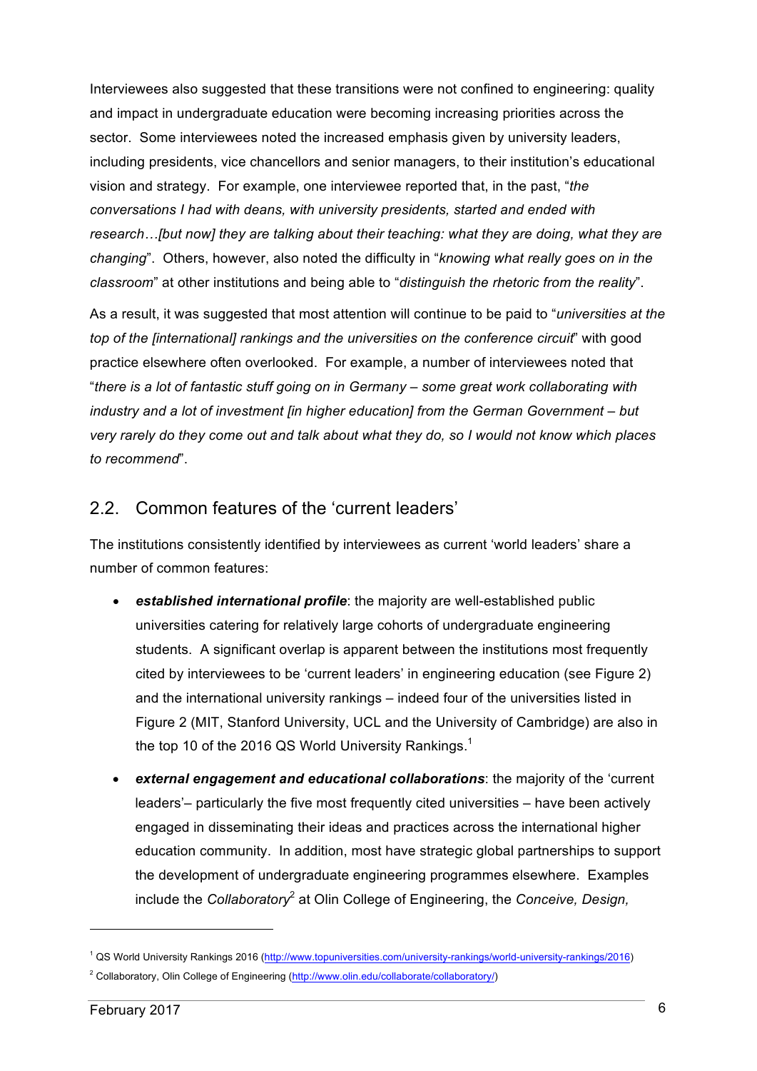Interviewees also suggested that these transitions were not confined to engineering: quality and impact in undergraduate education were becoming increasing priorities across the sector. Some interviewees noted the increased emphasis given by university leaders, including presidents, vice chancellors and senior managers, to their institution's educational vision and strategy. For example, one interviewee reported that, in the past, "*the conversations I had with deans, with university presidents, started and ended with research…[but now] they are talking about their teaching: what they are doing, what they are changing*". Others, however, also noted the difficulty in "*knowing what really goes on in the classroom*" at other institutions and being able to "*distinguish the rhetoric from the reality*".

As a result, it was suggested that most attention will continue to be paid to "*universities at the top of the [international] rankings and the universities on the conference circuit*" with good practice elsewhere often overlooked. For example, a number of interviewees noted that "*there is a lot of fantastic stuff going on in Germany – some great work collaborating with industry and a lot of investment [in higher education] from the German Government – but very rarely do they come out and talk about what they do, so I would not know which places to recommend*".

## 2.2. Common features of the 'current leaders'

The institutions consistently identified by interviewees as current 'world leaders' share a number of common features:

- ***established international profile***: the majority are well-established public universities catering for relatively large cohorts of undergraduate engineering students. A significant overlap is apparent between the institutions most frequently cited by interviewees to be 'current leaders' in engineering education (see Figure 2) and the international university rankings – indeed four of the universities listed in Figure 2 (MIT, Stanford University, UCL and the University of Cambridge) are also in the top 10 of the 2016 QS World University Rankings.[1]
- ***external engagement and educational collaborations***: the majority of the 'current leaders'– particularly the five most frequently cited universities – have been actively engaged in disseminating their ideas and practices across the international higher education community. In addition, most have strategic global partnerships to support the development of undergraduate engineering programmes elsewhere. Examples include the *Collaboratory*[2] at Olin College of Engineering, the *Conceive, Design,*

---

[1] QS World University Rankings 2016 (http://www.topuniversities.com/university-rankings/world-university-rankings/2016)

[2] Collaboratory, Olin College of Engineering (http://www.olin.edu/collaborate/collaboratory/)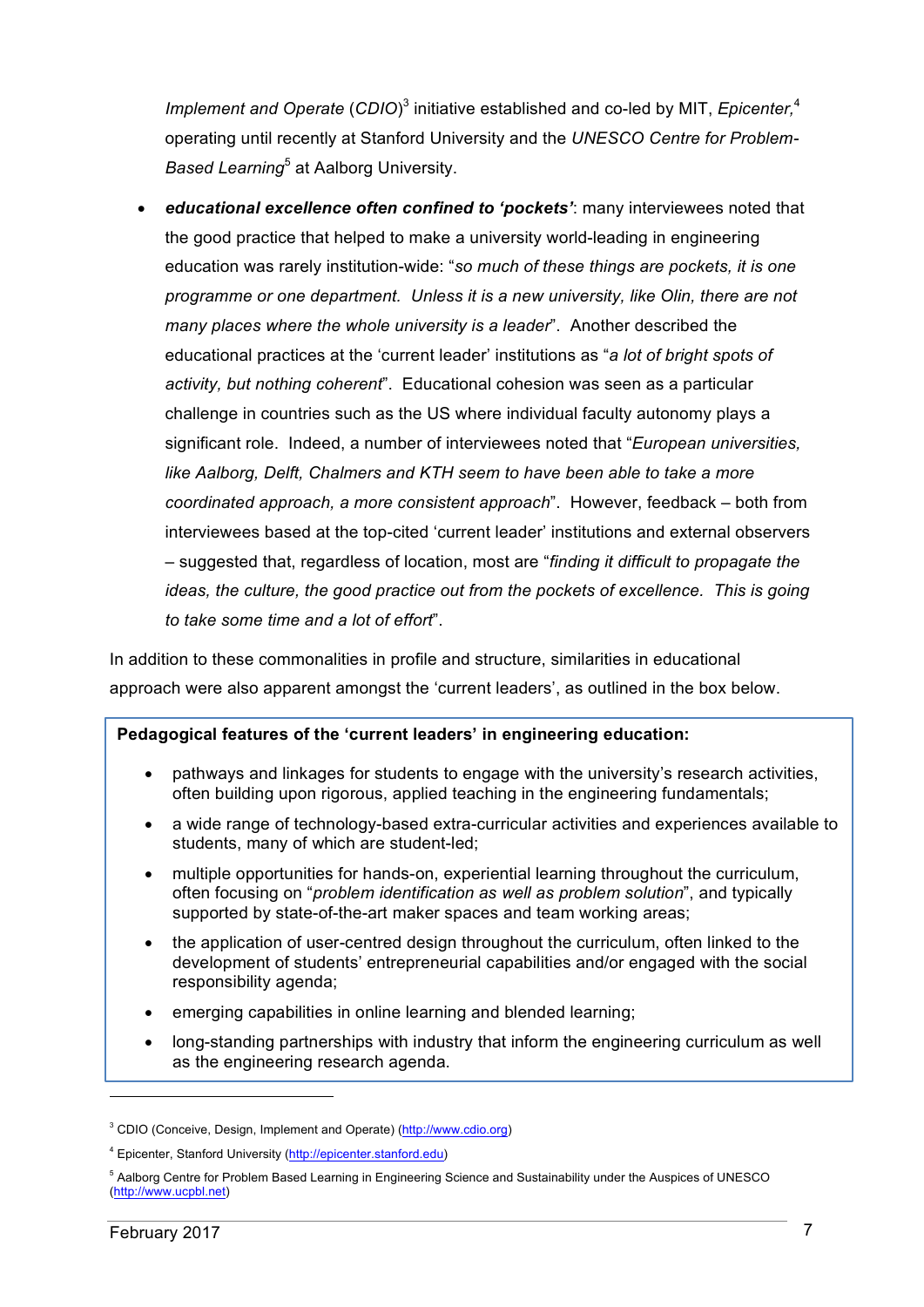*Implement and Operate* (*CDIO*)[3] initiative established and co-led by MIT, *Epicenter,*[4] operating until recently at Stanford University and the *UNESCO Centre for Problem-Based Learning*[5] at Aalborg University.

- ***educational excellence often confined to 'pockets'***: many interviewees noted that the good practice that helped to make a university world-leading in engineering education was rarely institution-wide: "*so much of these things are pockets, it is one programme or one department. Unless it is a new university, like Olin, there are not many places where the whole university is a leader*". Another described the educational practices at the 'current leader' institutions as "*a lot of bright spots of activity, but nothing coherent*". Educational cohesion was seen as a particular challenge in countries such as the US where individual faculty autonomy plays a significant role. Indeed, a number of interviewees noted that "*European universities, like Aalborg, Delft, Chalmers and KTH seem to have been able to take a more coordinated approach, a more consistent approach*". However, feedback – both from interviewees based at the top-cited 'current leader' institutions and external observers – suggested that, regardless of location, most are "*finding it difficult to propagate the ideas, the culture, the good practice out from the pockets of excellence. This is going to take some time and a lot of effort*".

In addition to these commonalities in profile and structure, similarities in educational approach were also apparent amongst the 'current leaders', as outlined in the box below.

**Pedagogical features of the 'current leaders' in engineering education:**

- pathways and linkages for students to engage with the university's research activities, often building upon rigorous, applied teaching in the engineering fundamentals;
- a wide range of technology-based extra-curricular activities and experiences available to students, many of which are student-led;
- multiple opportunities for hands-on, experiential learning throughout the curriculum, often focusing on "*problem identification as well as problem solution*", and typically supported by state-of-the-art maker spaces and team working areas;
- the application of user-centred design throughout the curriculum, often linked to the development of students' entrepreneurial capabilities and/or engaged with the social responsibility agenda;
- emerging capabilities in online learning and blended learning;
- long-standing partnerships with industry that inform the engineering curriculum as well as the engineering research agenda.

---

[3] CDIO (Conceive, Design, Implement and Operate) (http://www.cdio.org)

[4] Epicenter, Stanford University (http://epicenter.stanford.edu)

[5] Aalborg Centre for Problem Based Learning in Engineering Science and Sustainability under the Auspices of UNESCO (http://www.ucpbl.net)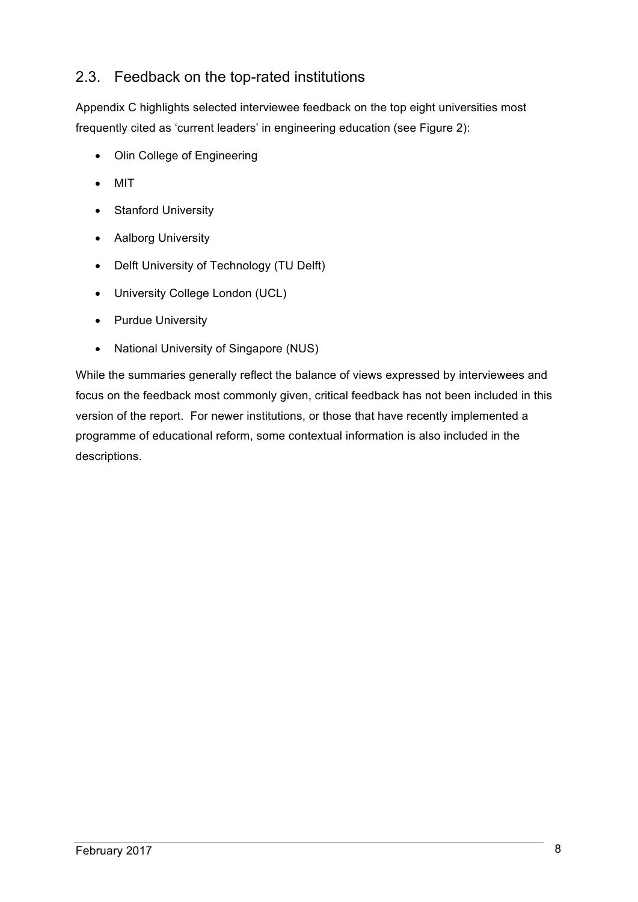## 2.3. Feedback on the top-rated institutions

Appendix C highlights selected interviewee feedback on the top eight universities most frequently cited as 'current leaders' in engineering education (see Figure 2):

- Olin College of Engineering
- MIT
- Stanford University
- Aalborg University
- Delft University of Technology (TU Delft)
- University College London (UCL)
- Purdue University
- National University of Singapore (NUS)

While the summaries generally reflect the balance of views expressed by interviewees and focus on the feedback most commonly given, critical feedback has not been included in this version of the report. For newer institutions, or those that have recently implemented a programme of educational reform, some contextual information is also included in the descriptions.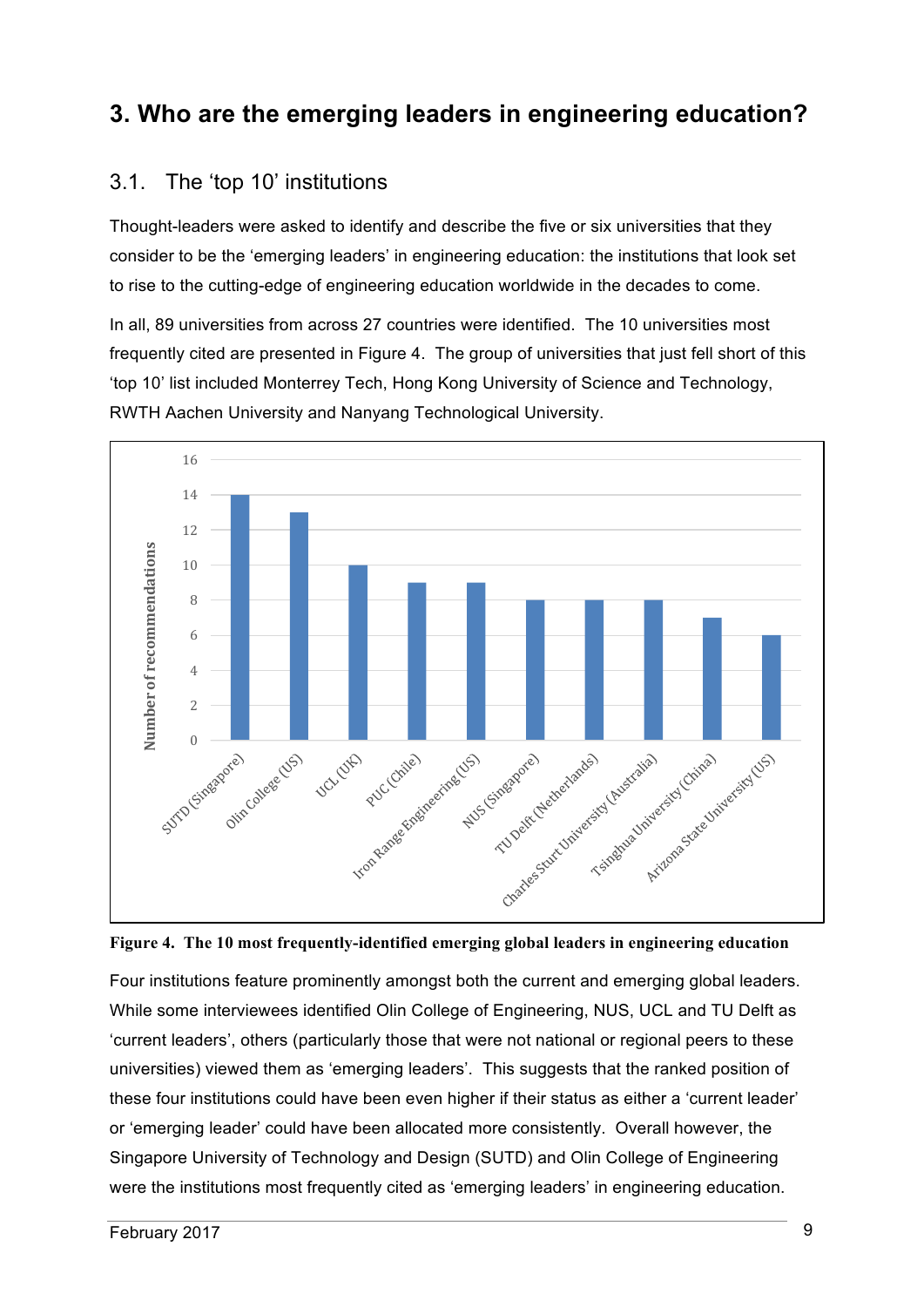# 3. Who are the emerging leaders in engineering education?

## 3.1. The 'top 10' institutions

Thought-leaders were asked to identify and describe the five or six universities that they consider to be the 'emerging leaders' in engineering education: the institutions that look set to rise to the cutting-edge of engineering education worldwide in the decades to come.

In all, 89 universities from across 27 countries were identified. The 10 universities most frequently cited are presented in Figure 4. The group of universities that just fell short of this 'top 10' list included Monterrey Tech, Hong Kong University of Science and Technology, RWTH Aachen University and Nanyang Technological University.

| Institution | Number of recommendations |
|---|---|
| SUTD (Singapore) | 14 |
| Olin College (US) | 13 |
| UCL (UK) | 10 |
| PUC (Chile) | 9 |
| Iron Range Engineering (US) | 9 |
| NUS (Singapore) | 8 |
| TU Delft (Netherlands) | 8 |
| Charles Sturt University (Australia) | 8 |
| Tsinghua University (China) | 7 |
| Arizona State University (US) | 6 |

**Figure 4. The 10 most frequently-identified emerging global leaders in engineering education**

Four institutions feature prominently amongst both the current and emerging global leaders. While some interviewees identified Olin College of Engineering, NUS, UCL and TU Delft as 'current leaders', others (particularly those that were not national or regional peers to these universities) viewed them as 'emerging leaders'. This suggests that the ranked position of these four institutions could have been even higher if their status as either a 'current leader' or 'emerging leader' could have been allocated more consistently. Overall however, the Singapore University of Technology and Design (SUTD) and Olin College of Engineering were the institutions most frequently cited as 'emerging leaders' in engineering education.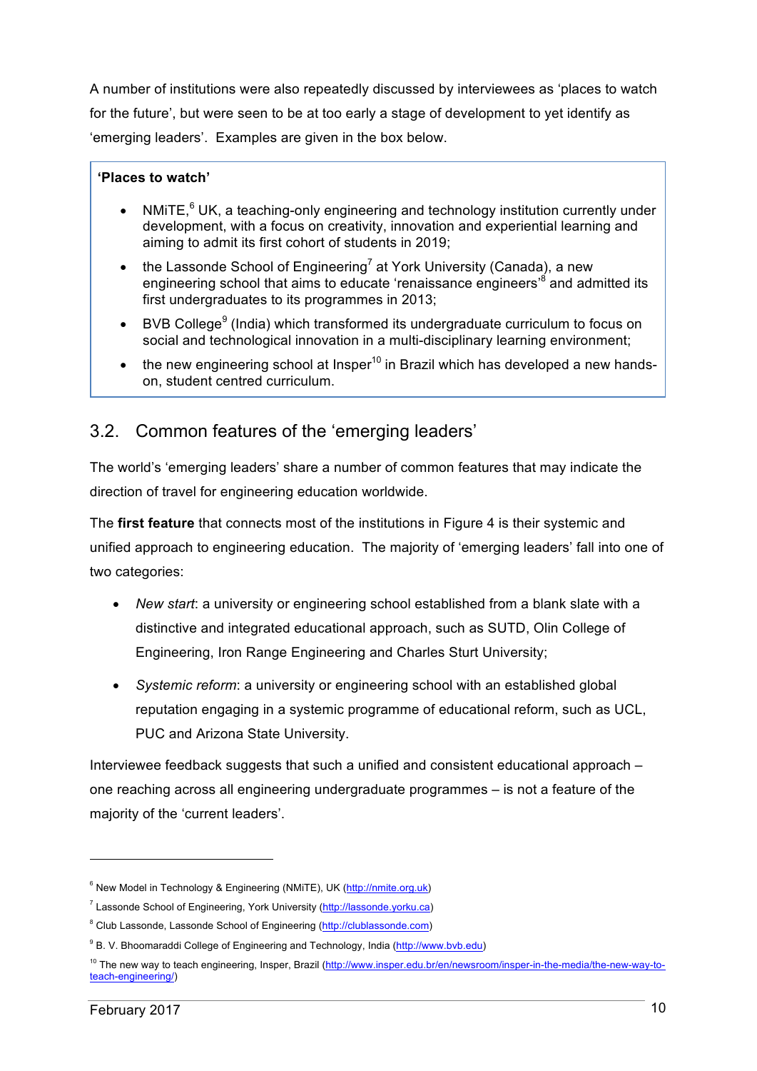A number of institutions were also repeatedly discussed by interviewees as 'places to watch for the future', but were seen to be at too early a stage of development to yet identify as 'emerging leaders'. Examples are given in the box below.

> **'Places to watch'**
>
> - NMiTE,[6] UK, a teaching-only engineering and technology institution currently under development, with a focus on creativity, innovation and experiential learning and aiming to admit its first cohort of students in 2019;
> - the Lassonde School of Engineering[7] at York University (Canada), a new engineering school that aims to educate 'renaissance engineers'[8] and admitted its first undergraduates to its programmes in 2013;
> - BVB College[9] (India) which transformed its undergraduate curriculum to focus on social and technological innovation in a multi-disciplinary learning environment;
> - the new engineering school at Insper[10] in Brazil which has developed a new hands-on, student centred curriculum.

## 3.2. Common features of the 'emerging leaders'

The world's 'emerging leaders' share a number of common features that may indicate the direction of travel for engineering education worldwide.

The **first feature** that connects most of the institutions in Figure 4 is their systemic and unified approach to engineering education. The majority of 'emerging leaders' fall into one of two categories:

- *New start*: a university or engineering school established from a blank slate with a distinctive and integrated educational approach, such as SUTD, Olin College of Engineering, Iron Range Engineering and Charles Sturt University;
- *Systemic reform*: a university or engineering school with an established global reputation engaging in a systemic programme of educational reform, such as UCL, PUC and Arizona State University.

Interviewee feedback suggests that such a unified and consistent educational approach – one reaching across all engineering undergraduate programmes – is not a feature of the majority of the 'current leaders'.

---

[6] New Model in Technology & Engineering (NMiTE), UK (http://nmite.org.uk)

[7] Lassonde School of Engineering, York University (http://lassonde.yorku.ca)

[8] Club Lassonde, Lassonde School of Engineering (http://clublassonde.com)

[9] B. V. Bhoomaraddi College of Engineering and Technology, India (http://www.bvb.edu)

[10] The new way to teach engineering, Insper, Brazil (http://www.insper.edu.br/en/newsroom/insper-in-the-media/the-new-way-to-teach-engineering/)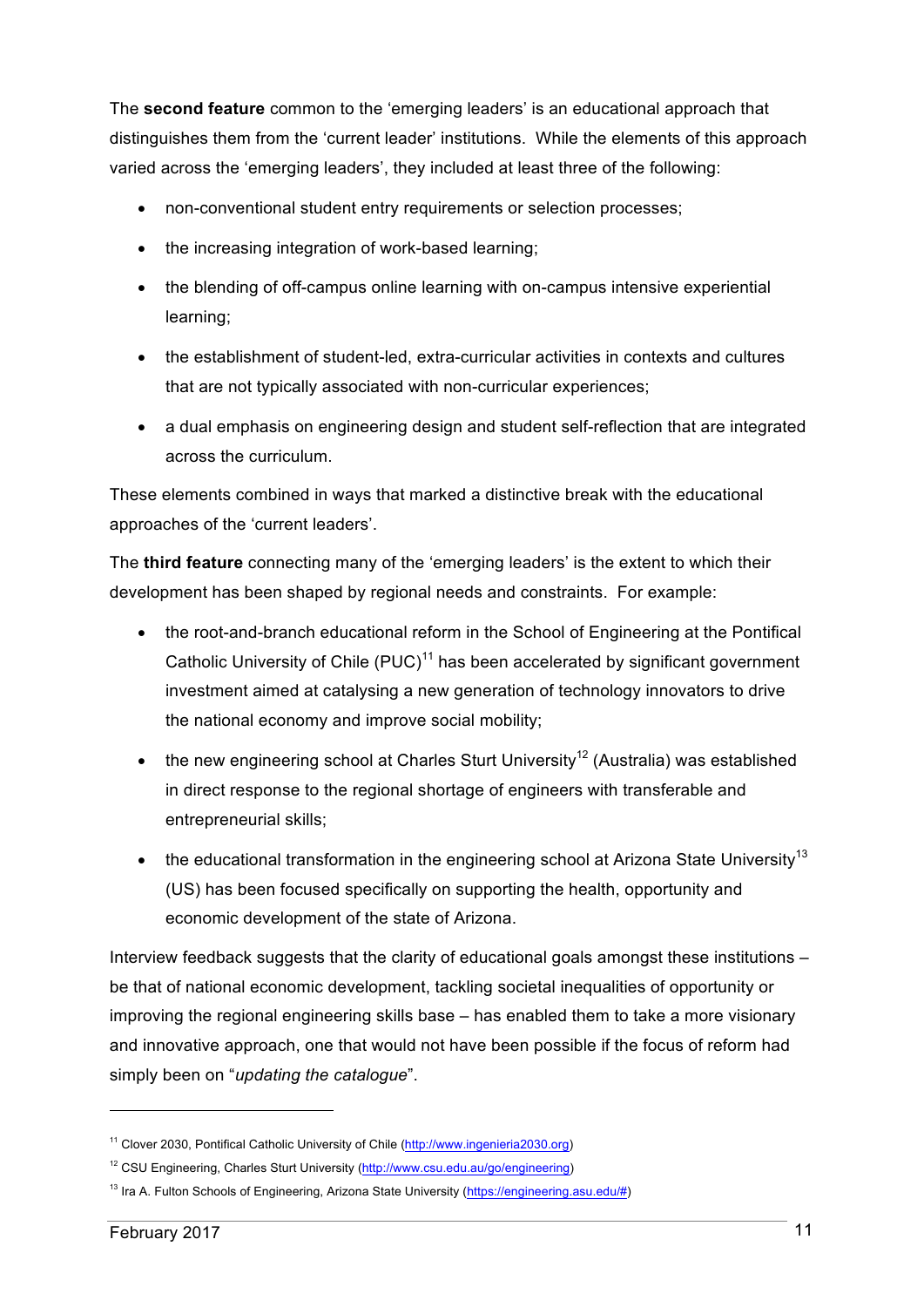The **second feature** common to the 'emerging leaders' is an educational approach that distinguishes them from the 'current leader' institutions. While the elements of this approach varied across the 'emerging leaders', they included at least three of the following:

- non-conventional student entry requirements or selection processes;
- the increasing integration of work-based learning;
- the blending of off-campus online learning with on-campus intensive experiential learning;
- the establishment of student-led, extra-curricular activities in contexts and cultures that are not typically associated with non-curricular experiences;
- a dual emphasis on engineering design and student self-reflection that are integrated across the curriculum.

These elements combined in ways that marked a distinctive break with the educational approaches of the 'current leaders'.

The **third feature** connecting many of the 'emerging leaders' is the extent to which their development has been shaped by regional needs and constraints. For example:

- the root-and-branch educational reform in the School of Engineering at the Pontifical Catholic University of Chile (PUC)[11] has been accelerated by significant government investment aimed at catalysing a new generation of technology innovators to drive the national economy and improve social mobility;
- the new engineering school at Charles Sturt University[12] (Australia) was established in direct response to the regional shortage of engineers with transferable and entrepreneurial skills;
- the educational transformation in the engineering school at Arizona State University[13] (US) has been focused specifically on supporting the health, opportunity and economic development of the state of Arizona.

Interview feedback suggests that the clarity of educational goals amongst these institutions – be that of national economic development, tackling societal inequalities of opportunity or improving the regional engineering skills base – has enabled them to take a more visionary and innovative approach, one that would not have been possible if the focus of reform had simply been on "*updating the catalogue*".

---

[11] Clover 2030, Pontifical Catholic University of Chile (http://www.ingenieria2030.org)

[12] CSU Engineering, Charles Sturt University (http://www.csu.edu.au/go/engineering)

[13] Ira A. Fulton Schools of Engineering, Arizona State University (https://engineering.asu.edu/#)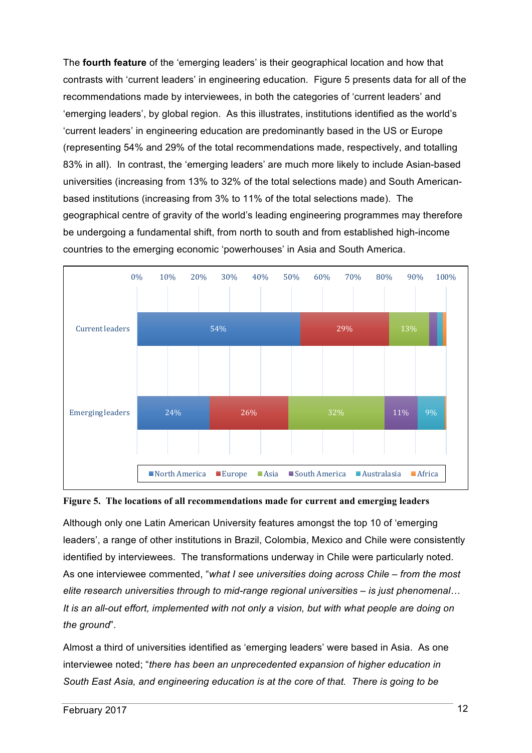The **fourth feature** of the 'emerging leaders' is their geographical location and how that contrasts with 'current leaders' in engineering education. Figure 5 presents data for all of the recommendations made by interviewees, in both the categories of 'current leaders' and 'emerging leaders', by global region. As this illustrates, institutions identified as the world's 'current leaders' in engineering education are predominantly based in the US or Europe (representing 54% and 29% of the total recommendations made, respectively, and totalling 83% in all). In contrast, the 'emerging leaders' are much more likely to include Asian-based universities (increasing from 13% to 32% of the total selections made) and South American-based institutions (increasing from 3% to 11% of the total selections made). The geographical centre of gravity of the world's leading engineering programmes may therefore be undergoing a fundamental shift, from north to south and from established high-income countries to the emerging economic 'powerhouses' in Asia and South America.

| | North America | Europe | Asia | South America | Australasia | Africa |
|---|---|---|---|---|---|---|
| Current leaders | 54% | 29% | 13% | | | |
| Emerging leaders | 24% | 26% | 32% | 11% | 9% | |

**Figure 5. The locations of all recommendations made for current and emerging leaders**

Although only one Latin American University features amongst the top 10 of 'emerging leaders', a range of other institutions in Brazil, Colombia, Mexico and Chile were consistently identified by interviewees. The transformations underway in Chile were particularly noted. As one interviewee commented, "*what I see universities doing across Chile – from the most elite research universities through to mid-range regional universities – is just phenomenal… It is an all-out effort, implemented with not only a vision, but with what people are doing on the ground*".

Almost a third of universities identified as 'emerging leaders' were based in Asia. As one interviewee noted; "*there has been an unprecedented expansion of higher education in South East Asia, and engineering education is at the core of that. There is going to be*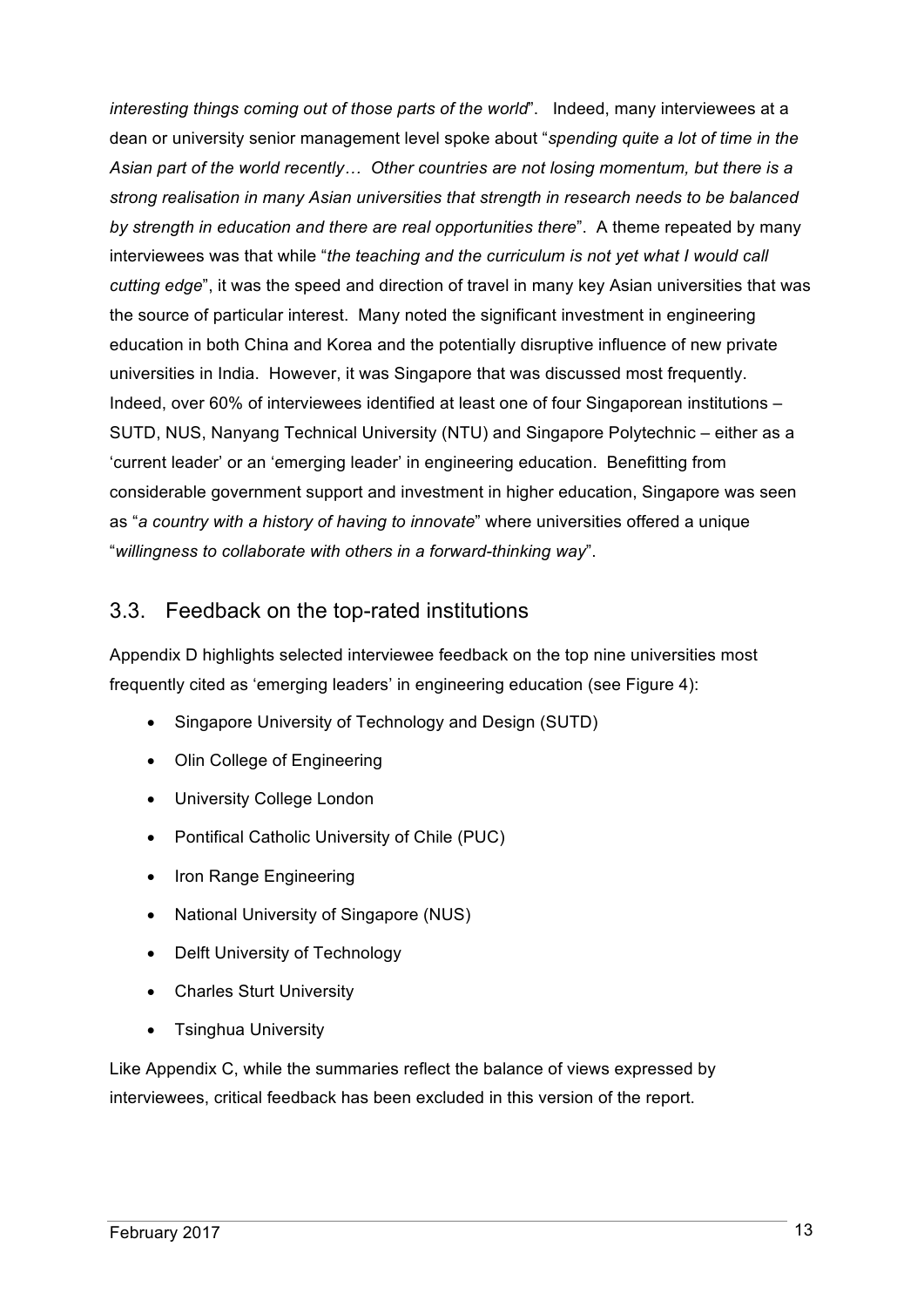*interesting things coming out of those parts of the world*". Indeed, many interviewees at a dean or university senior management level spoke about "*spending quite a lot of time in the Asian part of the world recently… Other countries are not losing momentum, but there is a strong realisation in many Asian universities that strength in research needs to be balanced by strength in education and there are real opportunities there*". A theme repeated by many interviewees was that while "*the teaching and the curriculum is not yet what I would call cutting edge*", it was the speed and direction of travel in many key Asian universities that was the source of particular interest. Many noted the significant investment in engineering education in both China and Korea and the potentially disruptive influence of new private universities in India. However, it was Singapore that was discussed most frequently. Indeed, over 60% of interviewees identified at least one of four Singaporean institutions – SUTD, NUS, Nanyang Technical University (NTU) and Singapore Polytechnic – either as a 'current leader' or an 'emerging leader' in engineering education. Benefitting from considerable government support and investment in higher education, Singapore was seen as "*a country with a history of having to innovate*" where universities offered a unique "*willingness to collaborate with others in a forward-thinking way*".

## 3.3. Feedback on the top-rated institutions

Appendix D highlights selected interviewee feedback on the top nine universities most frequently cited as 'emerging leaders' in engineering education (see Figure 4):

- Singapore University of Technology and Design (SUTD)
- Olin College of Engineering
- University College London
- Pontifical Catholic University of Chile (PUC)
- Iron Range Engineering
- National University of Singapore (NUS)
- Delft University of Technology
- Charles Sturt University
- Tsinghua University

Like Appendix C, while the summaries reflect the balance of views expressed by interviewees, critical feedback has been excluded in this version of the report.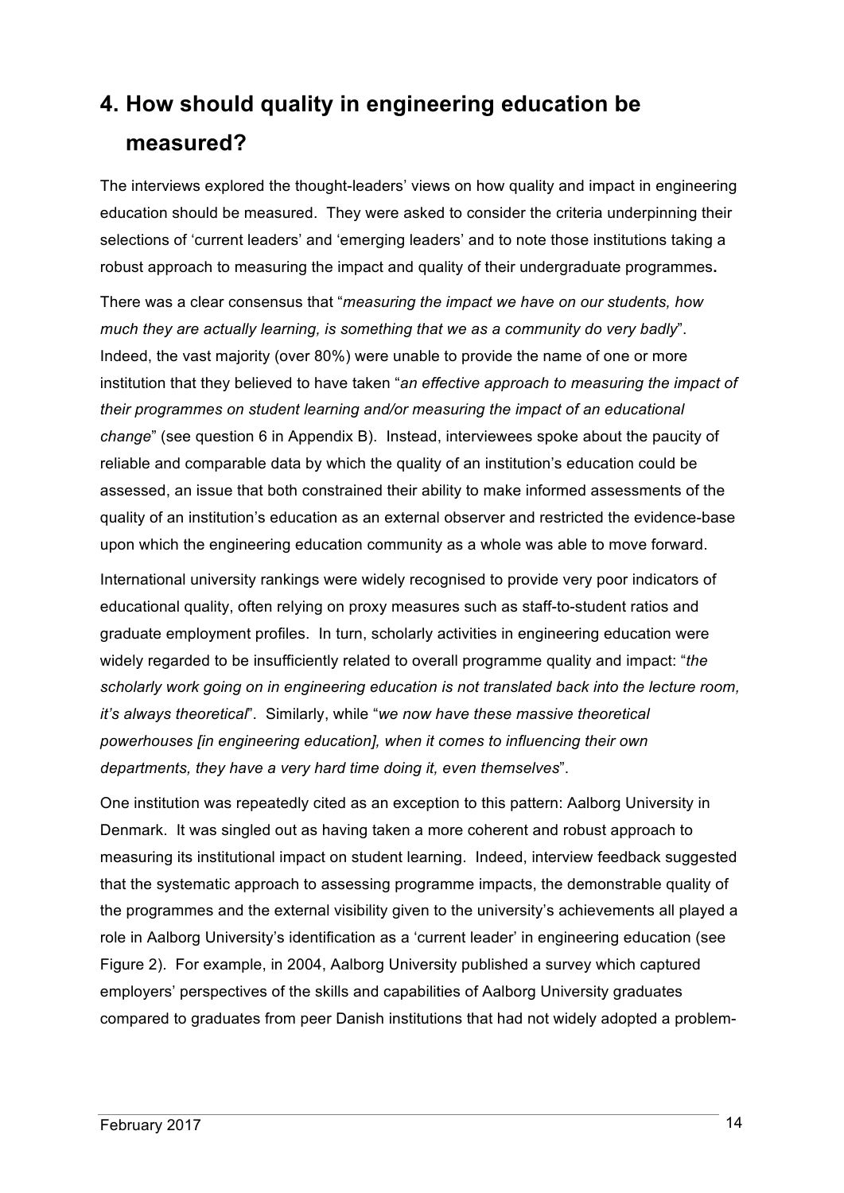## 4. How should quality in engineering education be measured?

The interviews explored the thought-leaders' views on how quality and impact in engineering education should be measured. They were asked to consider the criteria underpinning their selections of 'current leaders' and 'emerging leaders' and to note those institutions taking a robust approach to measuring the impact and quality of their undergraduate programmes.

There was a clear consensus that "*measuring the impact we have on our students, how much they are actually learning, is something that we as a community do very badly*". Indeed, the vast majority (over 80%) were unable to provide the name of one or more institution that they believed to have taken "*an effective approach to measuring the impact of their programmes on student learning and/or measuring the impact of an educational change*" (see question 6 in Appendix B). Instead, interviewees spoke about the paucity of reliable and comparable data by which the quality of an institution's education could be assessed, an issue that both constrained their ability to make informed assessments of the quality of an institution's education as an external observer and restricted the evidence-base upon which the engineering education community as a whole was able to move forward.

International university rankings were widely recognised to provide very poor indicators of educational quality, often relying on proxy measures such as staff-to-student ratios and graduate employment profiles. In turn, scholarly activities in engineering education were widely regarded to be insufficiently related to overall programme quality and impact: "*the scholarly work going on in engineering education is not translated back into the lecture room, it's always theoretical*". Similarly, while "*we now have these massive theoretical powerhouses [in engineering education], when it comes to influencing their own departments, they have a very hard time doing it, even themselves*".

One institution was repeatedly cited as an exception to this pattern: Aalborg University in Denmark. It was singled out as having taken a more coherent and robust approach to measuring its institutional impact on student learning. Indeed, interview feedback suggested that the systematic approach to assessing programme impacts, the demonstrable quality of the programmes and the external visibility given to the university's achievements all played a role in Aalborg University's identification as a 'current leader' in engineering education (see Figure 2). For example, in 2004, Aalborg University published a survey which captured employers' perspectives of the skills and capabilities of Aalborg University graduates compared to graduates from peer Danish institutions that had not widely adopted a problem-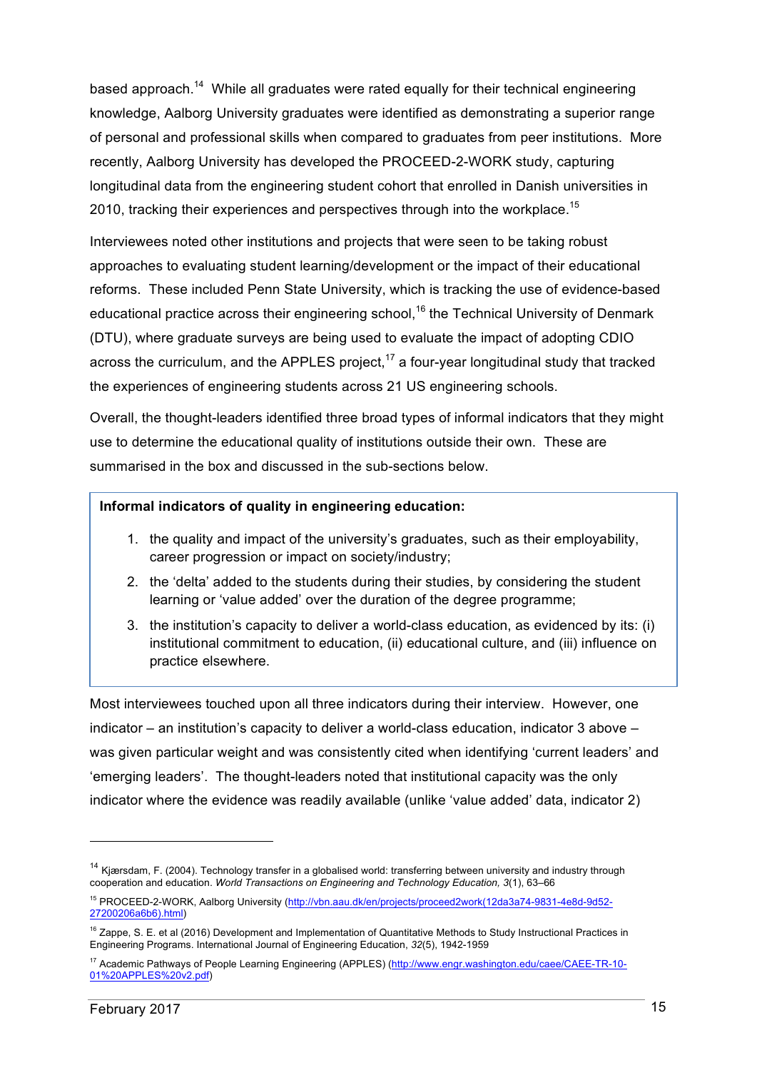based approach.[14] While all graduates were rated equally for their technical engineering knowledge, Aalborg University graduates were identified as demonstrating a superior range of personal and professional skills when compared to graduates from peer institutions. More recently, Aalborg University has developed the PROCEED-2-WORK study, capturing longitudinal data from the engineering student cohort that enrolled in Danish universities in 2010, tracking their experiences and perspectives through into the workplace.[15]

Interviewees noted other institutions and projects that were seen to be taking robust approaches to evaluating student learning/development or the impact of their educational reforms. These included Penn State University, which is tracking the use of evidence-based educational practice across their engineering school,[16] the Technical University of Denmark (DTU), where graduate surveys are being used to evaluate the impact of adopting CDIO across the curriculum, and the APPLES project,[17] a four-year longitudinal study that tracked the experiences of engineering students across 21 US engineering schools.

Overall, the thought-leaders identified three broad types of informal indicators that they might use to determine the educational quality of institutions outside their own. These are summarised in the box and discussed in the sub-sections below.

> **Informal indicators of quality in engineering education:**
>
> 1. the quality and impact of the university's graduates, such as their employability, career progression or impact on society/industry;
> 2. the 'delta' added to the students during their studies, by considering the student learning or 'value added' over the duration of the degree programme;
> 3. the institution's capacity to deliver a world-class education, as evidenced by its: (i) institutional commitment to education, (ii) educational culture, and (iii) influence on practice elsewhere.

Most interviewees touched upon all three indicators during their interview. However, one indicator – an institution's capacity to deliver a world-class education, indicator 3 above – was given particular weight and was consistently cited when identifying 'current leaders' and 'emerging leaders'. The thought-leaders noted that institutional capacity was the only indicator where the evidence was readily available (unlike 'value added' data, indicator 2)

---

[14] Kjærsdam, F. (2004). Technology transfer in a globalised world: transferring between university and industry through cooperation and education. *World Transactions on Engineering and Technology Education, 3*(1), 63–66

[15] PROCEED-2-WORK, Aalborg University (http://vbn.aau.dk/en/projects/proceed2work(12da3a74-9831-4e8d-9d52-27200206a6b6).html)

[16] Zappe, S. E. et al (2016) Development and Implementation of Quantitative Methods to Study Instructional Practices in Engineering Programs. International Journal of Engineering Education, *32*(5), 1942-1959

[17] Academic Pathways of People Learning Engineering (APPLES) (http://www.engr.washington.edu/caee/CAEE-TR-10-01%20APPLES%20v2.pdf)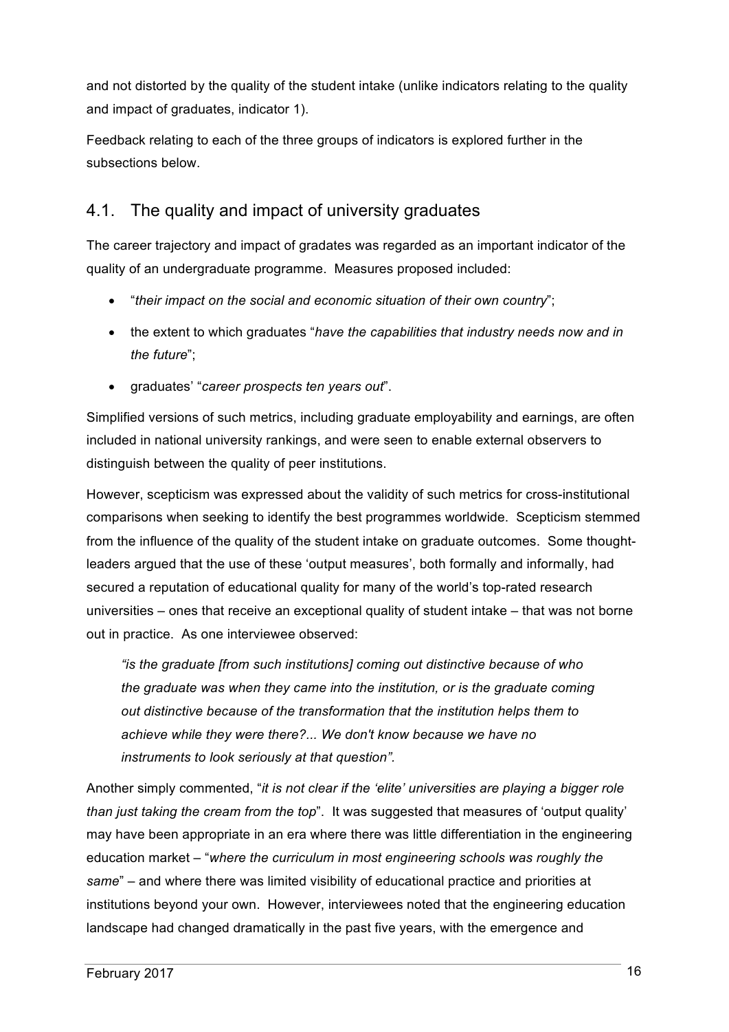and not distorted by the quality of the student intake (unlike indicators relating to the quality and impact of graduates, indicator 1).

Feedback relating to each of the three groups of indicators is explored further in the subsections below.

## 4.1. The quality and impact of university graduates

The career trajectory and impact of gradates was regarded as an important indicator of the quality of an undergraduate programme. Measures proposed included:

- "*their impact on the social and economic situation of their own country*";
- the extent to which graduates "*have the capabilities that industry needs now and in the future*";
- graduates' "*career prospects ten years out*".

Simplified versions of such metrics, including graduate employability and earnings, are often included in national university rankings, and were seen to enable external observers to distinguish between the quality of peer institutions.

However, scepticism was expressed about the validity of such metrics for cross-institutional comparisons when seeking to identify the best programmes worldwide. Scepticism stemmed from the influence of the quality of the student intake on graduate outcomes. Some thought-leaders argued that the use of these 'output measures', both formally and informally, had secured a reputation of educational quality for many of the world's top-rated research universities – ones that receive an exceptional quality of student intake – that was not borne out in practice. As one interviewee observed:

> *"is the graduate [from such institutions] coming out distinctive because of who the graduate was when they came into the institution, or is the graduate coming out distinctive because of the transformation that the institution helps them to achieve while they were there?... We don't know because we have no instruments to look seriously at that question".*

Another simply commented, "*it is not clear if the 'elite' universities are playing a bigger role than just taking the cream from the top*". It was suggested that measures of 'output quality' may have been appropriate in an era where there was little differentiation in the engineering education market – "*where the curriculum in most engineering schools was roughly the same*" – and where there was limited visibility of educational practice and priorities at institutions beyond your own. However, interviewees noted that the engineering education landscape had changed dramatically in the past five years, with the emergence and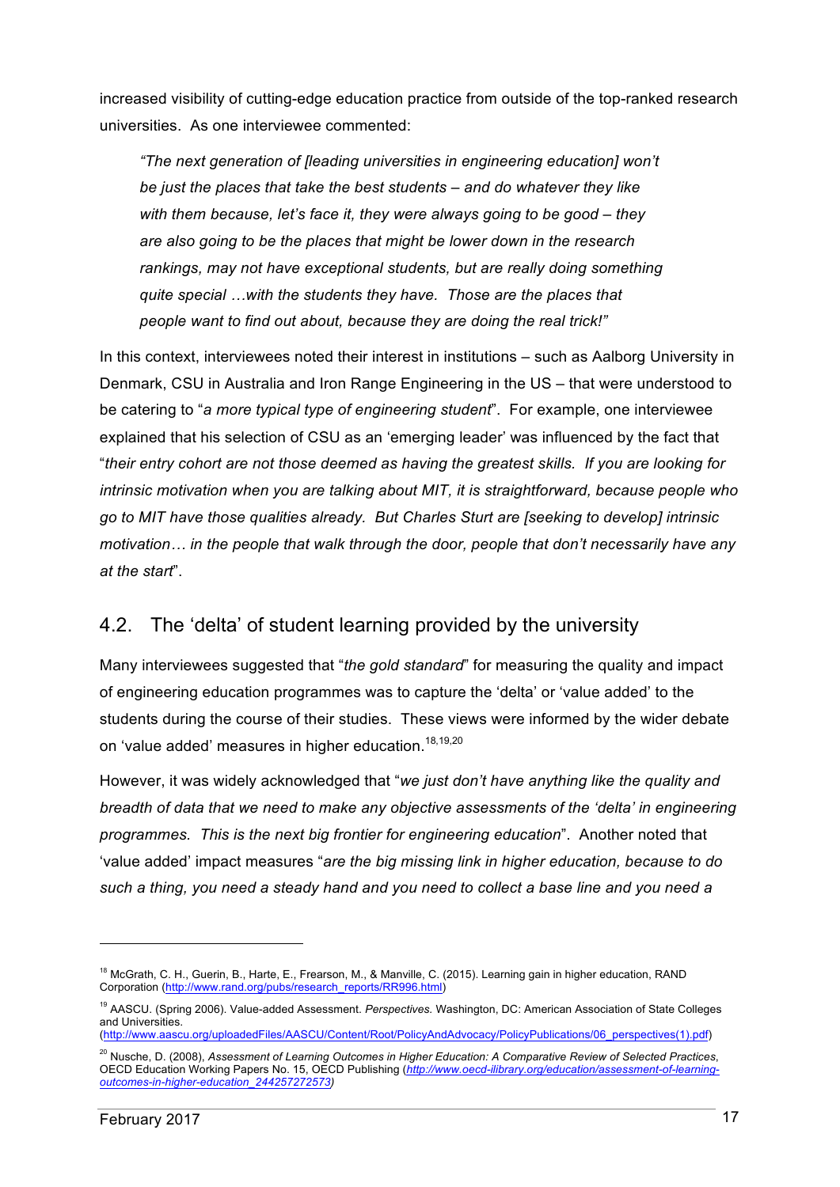increased visibility of cutting-edge education practice from outside of the top-ranked research universities. As one interviewee commented:

> *"The next generation of [leading universities in engineering education] won't be just the places that take the best students – and do whatever they like with them because, let's face it, they were always going to be good – they are also going to be the places that might be lower down in the research rankings, may not have exceptional students, but are really doing something quite special …with the students they have. Those are the places that people want to find out about, because they are doing the real trick!"*

In this context, interviewees noted their interest in institutions – such as Aalborg University in Denmark, CSU in Australia and Iron Range Engineering in the US – that were understood to be catering to "*a more typical type of engineering student*". For example, one interviewee explained that his selection of CSU as an 'emerging leader' was influenced by the fact that "*their entry cohort are not those deemed as having the greatest skills. If you are looking for intrinsic motivation when you are talking about MIT, it is straightforward, because people who go to MIT have those qualities already. But Charles Sturt are [seeking to develop] intrinsic motivation… in the people that walk through the door, people that don't necessarily have any at the start*".

## 4.2. The 'delta' of student learning provided by the university

Many interviewees suggested that "*the gold standard*" for measuring the quality and impact of engineering education programmes was to capture the 'delta' or 'value added' to the students during the course of their studies. These views were informed by the wider debate on 'value added' measures in higher education.[18,19,20]

However, it was widely acknowledged that "*we just don't have anything like the quality and breadth of data that we need to make any objective assessments of the 'delta' in engineering programmes. This is the next big frontier for engineering education*". Another noted that 'value added' impact measures "*are the big missing link in higher education, because to do such a thing, you need a steady hand and you need to collect a base line and you need a*

---

[18] McGrath, C. H., Guerin, B., Harte, E., Frearson, M., & Manville, C. (2015). Learning gain in higher education, RAND Corporation (http://www.rand.org/pubs/research_reports/RR996.html)

[19] AASCU. (Spring 2006). Value-added Assessment. *Perspectives.* Washington, DC: American Association of State Colleges and Universities. (http://www.aascu.org/uploadedFiles/AASCU/Content/Root/PolicyAndAdvocacy/PolicyPublications/06_perspectives(1).pdf)

[20] Nusche, D. (2008), *Assessment of Learning Outcomes in Higher Education: A Comparative Review of Selected Practices*, OECD Education Working Papers No. 15, OECD Publishing (*http://www.oecd-ilibrary.org/education/assessment-of-learning-outcomes-in-higher-education_244257272573)*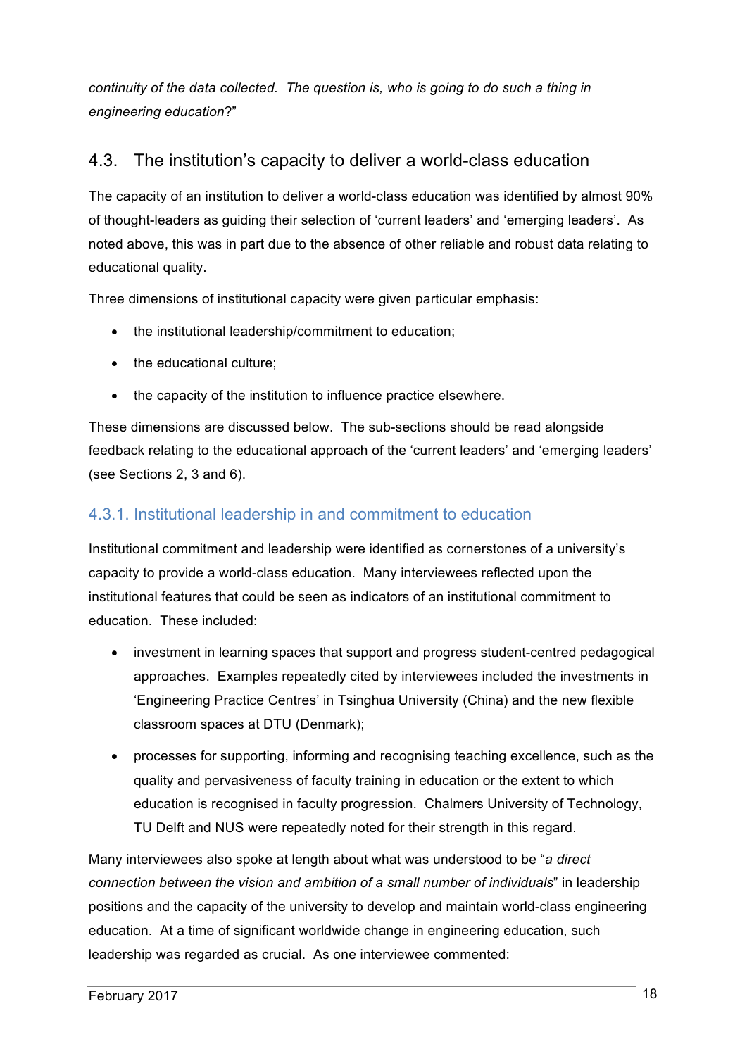*continuity of the data collected. The question is, who is going to do such a thing in engineering education*?"

## 4.3. The institution's capacity to deliver a world-class education

The capacity of an institution to deliver a world-class education was identified by almost 90% of thought-leaders as guiding their selection of 'current leaders' and 'emerging leaders'. As noted above, this was in part due to the absence of other reliable and robust data relating to educational quality.

Three dimensions of institutional capacity were given particular emphasis:

- the institutional leadership/commitment to education;
- the educational culture;
- the capacity of the institution to influence practice elsewhere.

These dimensions are discussed below. The sub-sections should be read alongside feedback relating to the educational approach of the 'current leaders' and 'emerging leaders' (see Sections 2, 3 and 6).

### 4.3.1. Institutional leadership in and commitment to education

Institutional commitment and leadership were identified as cornerstones of a university's capacity to provide a world-class education. Many interviewees reflected upon the institutional features that could be seen as indicators of an institutional commitment to education. These included:

- investment in learning spaces that support and progress student-centred pedagogical approaches. Examples repeatedly cited by interviewees included the investments in 'Engineering Practice Centres' in Tsinghua University (China) and the new flexible classroom spaces at DTU (Denmark);
- processes for supporting, informing and recognising teaching excellence, such as the quality and pervasiveness of faculty training in education or the extent to which education is recognised in faculty progression. Chalmers University of Technology, TU Delft and NUS were repeatedly noted for their strength in this regard.

Many interviewees also spoke at length about what was understood to be "*a direct connection between the vision and ambition of a small number of individuals*" in leadership positions and the capacity of the university to develop and maintain world-class engineering education. At a time of significant worldwide change in engineering education, such leadership was regarded as crucial. As one interviewee commented: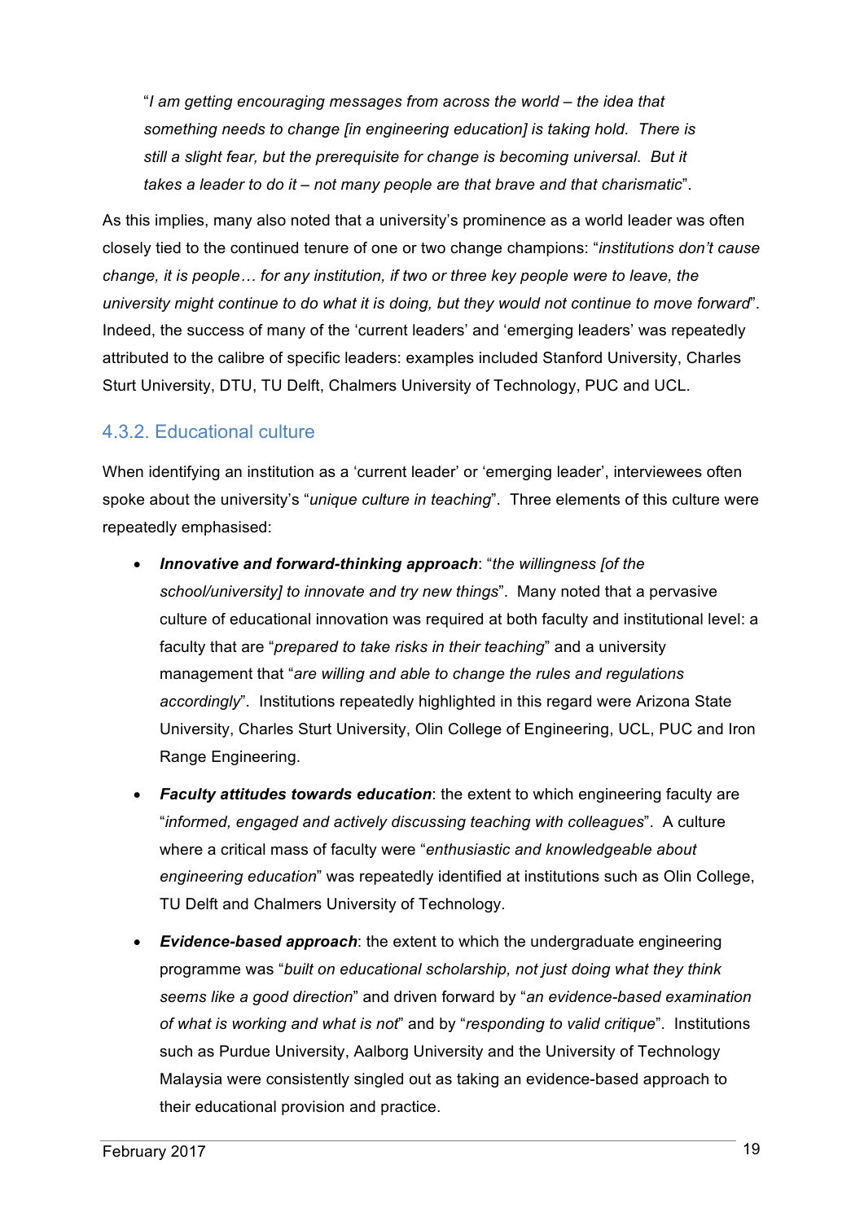"*I am getting encouraging messages from across the world – the idea that something needs to change [in engineering education] is taking hold. There is still a slight fear, but the prerequisite for change is becoming universal. But it takes a leader to do it – not many people are that brave and that charismatic*".

As this implies, many also noted that a university's prominence as a world leader was often closely tied to the continued tenure of one or two change champions: "*institutions don't cause change, it is people… for any institution, if two or three key people were to leave, the university might continue to do what it is doing, but they would not continue to move forward*". Indeed, the success of many of the 'current leaders' and 'emerging leaders' was repeatedly attributed to the calibre of specific leaders: examples included Stanford University, Charles Sturt University, DTU, TU Delft, Chalmers University of Technology, PUC and UCL.

### 4.3.2. Educational culture

When identifying an institution as a 'current leader' or 'emerging leader', interviewees often spoke about the university's "*unique culture in teaching*". Three elements of this culture were repeatedly emphasised:

- ***Innovative and forward-thinking approach***: "*the willingness [of the school/university] to innovate and try new things*". Many noted that a pervasive culture of educational innovation was required at both faculty and institutional level: a faculty that are "*prepared to take risks in their teaching*" and a university management that "*are willing and able to change the rules and regulations accordingly*". Institutions repeatedly highlighted in this regard were Arizona State University, Charles Sturt University, Olin College of Engineering, UCL, PUC and Iron Range Engineering.
- ***Faculty attitudes towards education***: the extent to which engineering faculty are "*informed, engaged and actively discussing teaching with colleagues*". A culture where a critical mass of faculty were "*enthusiastic and knowledgeable about engineering education*" was repeatedly identified at institutions such as Olin College, TU Delft and Chalmers University of Technology.
- ***Evidence-based approach***: the extent to which the undergraduate engineering programme was "*built on educational scholarship, not just doing what they think seems like a good direction*" and driven forward by "*an evidence-based examination of what is working and what is not*" and by "*responding to valid critique*". Institutions such as Purdue University, Aalborg University and the University of Technology Malaysia were consistently singled out as taking an evidence-based approach to their educational provision and practice.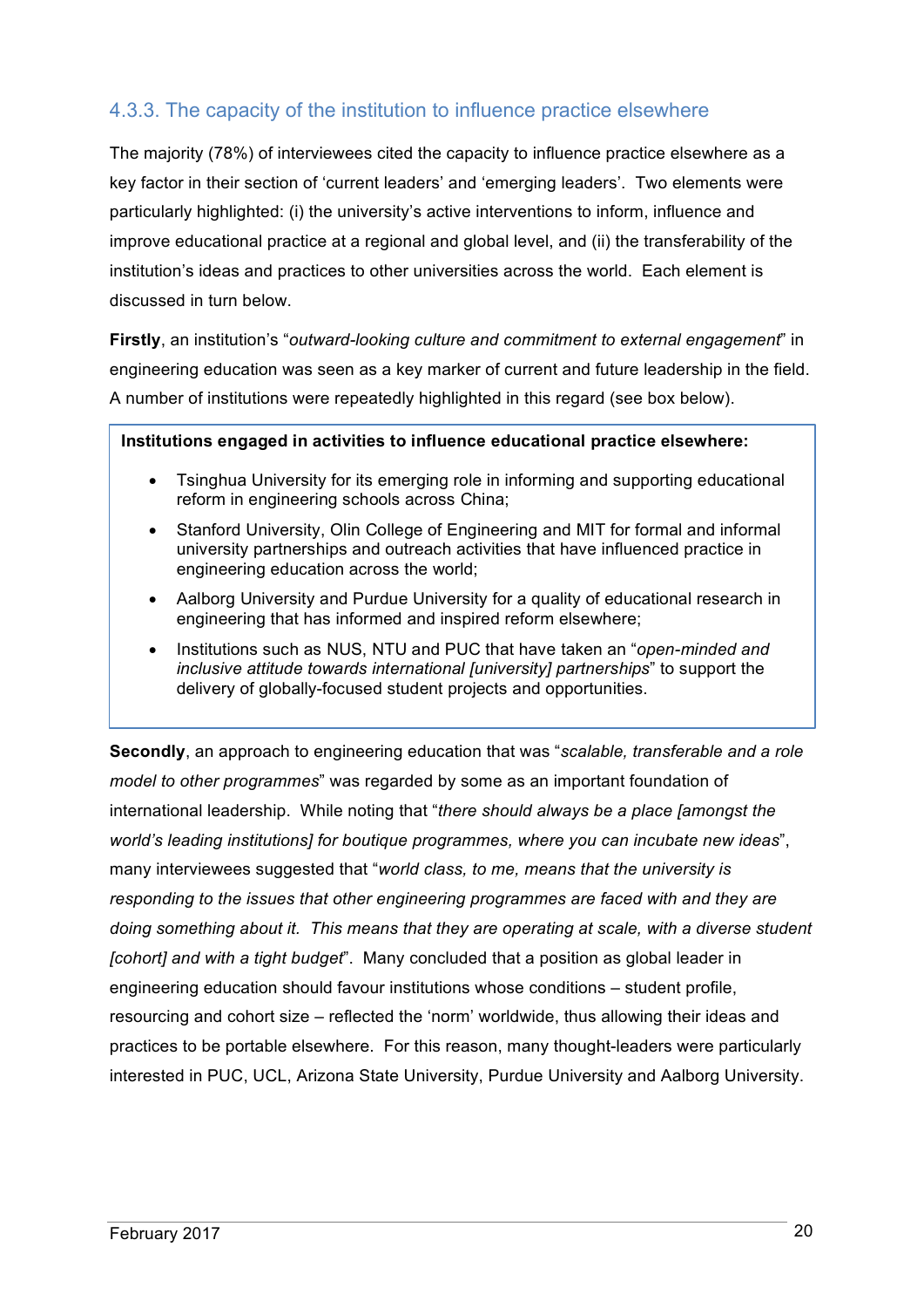### 4.3.3. The capacity of the institution to influence practice elsewhere

The majority (78%) of interviewees cited the capacity to influence practice elsewhere as a key factor in their section of 'current leaders' and 'emerging leaders'. Two elements were particularly highlighted: (i) the university's active interventions to inform, influence and improve educational practice at a regional and global level, and (ii) the transferability of the institution's ideas and practices to other universities across the world. Each element is discussed in turn below.

**Firstly**, an institution's "*outward-looking culture and commitment to external engagement*" in engineering education was seen as a key marker of current and future leadership in the field. A number of institutions were repeatedly highlighted in this regard (see box below).

> **Institutions engaged in activities to influence educational practice elsewhere:**
>
> - Tsinghua University for its emerging role in informing and supporting educational reform in engineering schools across China;
> - Stanford University, Olin College of Engineering and MIT for formal and informal university partnerships and outreach activities that have influenced practice in engineering education across the world;
> - Aalborg University and Purdue University for a quality of educational research in engineering that has informed and inspired reform elsewhere;
> - Institutions such as NUS, NTU and PUC that have taken an "*open-minded and inclusive attitude towards international [university] partnerships*" to support the delivery of globally-focused student projects and opportunities.

**Secondly**, an approach to engineering education that was "*scalable, transferable and a role model to other programmes*" was regarded by some as an important foundation of international leadership. While noting that "*there should always be a place [amongst the world's leading institutions] for boutique programmes, where you can incubate new ideas*", many interviewees suggested that "*world class, to me, means that the university is responding to the issues that other engineering programmes are faced with and they are doing something about it. This means that they are operating at scale, with a diverse student [cohort] and with a tight budget*". Many concluded that a position as global leader in engineering education should favour institutions whose conditions – student profile, resourcing and cohort size – reflected the 'norm' worldwide, thus allowing their ideas and practices to be portable elsewhere. For this reason, many thought-leaders were particularly interested in PUC, UCL, Arizona State University, Purdue University and Aalborg University.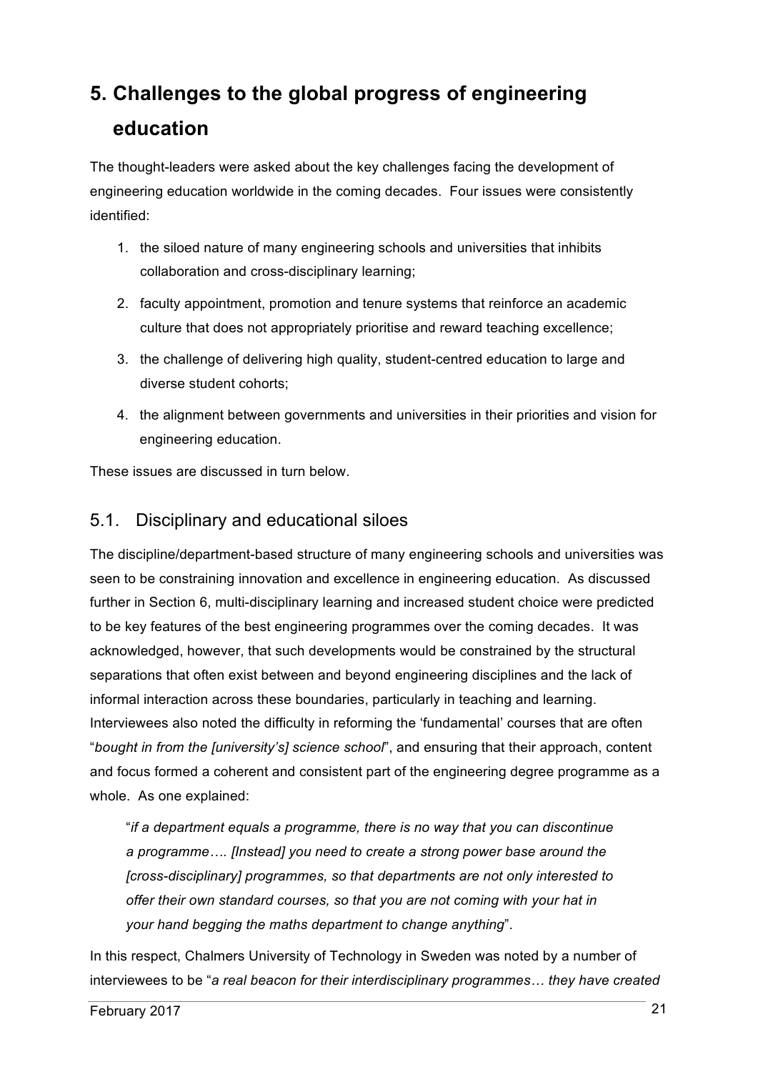# 5. Challenges to the global progress of engineering education

The thought-leaders were asked about the key challenges facing the development of engineering education worldwide in the coming decades. Four issues were consistently identified:

1. the siloed nature of many engineering schools and universities that inhibits collaboration and cross-disciplinary learning;
2. faculty appointment, promotion and tenure systems that reinforce an academic culture that does not appropriately prioritise and reward teaching excellence;
3. the challenge of delivering high quality, student-centred education to large and diverse student cohorts;
4. the alignment between governments and universities in their priorities and vision for engineering education.

These issues are discussed in turn below.

## 5.1. Disciplinary and educational siloes

The discipline/department-based structure of many engineering schools and universities was seen to be constraining innovation and excellence in engineering education. As discussed further in Section 6, multi-disciplinary learning and increased student choice were predicted to be key features of the best engineering programmes over the coming decades. It was acknowledged, however, that such developments would be constrained by the structural separations that often exist between and beyond engineering disciplines and the lack of informal interaction across these boundaries, particularly in teaching and learning. Interviewees also noted the difficulty in reforming the 'fundamental' courses that are often "*bought in from the [university's] science school*", and ensuring that their approach, content and focus formed a coherent and consistent part of the engineering degree programme as a whole. As one explained:

> "*if a department equals a programme, there is no way that you can discontinue a programme…. [Instead] you need to create a strong power base around the [cross-disciplinary] programmes, so that departments are not only interested to offer their own standard courses, so that you are not coming with your hat in your hand begging the maths department to change anything*".

In this respect, Chalmers University of Technology in Sweden was noted by a number of interviewees to be "*a real beacon for their interdisciplinary programmes… they have created*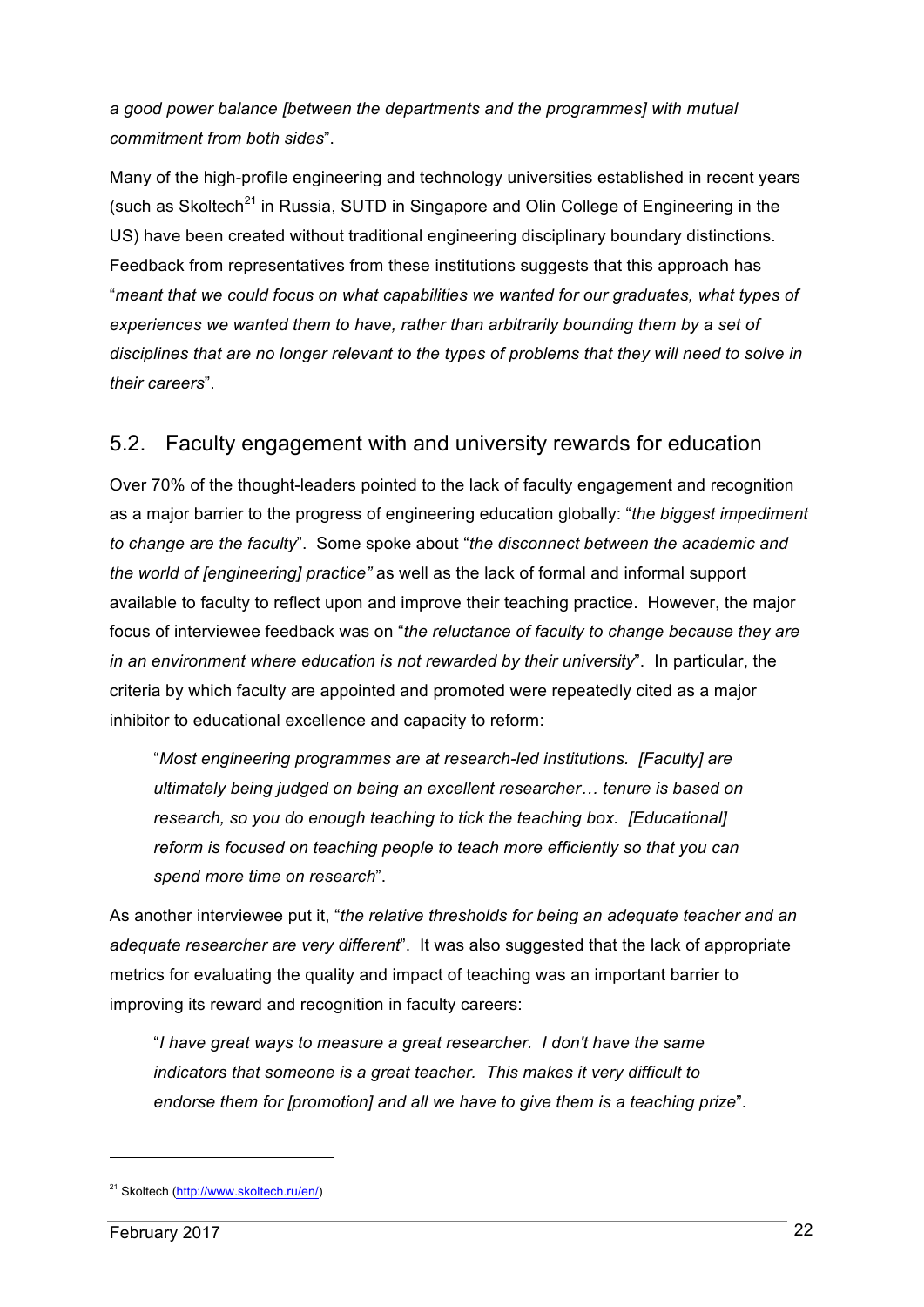*a good power balance [between the departments and the programmes] with mutual commitment from both sides*".

Many of the high-profile engineering and technology universities established in recent years (such as Skoltech[21] in Russia, SUTD in Singapore and Olin College of Engineering in the US) have been created without traditional engineering disciplinary boundary distinctions. Feedback from representatives from these institutions suggests that this approach has "*meant that we could focus on what capabilities we wanted for our graduates, what types of experiences we wanted them to have, rather than arbitrarily bounding them by a set of disciplines that are no longer relevant to the types of problems that they will need to solve in their careers*".

## 5.2. Faculty engagement with and university rewards for education

Over 70% of the thought-leaders pointed to the lack of faculty engagement and recognition as a major barrier to the progress of engineering education globally: "*the biggest impediment to change are the faculty*". Some spoke about "*the disconnect between the academic and the world of [engineering] practice"* as well as the lack of formal and informal support available to faculty to reflect upon and improve their teaching practice. However, the major focus of interviewee feedback was on "*the reluctance of faculty to change because they are in an environment where education is not rewarded by their university*". In particular, the criteria by which faculty are appointed and promoted were repeatedly cited as a major inhibitor to educational excellence and capacity to reform:

> "*Most engineering programmes are at research-led institutions. [Faculty] are ultimately being judged on being an excellent researcher… tenure is based on research, so you do enough teaching to tick the teaching box. [Educational] reform is focused on teaching people to teach more efficiently so that you can spend more time on research*".

As another interviewee put it, "*the relative thresholds for being an adequate teacher and an adequate researcher are very different*". It was also suggested that the lack of appropriate metrics for evaluating the quality and impact of teaching was an important barrier to improving its reward and recognition in faculty careers:

> "*I have great ways to measure a great researcher. I don't have the same indicators that someone is a great teacher. This makes it very difficult to endorse them for [promotion] and all we have to give them is a teaching prize*".

---

[21] Skoltech (http://www.skoltech.ru/en/)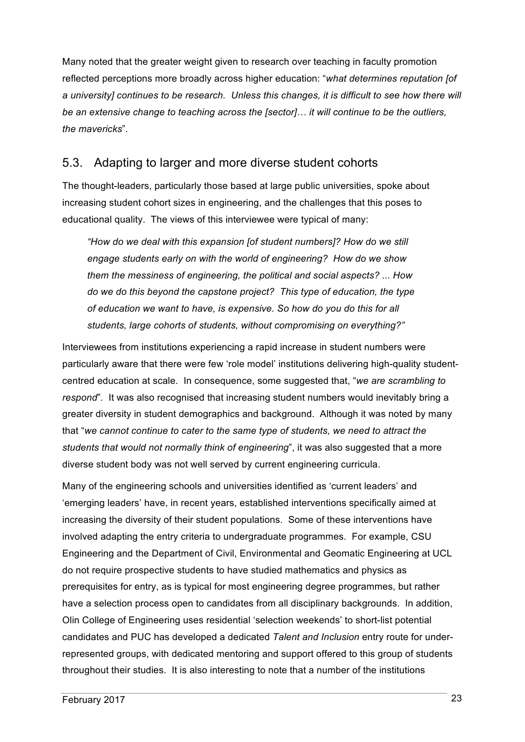Many noted that the greater weight given to research over teaching in faculty promotion reflected perceptions more broadly across higher education: "*what determines reputation [of a university] continues to be research. Unless this changes, it is difficult to see how there will be an extensive change to teaching across the [sector]… it will continue to be the outliers, the mavericks*".

## 5.3. Adapting to larger and more diverse student cohorts

The thought-leaders, particularly those based at large public universities, spoke about increasing student cohort sizes in engineering, and the challenges that this poses to educational quality. The views of this interviewee were typical of many:

> *"How do we deal with this expansion [of student numbers]? How do we still engage students early on with the world of engineering? How do we show them the messiness of engineering, the political and social aspects? ... How do we do this beyond the capstone project? This type of education, the type of education we want to have, is expensive. So how do you do this for all students, large cohorts of students, without compromising on everything?"*

Interviewees from institutions experiencing a rapid increase in student numbers were particularly aware that there were few 'role model' institutions delivering high-quality student-centred education at scale. In consequence, some suggested that, "*we are scrambling to respond*". It was also recognised that increasing student numbers would inevitably bring a greater diversity in student demographics and background. Although it was noted by many that "*we cannot continue to cater to the same type of students, we need to attract the students that would not normally think of engineering*", it was also suggested that a more diverse student body was not well served by current engineering curricula.

Many of the engineering schools and universities identified as 'current leaders' and 'emerging leaders' have, in recent years, established interventions specifically aimed at increasing the diversity of their student populations. Some of these interventions have involved adapting the entry criteria to undergraduate programmes. For example, CSU Engineering and the Department of Civil, Environmental and Geomatic Engineering at UCL do not require prospective students to have studied mathematics and physics as prerequisites for entry, as is typical for most engineering degree programmes, but rather have a selection process open to candidates from all disciplinary backgrounds. In addition, Olin College of Engineering uses residential 'selection weekends' to short-list potential candidates and PUC has developed a dedicated *Talent and Inclusion* entry route for under-represented groups, with dedicated mentoring and support offered to this group of students throughout their studies. It is also interesting to note that a number of the institutions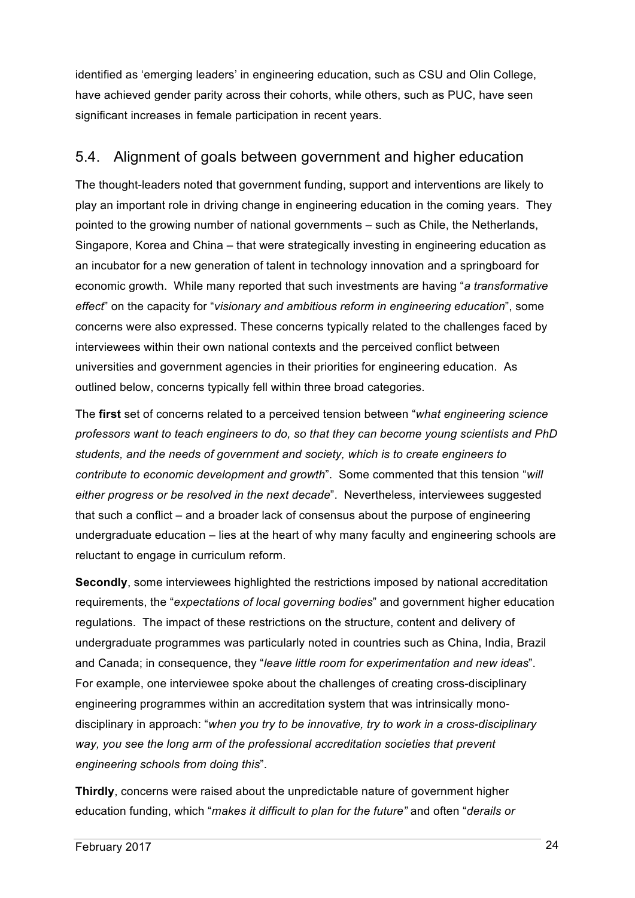identified as 'emerging leaders' in engineering education, such as CSU and Olin College, have achieved gender parity across their cohorts, while others, such as PUC, have seen significant increases in female participation in recent years.

## 5.4. Alignment of goals between government and higher education

The thought-leaders noted that government funding, support and interventions are likely to play an important role in driving change in engineering education in the coming years. They pointed to the growing number of national governments – such as Chile, the Netherlands, Singapore, Korea and China – that were strategically investing in engineering education as an incubator for a new generation of talent in technology innovation and a springboard for economic growth. While many reported that such investments are having "*a transformative effect*" on the capacity for "*visionary and ambitious reform in engineering education*", some concerns were also expressed. These concerns typically related to the challenges faced by interviewees within their own national contexts and the perceived conflict between universities and government agencies in their priorities for engineering education. As outlined below, concerns typically fell within three broad categories.

The **first** set of concerns related to a perceived tension between "*what engineering science professors want to teach engineers to do, so that they can become young scientists and PhD students, and the needs of government and society, which is to create engineers to contribute to economic development and growth*". Some commented that this tension "*will either progress or be resolved in the next decade*". Nevertheless, interviewees suggested that such a conflict – and a broader lack of consensus about the purpose of engineering undergraduate education – lies at the heart of why many faculty and engineering schools are reluctant to engage in curriculum reform.

**Secondly**, some interviewees highlighted the restrictions imposed by national accreditation requirements, the "*expectations of local governing bodies*" and government higher education regulations. The impact of these restrictions on the structure, content and delivery of undergraduate programmes was particularly noted in countries such as China, India, Brazil and Canada; in consequence, they "*leave little room for experimentation and new ideas*". For example, one interviewee spoke about the challenges of creating cross-disciplinary engineering programmes within an accreditation system that was intrinsically mono-disciplinary in approach: "*when you try to be innovative, try to work in a cross-disciplinary way, you see the long arm of the professional accreditation societies that prevent engineering schools from doing this*".

**Thirdly**, concerns were raised about the unpredictable nature of government higher education funding, which "*makes it difficult to plan for the future"* and often "*derails or*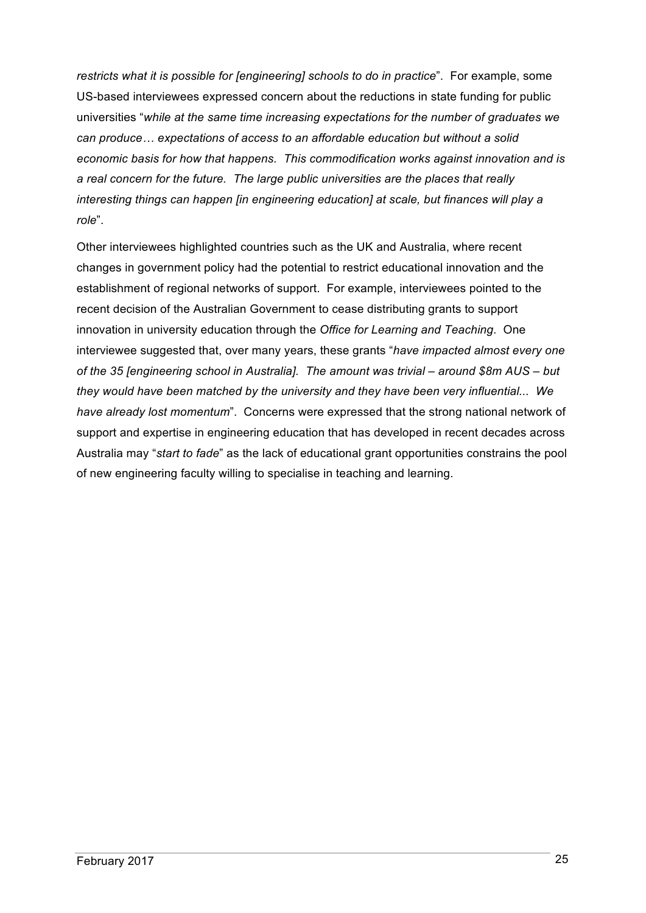*restricts what it is possible for [engineering] schools to do in practice*". For example, some US-based interviewees expressed concern about the reductions in state funding for public universities "*while at the same time increasing expectations for the number of graduates we can produce… expectations of access to an affordable education but without a solid economic basis for how that happens. This commodification works against innovation and is a real concern for the future. The large public universities are the places that really interesting things can happen [in engineering education] at scale, but finances will play a role*".

Other interviewees highlighted countries such as the UK and Australia, where recent changes in government policy had the potential to restrict educational innovation and the establishment of regional networks of support. For example, interviewees pointed to the recent decision of the Australian Government to cease distributing grants to support innovation in university education through the *Office for Learning and Teaching*. One interviewee suggested that, over many years, these grants "*have impacted almost every one of the 35 [engineering school in Australia]. The amount was trivial – around $8m AUS – but they would have been matched by the university and they have been very influential... We have already lost momentum*". Concerns were expressed that the strong national network of support and expertise in engineering education that has developed in recent decades across Australia may "*start to fade*" as the lack of educational grant opportunities constrains the pool of new engineering faculty willing to specialise in teaching and learning.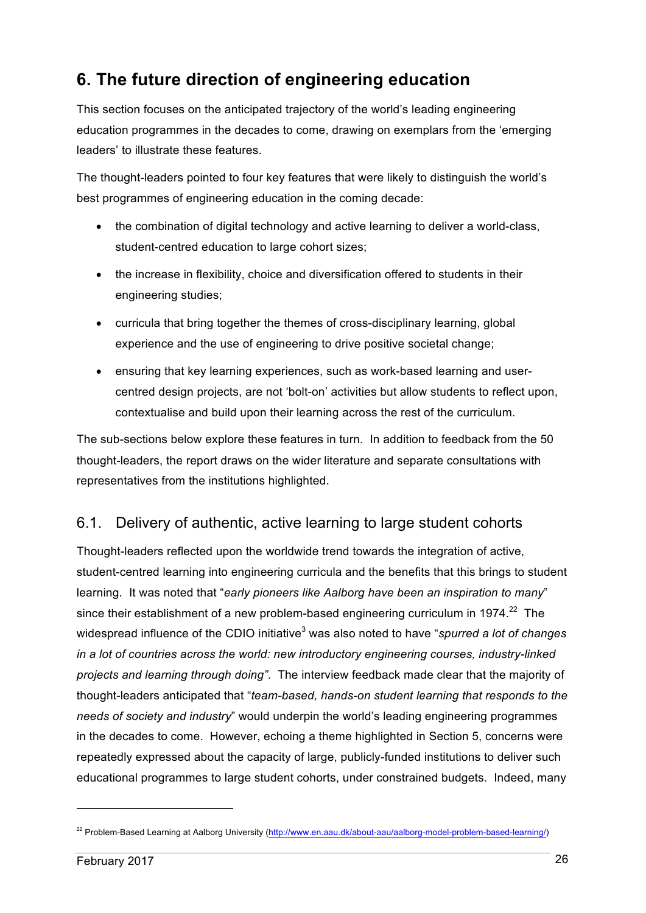# 6. The future direction of engineering education

This section focuses on the anticipated trajectory of the world's leading engineering education programmes in the decades to come, drawing on exemplars from the 'emerging leaders' to illustrate these features.

The thought-leaders pointed to four key features that were likely to distinguish the world's best programmes of engineering education in the coming decade:

- the combination of digital technology and active learning to deliver a world-class, student-centred education to large cohort sizes;
- the increase in flexibility, choice and diversification offered to students in their engineering studies;
- curricula that bring together the themes of cross-disciplinary learning, global experience and the use of engineering to drive positive societal change;
- ensuring that key learning experiences, such as work-based learning and user-centred design projects, are not 'bolt-on' activities but allow students to reflect upon, contextualise and build upon their learning across the rest of the curriculum.

The sub-sections below explore these features in turn. In addition to feedback from the 50 thought-leaders, the report draws on the wider literature and separate consultations with representatives from the institutions highlighted.

## 6.1. Delivery of authentic, active learning to large student cohorts

Thought-leaders reflected upon the worldwide trend towards the integration of active, student-centred learning into engineering curricula and the benefits that this brings to student learning. It was noted that "*early pioneers like Aalborg have been an inspiration to many*" since their establishment of a new problem-based engineering curriculum in 1974.[22] The widespread influence of the CDIO initiative[3] was also noted to have "*spurred a lot of changes in a lot of countries across the world: new introductory engineering courses, industry-linked projects and learning through doing"*. The interview feedback made clear that the majority of thought-leaders anticipated that "*team-based, hands-on student learning that responds to the needs of society and industry*" would underpin the world's leading engineering programmes in the decades to come. However, echoing a theme highlighted in Section 5, concerns were repeatedly expressed about the capacity of large, publicly-funded institutions to deliver such educational programmes to large student cohorts, under constrained budgets. Indeed, many

[22] Problem-Based Learning at Aalborg University (http://www.en.aau.dk/about-aau/aalborg-model-problem-based-learning/)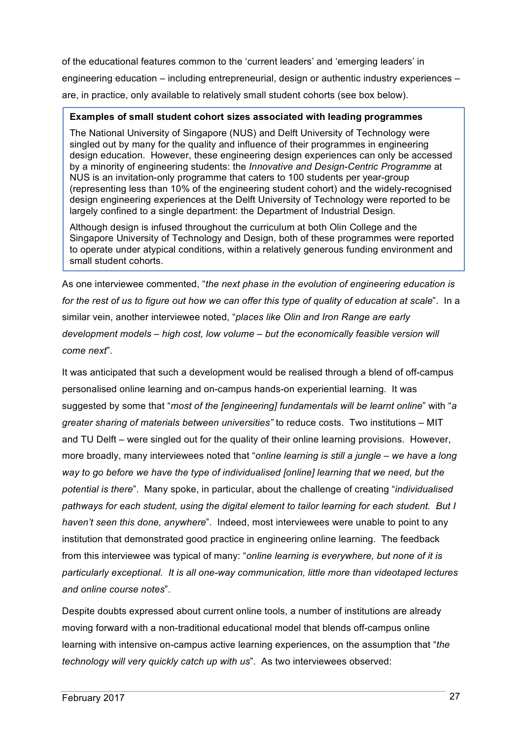of the educational features common to the 'current leaders' and 'emerging leaders' in engineering education – including entrepreneurial, design or authentic industry experiences – are, in practice, only available to relatively small student cohorts (see box below).

> **Examples of small student cohort sizes associated with leading programmes**
>
> The National University of Singapore (NUS) and Delft University of Technology were singled out by many for the quality and influence of their programmes in engineering design education. However, these engineering design experiences can only be accessed by a minority of engineering students: the *Innovative and Design-Centric Programme* at NUS is an invitation-only programme that caters to 100 students per year-group (representing less than 10% of the engineering student cohort) and the widely-recognised design engineering experiences at the Delft University of Technology were reported to be largely confined to a single department: the Department of Industrial Design.
>
> Although design is infused throughout the curriculum at both Olin College and the Singapore University of Technology and Design, both of these programmes were reported to operate under atypical conditions, within a relatively generous funding environment and small student cohorts.

As one interviewee commented, "*the next phase in the evolution of engineering education is for the rest of us to figure out how we can offer this type of quality of education at scale*". In a similar vein, another interviewee noted, "*places like Olin and Iron Range are early development models – high cost, low volume – but the economically feasible version will come next*".

It was anticipated that such a development would be realised through a blend of off-campus personalised online learning and on-campus hands-on experiential learning. It was suggested by some that "*most of the [engineering] fundamentals will be learnt online*" with "*a greater sharing of materials between universities"* to reduce costs. Two institutions – MIT and TU Delft – were singled out for the quality of their online learning provisions. However, more broadly, many interviewees noted that "*online learning is still a jungle – we have a long way to go before we have the type of individualised [online] learning that we need, but the potential is there*". Many spoke, in particular, about the challenge of creating "*individualised pathways for each student, using the digital element to tailor learning for each student. But I haven't seen this done, anywhere*". Indeed, most interviewees were unable to point to any institution that demonstrated good practice in engineering online learning. The feedback from this interviewee was typical of many: "*online learning is everywhere, but none of it is particularly exceptional. It is all one-way communication, little more than videotaped lectures and online course notes*".

Despite doubts expressed about current online tools, a number of institutions are already moving forward with a non-traditional educational model that blends off-campus online learning with intensive on-campus active learning experiences, on the assumption that "*the technology will very quickly catch up with us*". As two interviewees observed: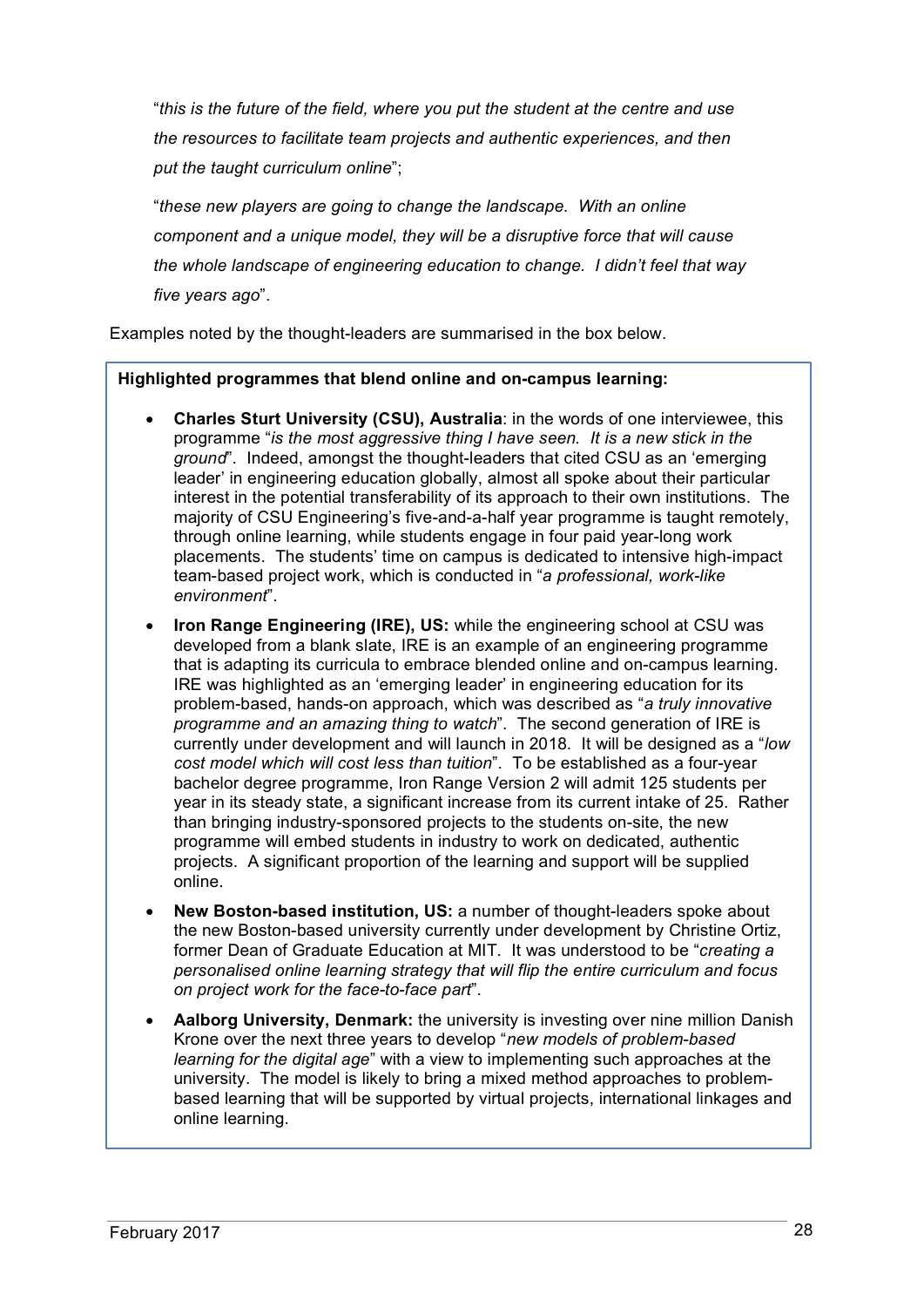"*this is the future of the field, where you put the student at the centre and use the resources to facilitate team projects and authentic experiences, and then put the taught curriculum online*";

"*these new players are going to change the landscape. With an online component and a unique model, they will be a disruptive force that will cause the whole landscape of engineering education to change. I didn't feel that way five years ago*".

Examples noted by the thought-leaders are summarised in the box below.

**Highlighted programmes that blend online and on-campus learning:**

- **Charles Sturt University (CSU), Australia**: in the words of one interviewee, this programme "*is the most aggressive thing I have seen. It is a new stick in the ground*". Indeed, amongst the thought-leaders that cited CSU as an 'emerging leader' in engineering education globally, almost all spoke about their particular interest in the potential transferability of its approach to their own institutions. The majority of CSU Engineering's five-and-a-half year programme is taught remotely, through online learning, while students engage in four paid year-long work placements. The students' time on campus is dedicated to intensive high-impact team-based project work, which is conducted in "*a professional, work-like environment*".
- **Iron Range Engineering (IRE), US:** while the engineering school at CSU was developed from a blank slate, IRE is an example of an engineering programme that is adapting its curricula to embrace blended online and on-campus learning. IRE was highlighted as an 'emerging leader' in engineering education for its problem-based, hands-on approach, which was described as "*a truly innovative programme and an amazing thing to watch*". The second generation of IRE is currently under development and will launch in 2018. It will be designed as a "*low cost model which will cost less than tuition*". To be established as a four-year bachelor degree programme, Iron Range Version 2 will admit 125 students per year in its steady state, a significant increase from its current intake of 25. Rather than bringing industry-sponsored projects to the students on-site, the new programme will embed students in industry to work on dedicated, authentic projects. A significant proportion of the learning and support will be supplied online.
- **New Boston-based institution, US:** a number of thought-leaders spoke about the new Boston-based university currently under development by Christine Ortiz, former Dean of Graduate Education at MIT. It was understood to be "*creating a personalised online learning strategy that will flip the entire curriculum and focus on project work for the face-to-face part*".
- **Aalborg University, Denmark:** the university is investing over nine million Danish Krone over the next three years to develop "*new models of problem-based learning for the digital age*" with a view to implementing such approaches at the university. The model is likely to bring a mixed method approaches to problem-based learning that will be supported by virtual projects, international linkages and online learning.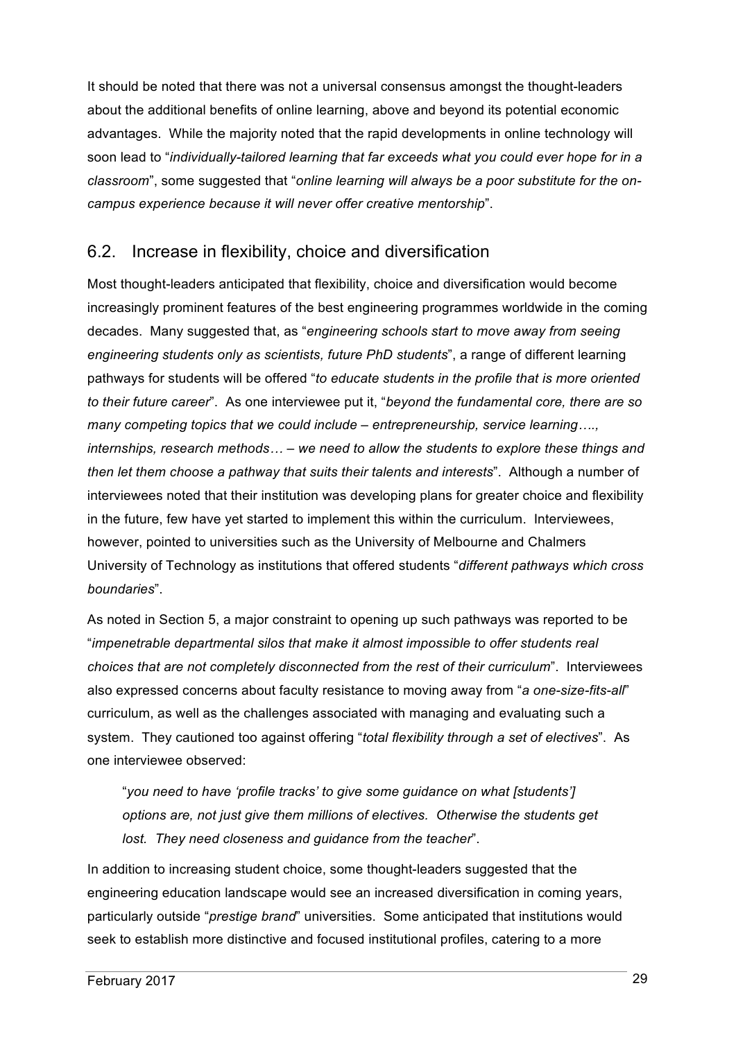It should be noted that there was not a universal consensus amongst the thought-leaders about the additional benefits of online learning, above and beyond its potential economic advantages. While the majority noted that the rapid developments in online technology will soon lead to "*individually-tailored learning that far exceeds what you could ever hope for in a classroom*", some suggested that "*online learning will always be a poor substitute for the on-campus experience because it will never offer creative mentorship*".

## 6.2. Increase in flexibility, choice and diversification

Most thought-leaders anticipated that flexibility, choice and diversification would become increasingly prominent features of the best engineering programmes worldwide in the coming decades. Many suggested that, as "*engineering schools start to move away from seeing engineering students only as scientists, future PhD students*", a range of different learning pathways for students will be offered "*to educate students in the profile that is more oriented to their future career*". As one interviewee put it, "*beyond the fundamental core, there are so many competing topics that we could include – entrepreneurship, service learning…., internships, research methods… – we need to allow the students to explore these things and then let them choose a pathway that suits their talents and interests*". Although a number of interviewees noted that their institution was developing plans for greater choice and flexibility in the future, few have yet started to implement this within the curriculum. Interviewees, however, pointed to universities such as the University of Melbourne and Chalmers University of Technology as institutions that offered students "*different pathways which cross boundaries*".

As noted in Section 5, a major constraint to opening up such pathways was reported to be "*impenetrable departmental silos that make it almost impossible to offer students real choices that are not completely disconnected from the rest of their curriculum*". Interviewees also expressed concerns about faculty resistance to moving away from "*a one-size-fits-all*" curriculum, as well as the challenges associated with managing and evaluating such a system. They cautioned too against offering "*total flexibility through a set of electives*". As one interviewee observed:

> "*you need to have 'profile tracks' to give some guidance on what [students'] options are, not just give them millions of electives. Otherwise the students get lost. They need closeness and guidance from the teacher*".

In addition to increasing student choice, some thought-leaders suggested that the engineering education landscape would see an increased diversification in coming years, particularly outside "*prestige brand*" universities. Some anticipated that institutions would seek to establish more distinctive and focused institutional profiles, catering to a more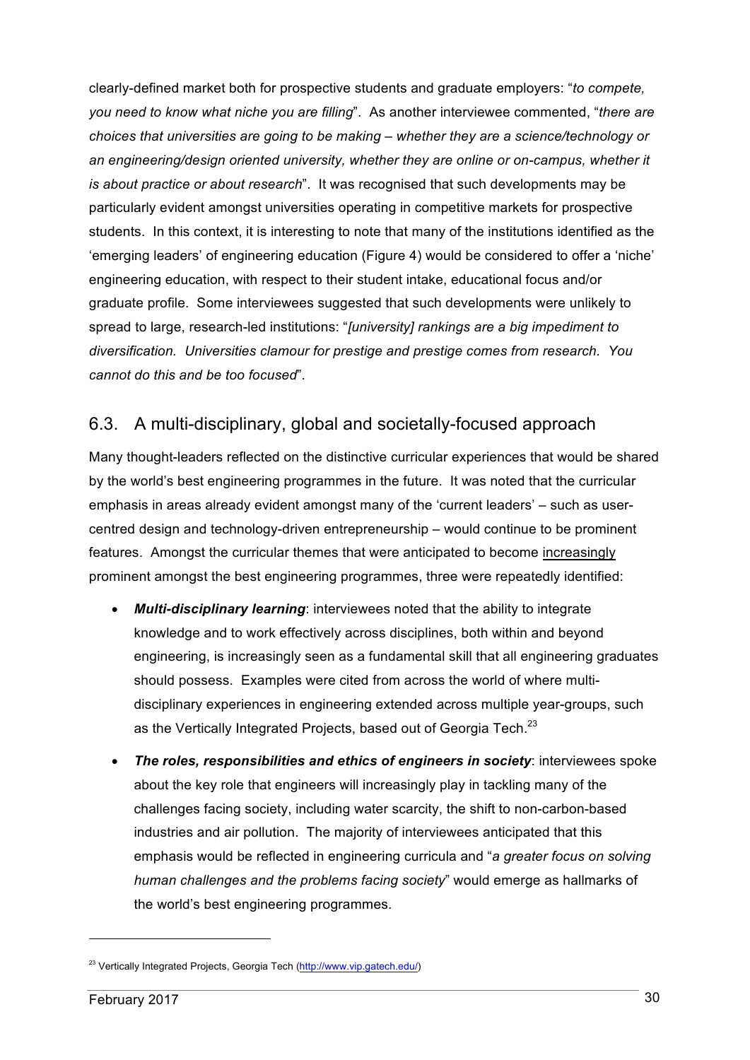clearly-defined market both for prospective students and graduate employers: "*to compete, you need to know what niche you are filling*". As another interviewee commented, "*there are choices that universities are going to be making – whether they are a science/technology or an engineering/design oriented university, whether they are online or on-campus, whether it is about practice or about research*". It was recognised that such developments may be particularly evident amongst universities operating in competitive markets for prospective students. In this context, it is interesting to note that many of the institutions identified as the 'emerging leaders' of engineering education (Figure 4) would be considered to offer a 'niche' engineering education, with respect to their student intake, educational focus and/or graduate profile. Some interviewees suggested that such developments were unlikely to spread to large, research-led institutions: "*[university] rankings are a big impediment to diversification. Universities clamour for prestige and prestige comes from research. You cannot do this and be too focused*".

## 6.3. A multi-disciplinary, global and societally-focused approach

Many thought-leaders reflected on the distinctive curricular experiences that would be shared by the world's best engineering programmes in the future. It was noted that the curricular emphasis in areas already evident amongst many of the 'current leaders' – such as user-centred design and technology-driven entrepreneurship – would continue to be prominent features. Amongst the curricular themes that were anticipated to become <u>increasingly</u> prominent amongst the best engineering programmes, three were repeatedly identified:

- ***Multi-disciplinary learning***: interviewees noted that the ability to integrate knowledge and to work effectively across disciplines, both within and beyond engineering, is increasingly seen as a fundamental skill that all engineering graduates should possess. Examples were cited from across the world of where multi-disciplinary experiences in engineering extended across multiple year-groups, such as the Vertically Integrated Projects, based out of Georgia Tech.[23]
- ***The roles, responsibilities and ethics of engineers in society***: interviewees spoke about the key role that engineers will increasingly play in tackling many of the challenges facing society, including water scarcity, the shift to non-carbon-based industries and air pollution. The majority of interviewees anticipated that this emphasis would be reflected in engineering curricula and "*a greater focus on solving human challenges and the problems facing society*" would emerge as hallmarks of the world's best engineering programmes.

[23] Vertically Integrated Projects, Georgia Tech (http://www.vip.gatech.edu/)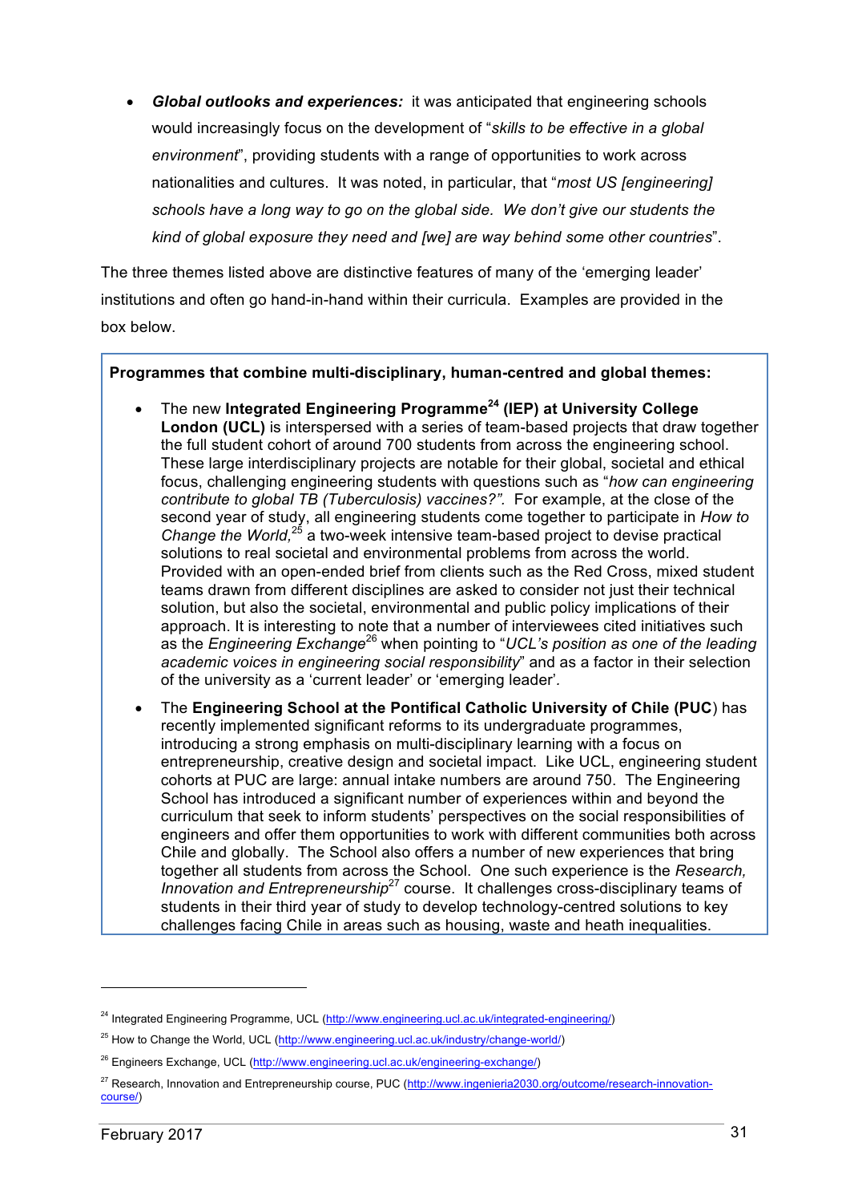- ***Global outlooks and experiences:*** it was anticipated that engineering schools would increasingly focus on the development of "*skills to be effective in a global environment*", providing students with a range of opportunities to work across nationalities and cultures. It was noted, in particular, that "*most US [engineering] schools have a long way to go on the global side. We don't give our students the kind of global exposure they need and [we] are way behind some other countries*".

The three themes listed above are distinctive features of many of the 'emerging leader' institutions and often go hand-in-hand within their curricula. Examples are provided in the box below.

**Programmes that combine multi-disciplinary, human-centred and global themes:**

- The new **Integrated Engineering Programme[24] (IEP) at University College London (UCL)** is interspersed with a series of team-based projects that draw together the full student cohort of around 700 students from across the engineering school. These large interdisciplinary projects are notable for their global, societal and ethical focus, challenging engineering students with questions such as "*how can engineering contribute to global TB (Tuberculosis) vaccines?".* For example, at the close of the second year of study, all engineering students come together to participate in *How to Change the World,*[25] a two-week intensive team-based project to devise practical solutions to real societal and environmental problems from across the world. Provided with an open-ended brief from clients such as the Red Cross, mixed student teams drawn from different disciplines are asked to consider not just their technical solution, but also the societal, environmental and public policy implications of their approach. It is interesting to note that a number of interviewees cited initiatives such as the *Engineering Exchange*[26] when pointing to "*UCL's position as one of the leading academic voices in engineering social responsibility*" and as a factor in their selection of the university as a 'current leader' or 'emerging leader'.
- The **Engineering School at the Pontifical Catholic University of Chile (PUC**) has recently implemented significant reforms to its undergraduate programmes, introducing a strong emphasis on multi-disciplinary learning with a focus on entrepreneurship, creative design and societal impact. Like UCL, engineering student cohorts at PUC are large: annual intake numbers are around 750. The Engineering School has introduced a significant number of experiences within and beyond the curriculum that seek to inform students' perspectives on the social responsibilities of engineers and offer them opportunities to work with different communities both across Chile and globally. The School also offers a number of new experiences that bring together all students from across the School. One such experience is the *Research, Innovation and Entrepreneurship*[27] course. It challenges cross-disciplinary teams of students in their third year of study to develop technology-centred solutions to key challenges facing Chile in areas such as housing, waste and heath inequalities.

---

[24] Integrated Engineering Programme, UCL (http://www.engineering.ucl.ac.uk/integrated-engineering/)

[25] How to Change the World, UCL (http://www.engineering.ucl.ac.uk/industry/change-world/)

[26] Engineers Exchange, UCL (http://www.engineering.ucl.ac.uk/engineering-exchange/)

[27] Research, Innovation and Entrepreneurship course, PUC (http://www.ingenieria2030.org/outcome/research-innovation-course/)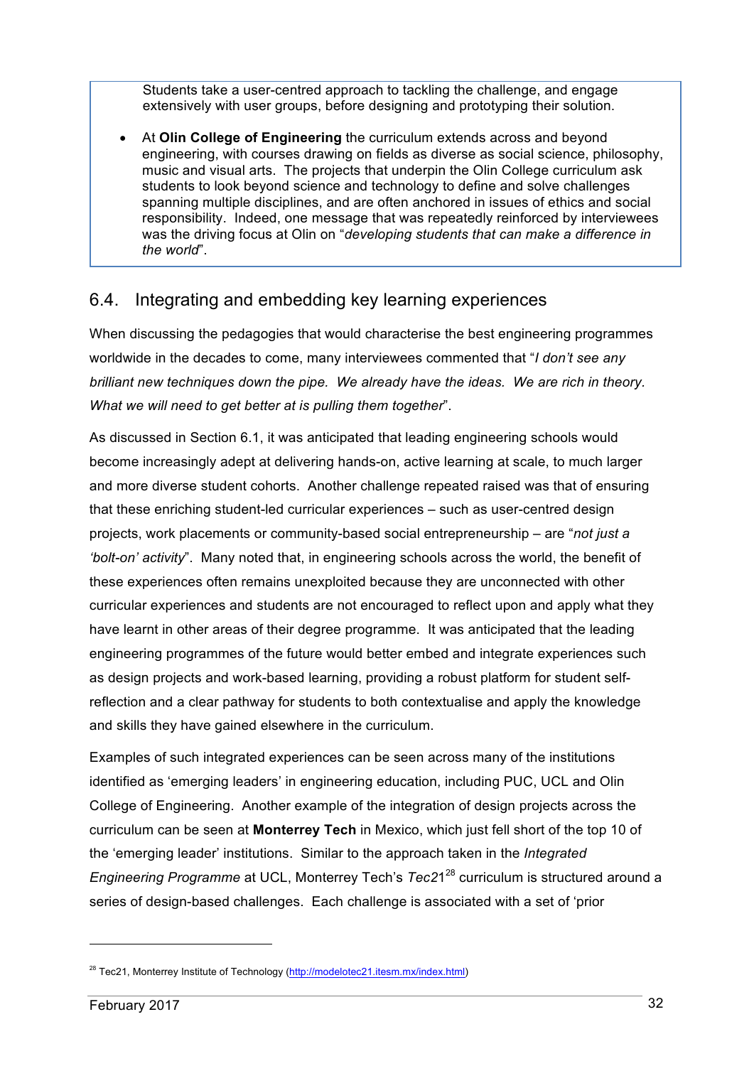Students take a user-centred approach to tackling the challenge, and engage extensively with user groups, before designing and prototyping their solution.

- At **Olin College of Engineering** the curriculum extends across and beyond engineering, with courses drawing on fields as diverse as social science, philosophy, music and visual arts. The projects that underpin the Olin College curriculum ask students to look beyond science and technology to define and solve challenges spanning multiple disciplines, and are often anchored in issues of ethics and social responsibility. Indeed, one message that was repeatedly reinforced by interviewees was the driving focus at Olin on "*developing students that can make a difference in the world*".

## 6.4. Integrating and embedding key learning experiences

When discussing the pedagogies that would characterise the best engineering programmes worldwide in the decades to come, many interviewees commented that "*I don't see any brilliant new techniques down the pipe. We already have the ideas. We are rich in theory. What we will need to get better at is pulling them together*".

As discussed in Section 6.1, it was anticipated that leading engineering schools would become increasingly adept at delivering hands-on, active learning at scale, to much larger and more diverse student cohorts. Another challenge repeated raised was that of ensuring that these enriching student-led curricular experiences – such as user-centred design projects, work placements or community-based social entrepreneurship – are "*not just a 'bolt-on' activity*". Many noted that, in engineering schools across the world, the benefit of these experiences often remains unexploited because they are unconnected with other curricular experiences and students are not encouraged to reflect upon and apply what they have learnt in other areas of their degree programme. It was anticipated that the leading engineering programmes of the future would better embed and integrate experiences such as design projects and work-based learning, providing a robust platform for student self-reflection and a clear pathway for students to both contextualise and apply the knowledge and skills they have gained elsewhere in the curriculum.

Examples of such integrated experiences can be seen across many of the institutions identified as 'emerging leaders' in engineering education, including PUC, UCL and Olin College of Engineering. Another example of the integration of design projects across the curriculum can be seen at **Monterrey Tech** in Mexico, which just fell short of the top 10 of the 'emerging leader' institutions. Similar to the approach taken in the *Integrated Engineering Programme* at UCL, Monterrey Tech's *Tec21*[28] curriculum is structured around a series of design-based challenges. Each challenge is associated with a set of 'prior

[28] Tec21, Monterrey Institute of Technology (http://modelotec21.itesm.mx/index.html)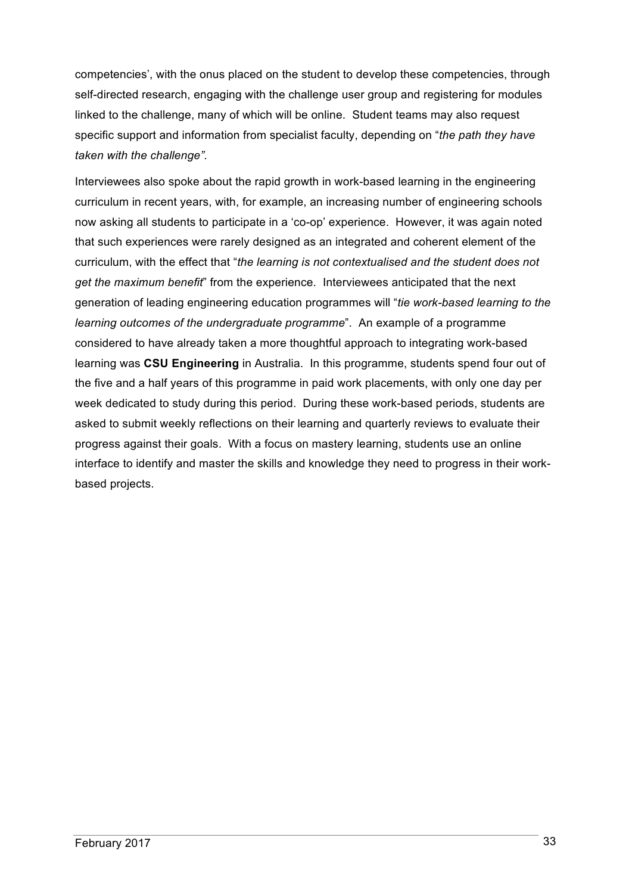competencies', with the onus placed on the student to develop these competencies, through self-directed research, engaging with the challenge user group and registering for modules linked to the challenge, many of which will be online. Student teams may also request specific support and information from specialist faculty, depending on "*the path they have taken with the challenge"*.

Interviewees also spoke about the rapid growth in work-based learning in the engineering curriculum in recent years, with, for example, an increasing number of engineering schools now asking all students to participate in a 'co-op' experience. However, it was again noted that such experiences were rarely designed as an integrated and coherent element of the curriculum, with the effect that "*the learning is not contextualised and the student does not get the maximum benefit*" from the experience. Interviewees anticipated that the next generation of leading engineering education programmes will "*tie work-based learning to the learning outcomes of the undergraduate programme*". An example of a programme considered to have already taken a more thoughtful approach to integrating work-based learning was **CSU Engineering** in Australia. In this programme, students spend four out of the five and a half years of this programme in paid work placements, with only one day per week dedicated to study during this period. During these work-based periods, students are asked to submit weekly reflections on their learning and quarterly reviews to evaluate their progress against their goals. With a focus on mastery learning, students use an online interface to identify and master the skills and knowledge they need to progress in their work-based projects.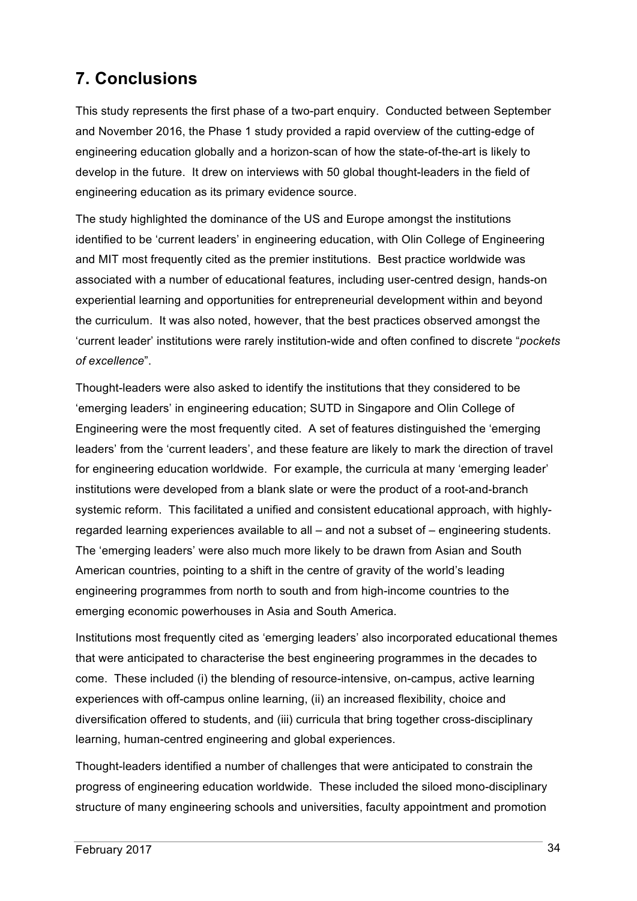# 7. Conclusions

This study represents the first phase of a two-part enquiry. Conducted between September and November 2016, the Phase 1 study provided a rapid overview of the cutting-edge of engineering education globally and a horizon-scan of how the state-of-the-art is likely to develop in the future. It drew on interviews with 50 global thought-leaders in the field of engineering education as its primary evidence source.

The study highlighted the dominance of the US and Europe amongst the institutions identified to be 'current leaders' in engineering education, with Olin College of Engineering and MIT most frequently cited as the premier institutions. Best practice worldwide was associated with a number of educational features, including user-centred design, hands-on experiential learning and opportunities for entrepreneurial development within and beyond the curriculum. It was also noted, however, that the best practices observed amongst the 'current leader' institutions were rarely institution-wide and often confined to discrete "*pockets of excellence*".

Thought-leaders were also asked to identify the institutions that they considered to be 'emerging leaders' in engineering education; SUTD in Singapore and Olin College of Engineering were the most frequently cited. A set of features distinguished the 'emerging leaders' from the 'current leaders', and these feature are likely to mark the direction of travel for engineering education worldwide. For example, the curricula at many 'emerging leader' institutions were developed from a blank slate or were the product of a root-and-branch systemic reform. This facilitated a unified and consistent educational approach, with highly-regarded learning experiences available to all – and not a subset of – engineering students. The 'emerging leaders' were also much more likely to be drawn from Asian and South American countries, pointing to a shift in the centre of gravity of the world's leading engineering programmes from north to south and from high-income countries to the emerging economic powerhouses in Asia and South America.

Institutions most frequently cited as 'emerging leaders' also incorporated educational themes that were anticipated to characterise the best engineering programmes in the decades to come. These included (i) the blending of resource-intensive, on-campus, active learning experiences with off-campus online learning, (ii) an increased flexibility, choice and diversification offered to students, and (iii) curricula that bring together cross-disciplinary learning, human-centred engineering and global experiences.

Thought-leaders identified a number of challenges that were anticipated to constrain the progress of engineering education worldwide. These included the siloed mono-disciplinary structure of many engineering schools and universities, faculty appointment and promotion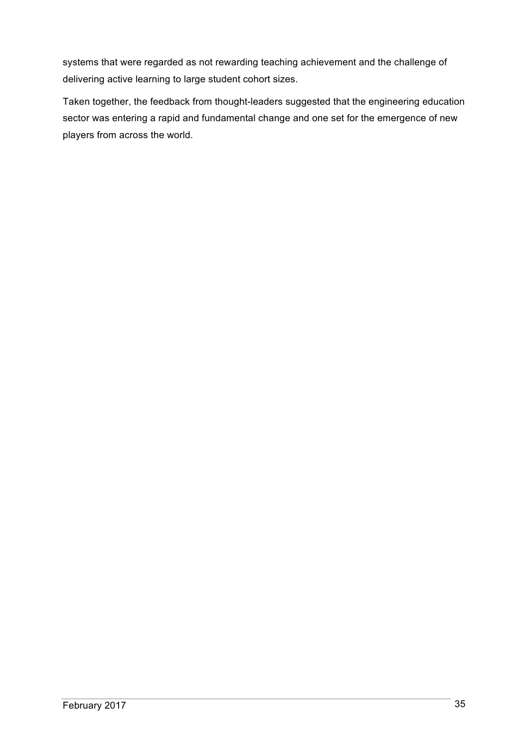systems that were regarded as not rewarding teaching achievement and the challenge of delivering active learning to large student cohort sizes.

Taken together, the feedback from thought-leaders suggested that the engineering education sector was entering a rapid and fundamental change and one set for the emergence of new players from across the world.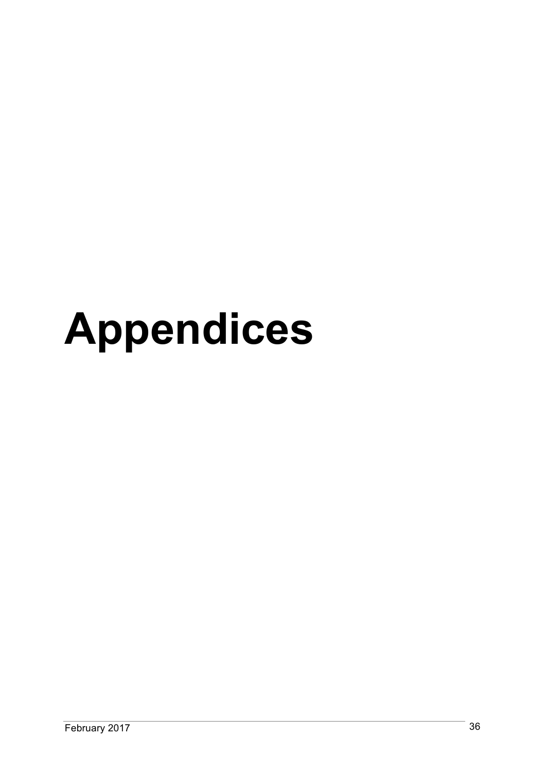# Appendices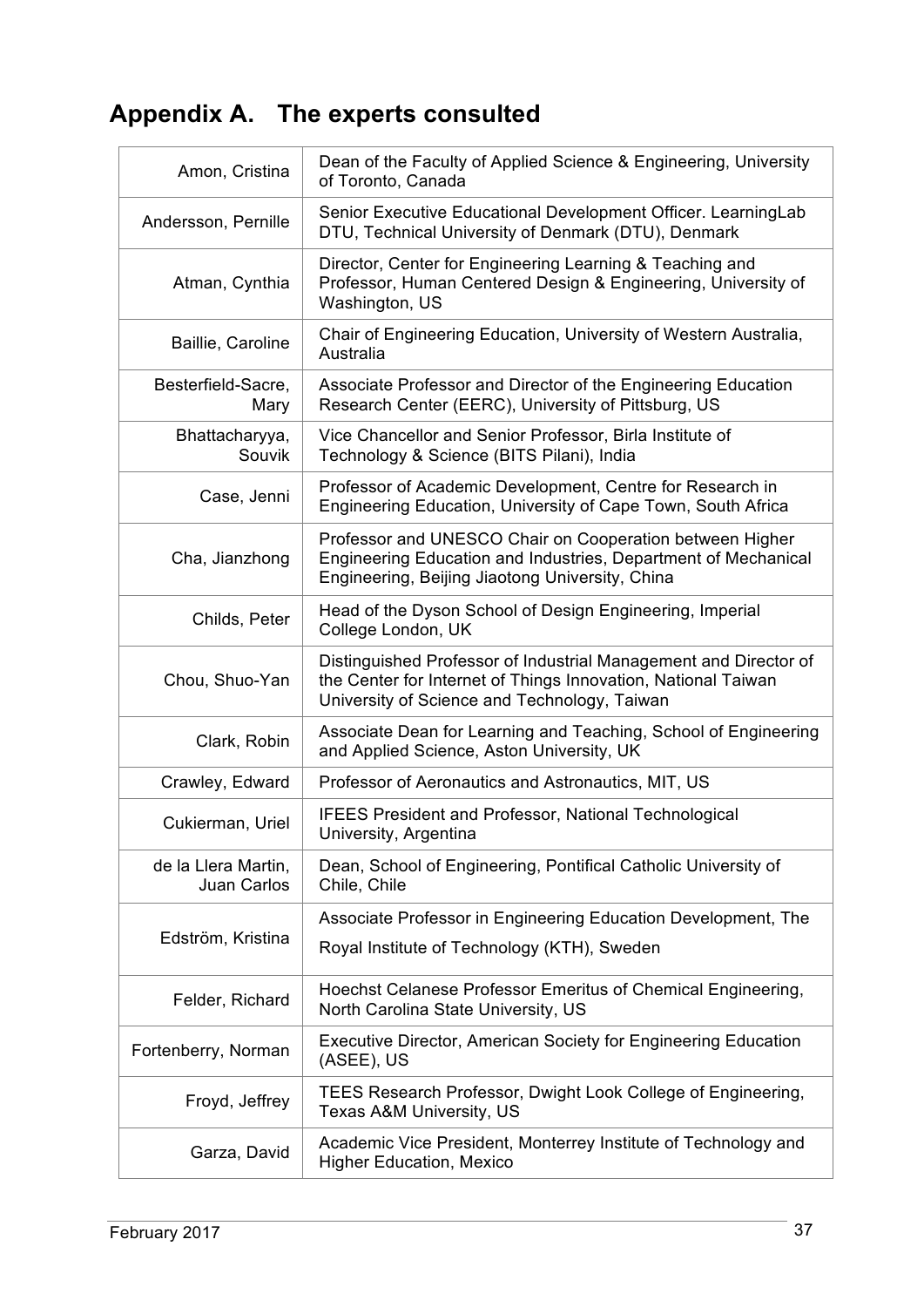## Appendix A. The experts consulted

| | |
|---|---|
| Amon, Cristina | Dean of the Faculty of Applied Science & Engineering, University of Toronto, Canada |
| Andersson, Pernille | Senior Executive Educational Development Officer. LearningLab DTU, Technical University of Denmark (DTU), Denmark |
| Atman, Cynthia | Director, Center for Engineering Learning & Teaching and Professor, Human Centered Design & Engineering, University of Washington, US |
| Baillie, Caroline | Chair of Engineering Education, University of Western Australia, Australia |
| Besterfield-Sacre, Mary | Associate Professor and Director of the Engineering Education Research Center (EERC), University of Pittsburg, US |
| Bhattacharyya, Souvik | Vice Chancellor and Senior Professor, Birla Institute of Technology & Science (BITS Pilani), India |
| Case, Jenni | Professor of Academic Development, Centre for Research in Engineering Education, University of Cape Town, South Africa |
| Cha, Jianzhong | Professor and UNESCO Chair on Cooperation between Higher Engineering Education and Industries, Department of Mechanical Engineering, Beijing Jiaotong University, China |
| Childs, Peter | Head of the Dyson School of Design Engineering, Imperial College London, UK |
| Chou, Shuo-Yan | Distinguished Professor of Industrial Management and Director of the Center for Internet of Things Innovation, National Taiwan University of Science and Technology, Taiwan |
| Clark, Robin | Associate Dean for Learning and Teaching, School of Engineering and Applied Science, Aston University, UK |
| Crawley, Edward | Professor of Aeronautics and Astronautics, MIT, US |
| Cukierman, Uriel | IFEES President and Professor, National Technological University, Argentina |
| de la Llera Martin, Juan Carlos | Dean, School of Engineering, Pontifical Catholic University of Chile, Chile |
| Edström, Kristina | Associate Professor in Engineering Education Development, The Royal Institute of Technology (KTH), Sweden |
| Felder, Richard | Hoechst Celanese Professor Emeritus of Chemical Engineering, North Carolina State University, US |
| Fortenberry, Norman | Executive Director, American Society for Engineering Education (ASEE), US |
| Froyd, Jeffrey | TEES Research Professor, Dwight Look College of Engineering, Texas A&M University, US |
| Garza, David | Academic Vice President, Monterrey Institute of Technology and Higher Education, Mexico |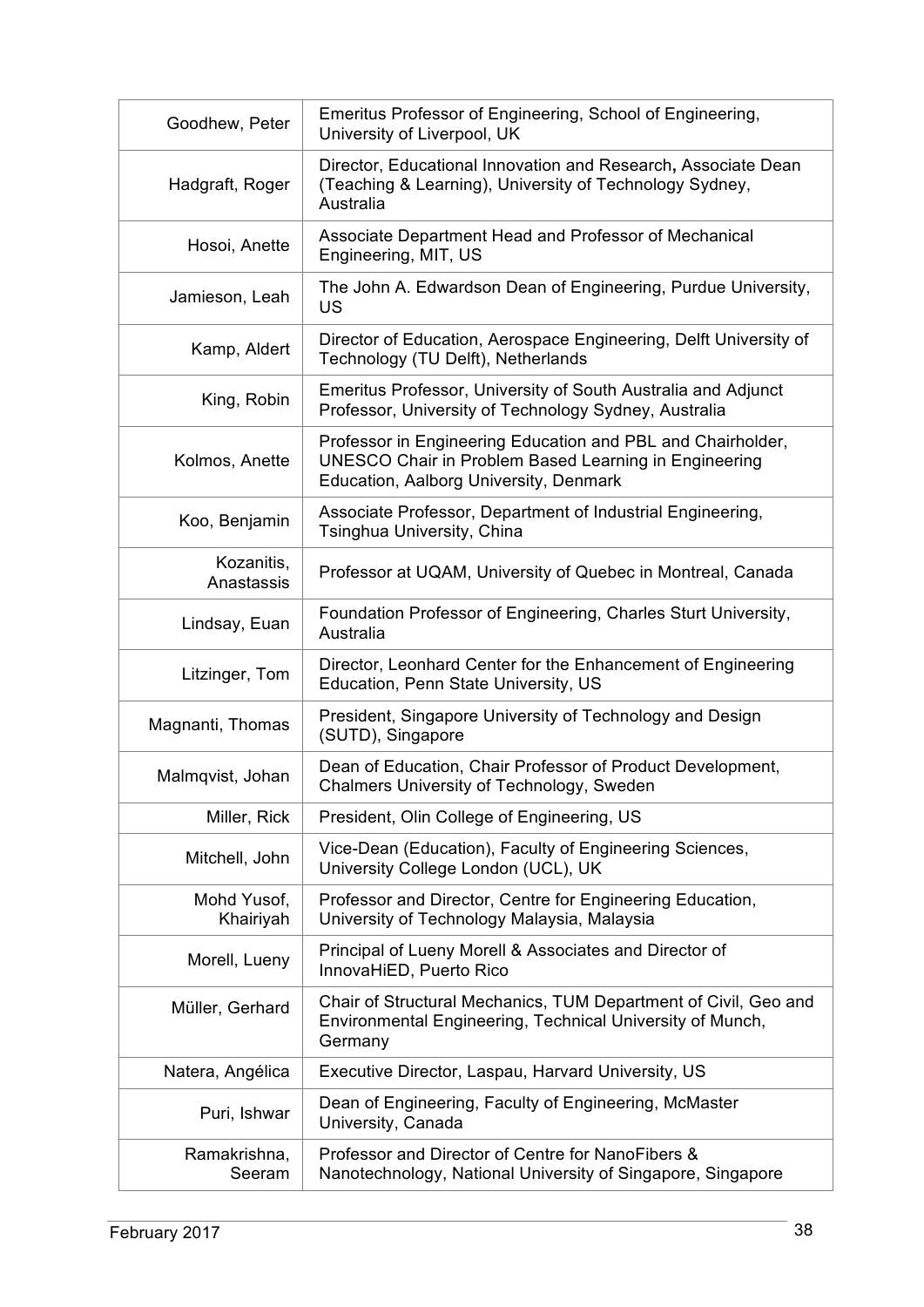| | |
|---|---|
| Goodhew, Peter | Emeritus Professor of Engineering, School of Engineering, University of Liverpool, UK |
| Hadgraft, Roger | Director, Educational Innovation and Research, Associate Dean (Teaching & Learning), University of Technology Sydney, Australia |
| Hosoi, Anette | Associate Department Head and Professor of Mechanical Engineering, MIT, US |
| Jamieson, Leah | The John A. Edwardson Dean of Engineering, Purdue University, US |
| Kamp, Aldert | Director of Education, Aerospace Engineering, Delft University of Technology (TU Delft), Netherlands |
| King, Robin | Emeritus Professor, University of South Australia and Adjunct Professor, University of Technology Sydney, Australia |
| Kolmos, Anette | Professor in Engineering Education and PBL and Chairholder, UNESCO Chair in Problem Based Learning in Engineering Education, Aalborg University, Denmark |
| Koo, Benjamin | Associate Professor, Department of Industrial Engineering, Tsinghua University, China |
| Kozanitis, Anastassis | Professor at UQAM, University of Quebec in Montreal, Canada |
| Lindsay, Euan | Foundation Professor of Engineering, Charles Sturt University, Australia |
| Litzinger, Tom | Director, Leonhard Center for the Enhancement of Engineering Education, Penn State University, US |
| Magnanti, Thomas | President, Singapore University of Technology and Design (SUTD), Singapore |
| Malmqvist, Johan | Dean of Education, Chair Professor of Product Development, Chalmers University of Technology, Sweden |
| Miller, Rick | President, Olin College of Engineering, US |
| Mitchell, John | Vice-Dean (Education), Faculty of Engineering Sciences, University College London (UCL), UK |
| Mohd Yusof, Khairiyah | Professor and Director, Centre for Engineering Education, University of Technology Malaysia, Malaysia |
| Morell, Lueny | Principal of Lueny Morell & Associates and Director of InnovaHiED, Puerto Rico |
| Müller, Gerhard | Chair of Structural Mechanics, TUM Department of Civil, Geo and Environmental Engineering, Technical University of Munch, Germany |
| Natera, Angélica | Executive Director, Laspau, Harvard University, US |
| Puri, Ishwar | Dean of Engineering, Faculty of Engineering, McMaster University, Canada |
| Ramakrishna, Seeram | Professor and Director of Centre for NanoFibers & Nanotechnology, National University of Singapore, Singapore |

February 2017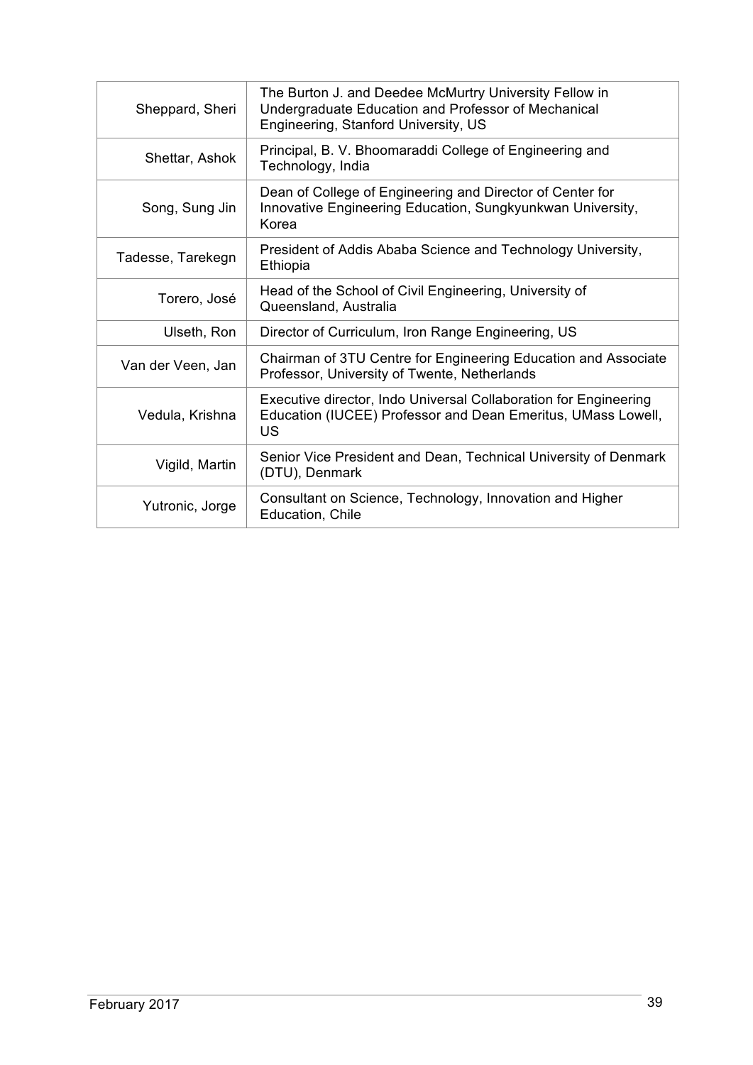| | |
|---|---|
| Sheppard, Sheri | The Burton J. and Deedee McMurtry University Fellow in Undergraduate Education and Professor of Mechanical Engineering, Stanford University, US |
| Shettar, Ashok | Principal, B. V. Bhoomaraddi College of Engineering and Technology, India |
| Song, Sung Jin | Dean of College of Engineering and Director of Center for Innovative Engineering Education, Sungkyunkwan University, Korea |
| Tadesse, Tarekegn | President of Addis Ababa Science and Technology University, Ethiopia |
| Torero, José | Head of the School of Civil Engineering, University of Queensland, Australia |
| Ulseth, Ron | Director of Curriculum, Iron Range Engineering, US |
| Van der Veen, Jan | Chairman of 3TU Centre for Engineering Education and Associate Professor, University of Twente, Netherlands |
| Vedula, Krishna | Executive director, Indo Universal Collaboration for Engineering Education (IUCEE) Professor and Dean Emeritus, UMass Lowell, US |
| Vigild, Martin | Senior Vice President and Dean, Technical University of Denmark (DTU), Denmark |
| Yutronic, Jorge | Consultant on Science, Technology, Innovation and Higher Education, Chile |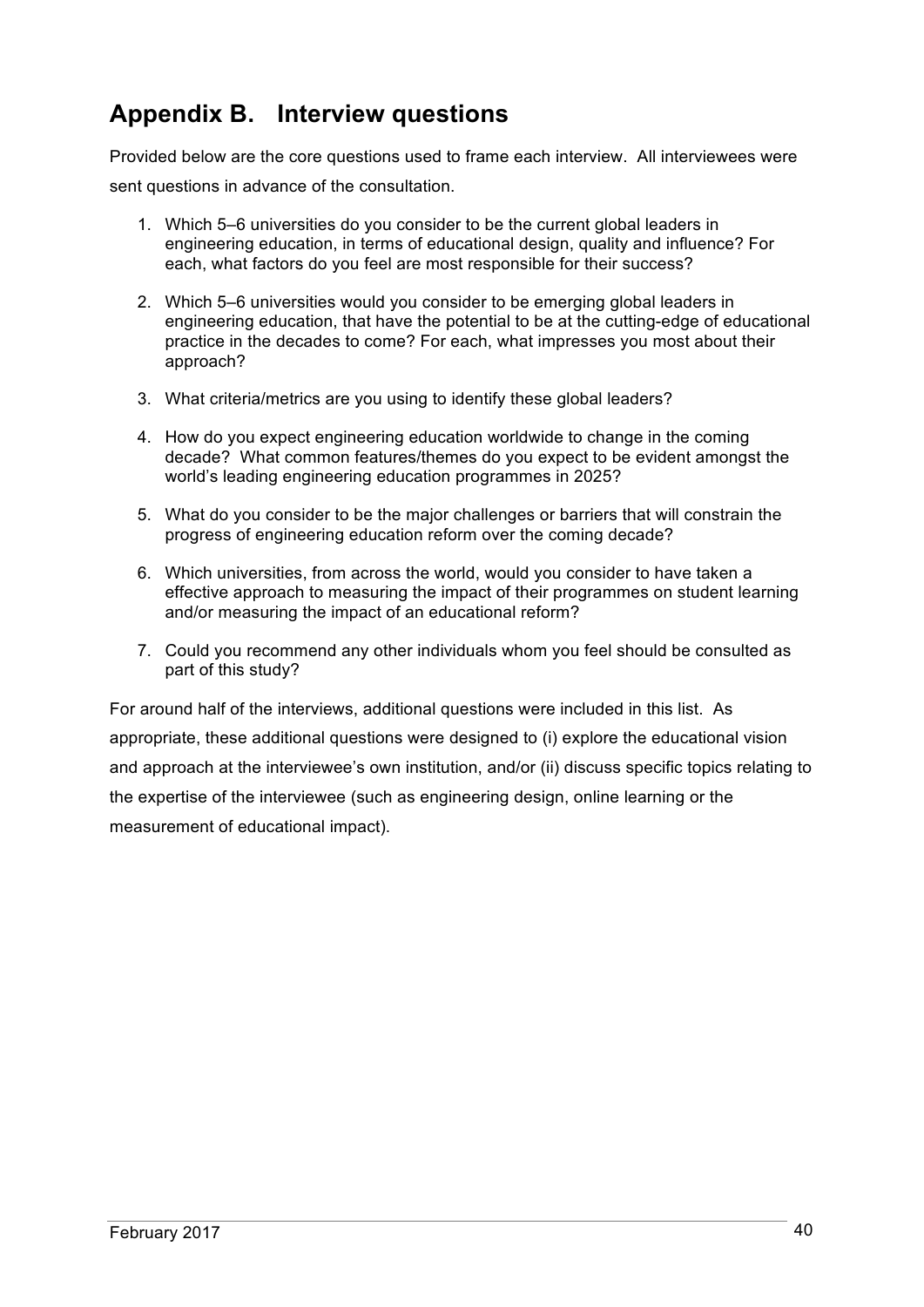## Appendix B. Interview questions

Provided below are the core questions used to frame each interview. All interviewees were sent questions in advance of the consultation.

1. Which 5–6 universities do you consider to be the current global leaders in engineering education, in terms of educational design, quality and influence? For each, what factors do you feel are most responsible for their success?

2. Which 5–6 universities would you consider to be emerging global leaders in engineering education, that have the potential to be at the cutting-edge of educational practice in the decades to come? For each, what impresses you most about their approach?

3. What criteria/metrics are you using to identify these global leaders?

4. How do you expect engineering education worldwide to change in the coming decade? What common features/themes do you expect to be evident amongst the world's leading engineering education programmes in 2025?

5. What do you consider to be the major challenges or barriers that will constrain the progress of engineering education reform over the coming decade?

6. Which universities, from across the world, would you consider to have taken a effective approach to measuring the impact of their programmes on student learning and/or measuring the impact of an educational reform?

7. Could you recommend any other individuals whom you feel should be consulted as part of this study?

For around half of the interviews, additional questions were included in this list. As appropriate, these additional questions were designed to (i) explore the educational vision and approach at the interviewee's own institution, and/or (ii) discuss specific topics relating to the expertise of the interviewee (such as engineering design, online learning or the measurement of educational impact).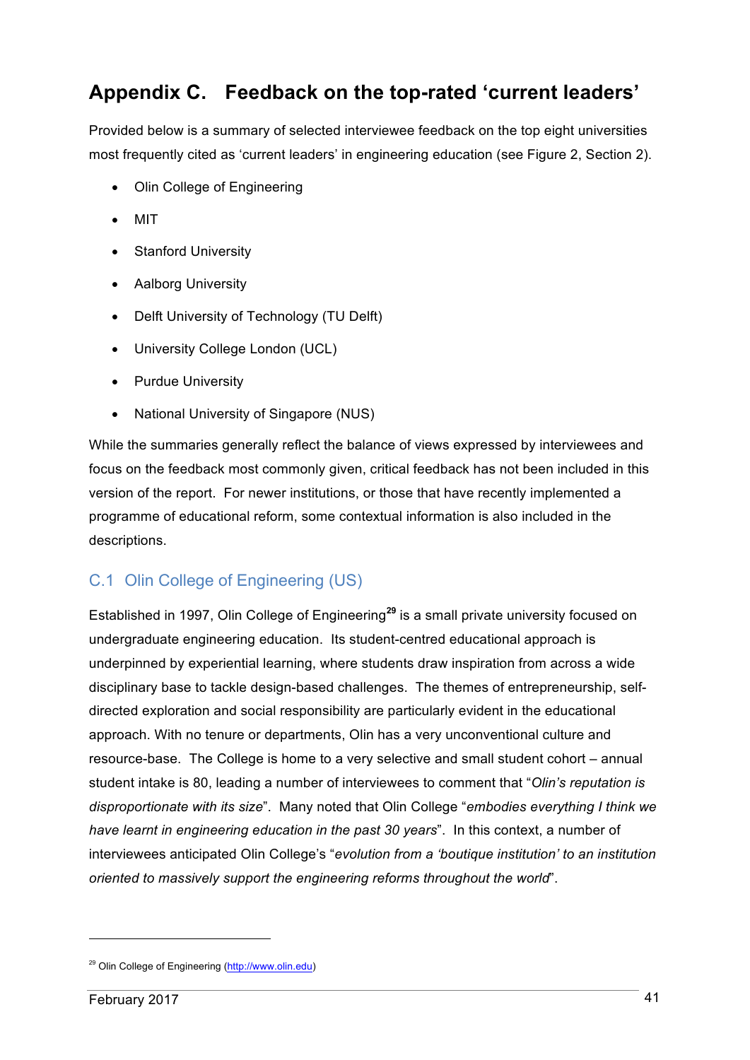# Appendix C. Feedback on the top-rated 'current leaders'

Provided below is a summary of selected interviewee feedback on the top eight universities most frequently cited as 'current leaders' in engineering education (see Figure 2, Section 2).

- Olin College of Engineering
- MIT
- Stanford University
- Aalborg University
- Delft University of Technology (TU Delft)
- University College London (UCL)
- Purdue University
- National University of Singapore (NUS)

While the summaries generally reflect the balance of views expressed by interviewees and focus on the feedback most commonly given, critical feedback has not been included in this version of the report. For newer institutions, or those that have recently implemented a programme of educational reform, some contextual information is also included in the descriptions.

## C.1 Olin College of Engineering (US)

Established in 1997, Olin College of Engineering[29] is a small private university focused on undergraduate engineering education. Its student-centred educational approach is underpinned by experiential learning, where students draw inspiration from across a wide disciplinary base to tackle design-based challenges. The themes of entrepreneurship, self-directed exploration and social responsibility are particularly evident in the educational approach. With no tenure or departments, Olin has a very unconventional culture and resource-base. The College is home to a very selective and small student cohort – annual student intake is 80, leading a number of interviewees to comment that "*Olin's reputation is disproportionate with its size*". Many noted that Olin College "*embodies everything I think we have learnt in engineering education in the past 30 years*". In this context, a number of interviewees anticipated Olin College's "*evolution from a 'boutique institution' to an institution oriented to massively support the engineering reforms throughout the world*".

[29] Olin College of Engineering (http://www.olin.edu)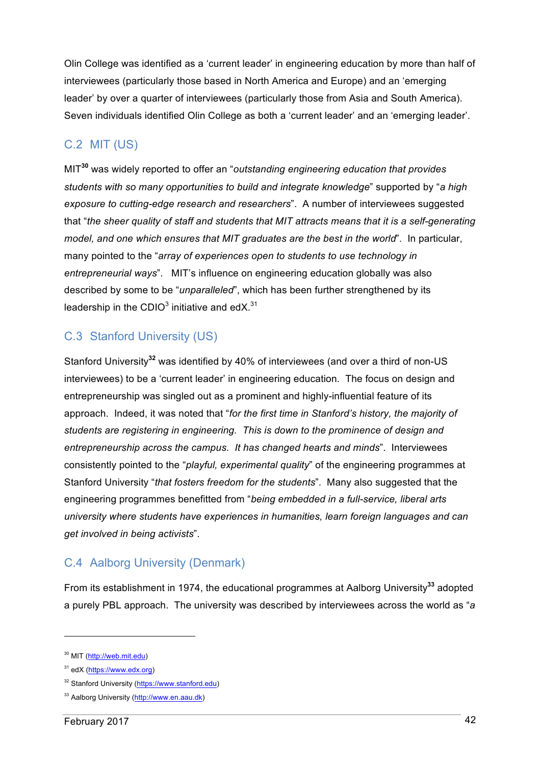Olin College was identified as a 'current leader' in engineering education by more than half of interviewees (particularly those based in North America and Europe) and an 'emerging leader' by over a quarter of interviewees (particularly those from Asia and South America). Seven individuals identified Olin College as both a 'current leader' and an 'emerging leader'.

## C.2 MIT (US)

MIT[30] was widely reported to offer an "*outstanding engineering education that provides students with so many opportunities to build and integrate knowledge*" supported by "*a high exposure to cutting-edge research and researchers*". A number of interviewees suggested that "*the sheer quality of staff and students that MIT attracts means that it is a self-generating model, and one which ensures that MIT graduates are the best in the world*". In particular, many pointed to the "*array of experiences open to students to use technology in entrepreneurial ways*". MIT's influence on engineering education globally was also described by some to be "*unparalleled*", which has been further strengthened by its leadership in the CDIO[3] initiative and edX.[31]

## C.3 Stanford University (US)

Stanford University[32] was identified by 40% of interviewees (and over a third of non-US interviewees) to be a 'current leader' in engineering education. The focus on design and entrepreneurship was singled out as a prominent and highly-influential feature of its approach. Indeed, it was noted that "*for the first time in Stanford's history, the majority of students are registering in engineering. This is down to the prominence of design and entrepreneurship across the campus. It has changed hearts and minds*". Interviewees consistently pointed to the "*playful, experimental quality*" of the engineering programmes at Stanford University "*that fosters freedom for the students*". Many also suggested that the engineering programmes benefitted from "*being embedded in a full-service, liberal arts university where students have experiences in humanities, learn foreign languages and can get involved in being activists*".

## C.4 Aalborg University (Denmark)

From its establishment in 1974, the educational programmes at Aalborg University[33] adopted a purely PBL approach. The university was described by interviewees across the world as "*a*

---

[30] MIT (http://web.mit.edu)

[31] edX (https://www.edx.org)

[32] Stanford University (https://www.stanford.edu)

[33] Aalborg University (http://www.en.aau.dk)

February 2017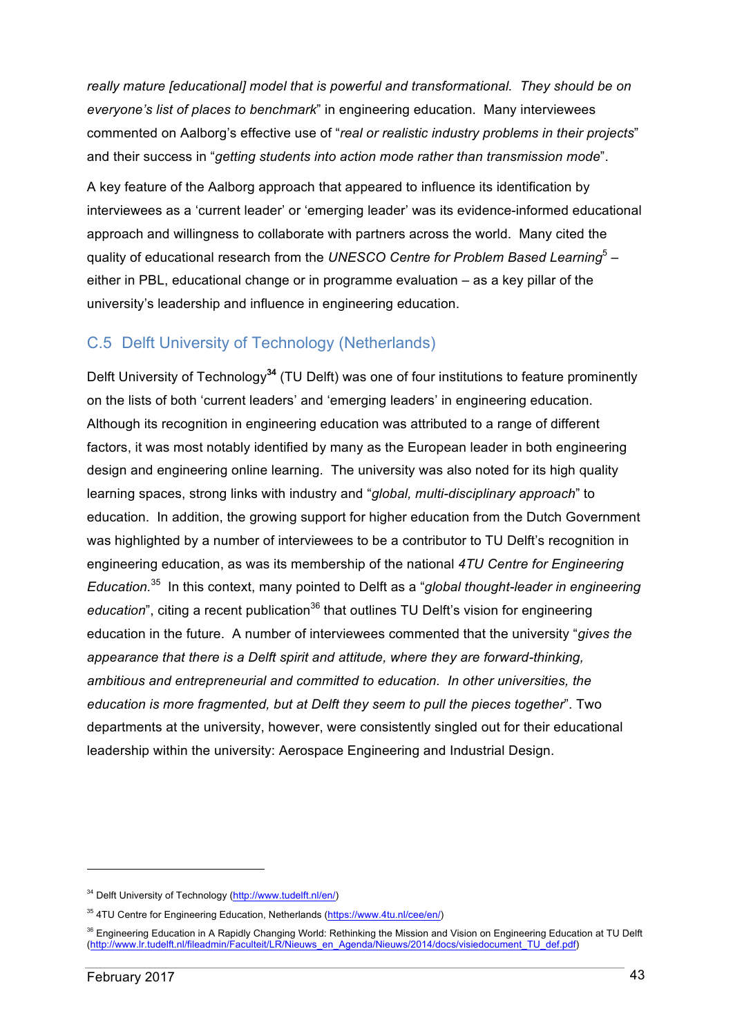*really mature [educational] model that is powerful and transformational. They should be on everyone's list of places to benchmark*" in engineering education. Many interviewees commented on Aalborg's effective use of "*real or realistic industry problems in their projects*" and their success in "*getting students into action mode rather than transmission mode*".

A key feature of the Aalborg approach that appeared to influence its identification by interviewees as a 'current leader' or 'emerging leader' was its evidence-informed educational approach and willingness to collaborate with partners across the world. Many cited the quality of educational research from the *UNESCO Centre for Problem Based Learning*[5] – either in PBL, educational change or in programme evaluation – as a key pillar of the university's leadership and influence in engineering education.

## C.5 Delft University of Technology (Netherlands)

Delft University of Technology[34] (TU Delft) was one of four institutions to feature prominently on the lists of both 'current leaders' and 'emerging leaders' in engineering education. Although its recognition in engineering education was attributed to a range of different factors, it was most notably identified by many as the European leader in both engineering design and engineering online learning. The university was also noted for its high quality learning spaces, strong links with industry and "*global, multi-disciplinary approach*" to education. In addition, the growing support for higher education from the Dutch Government was highlighted by a number of interviewees to be a contributor to TU Delft's recognition in engineering education, as was its membership of the national *4TU Centre for Engineering Education.*[35] In this context, many pointed to Delft as a "*global thought-leader in engineering education*", citing a recent publication[36] that outlines TU Delft's vision for engineering education in the future. A number of interviewees commented that the university "*gives the appearance that there is a Delft spirit and attitude, where they are forward-thinking, ambitious and entrepreneurial and committed to education. In other universities, the education is more fragmented, but at Delft they seem to pull the pieces together*". Two departments at the university, however, were consistently singled out for their educational leadership within the university: Aerospace Engineering and Industrial Design.

---

[34] Delft University of Technology (http://www.tudelft.nl/en/)

[35] 4TU Centre for Engineering Education, Netherlands (https://www.4tu.nl/cee/en/)

[36] Engineering Education in A Rapidly Changing World: Rethinking the Mission and Vision on Engineering Education at TU Delft (http://www.lr.tudelft.nl/fileadmin/Faculteit/LR/Nieuws_en_Agenda/Nieuws/2014/docs/visiedocument_TU_def.pdf)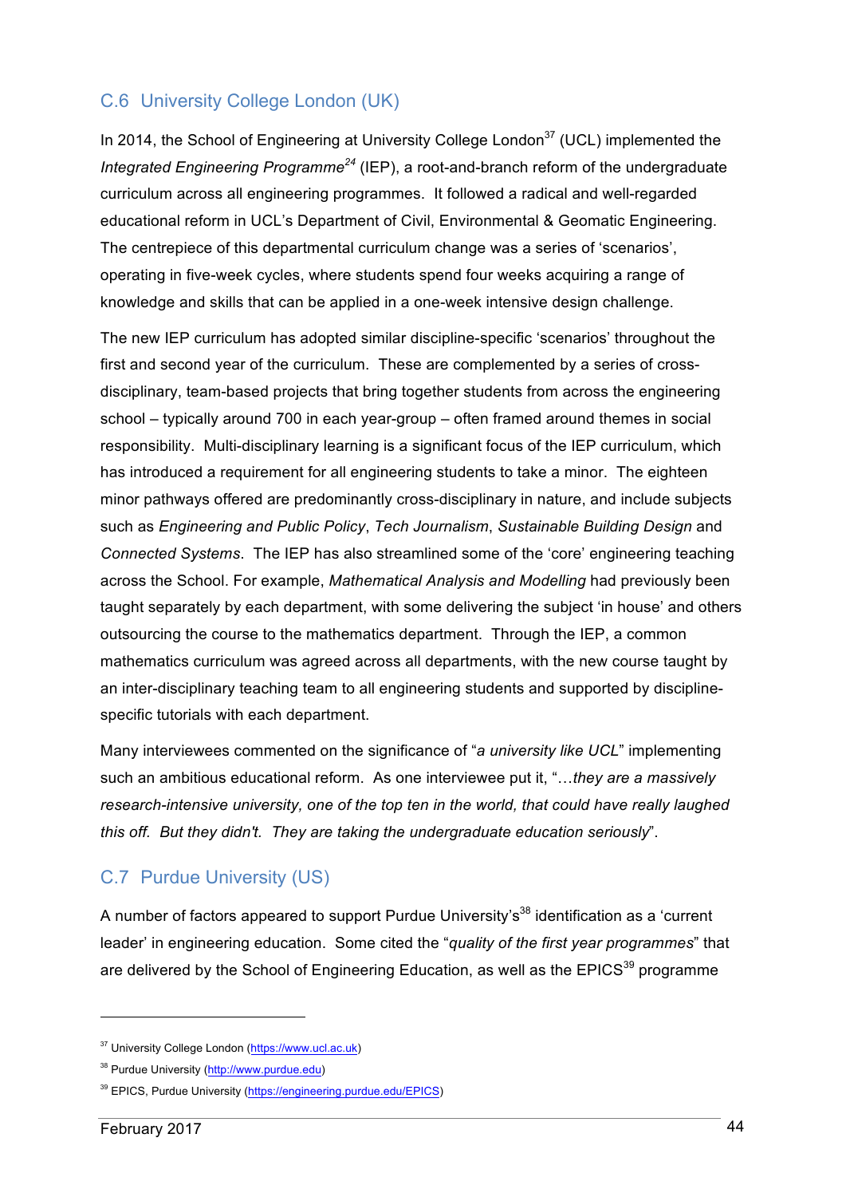## C.6 University College London (UK)

In 2014, the School of Engineering at University College London[37] (UCL) implemented the *Integrated Engineering Programme*[24] (IEP), a root-and-branch reform of the undergraduate curriculum across all engineering programmes. It followed a radical and well-regarded educational reform in UCL's Department of Civil, Environmental & Geomatic Engineering. The centrepiece of this departmental curriculum change was a series of 'scenarios', operating in five-week cycles, where students spend four weeks acquiring a range of knowledge and skills that can be applied in a one-week intensive design challenge.

The new IEP curriculum has adopted similar discipline-specific 'scenarios' throughout the first and second year of the curriculum. These are complemented by a series of cross-disciplinary, team-based projects that bring together students from across the engineering school – typically around 700 in each year-group – often framed around themes in social responsibility. Multi-disciplinary learning is a significant focus of the IEP curriculum, which has introduced a requirement for all engineering students to take a minor. The eighteen minor pathways offered are predominantly cross-disciplinary in nature, and include subjects such as *Engineering and Public Policy*, *Tech Journalism*, *Sustainable Building Design* and *Connected Systems*. The IEP has also streamlined some of the 'core' engineering teaching across the School. For example, *Mathematical Analysis and Modelling* had previously been taught separately by each department, with some delivering the subject 'in house' and others outsourcing the course to the mathematics department. Through the IEP, a common mathematics curriculum was agreed across all departments, with the new course taught by an inter-disciplinary teaching team to all engineering students and supported by discipline-specific tutorials with each department.

Many interviewees commented on the significance of "*a university like UCL*" implementing such an ambitious educational reform. As one interviewee put it, "*…they are a massively research-intensive university, one of the top ten in the world, that could have really laughed this off. But they didn't. They are taking the undergraduate education seriously*".

## C.7 Purdue University (US)

A number of factors appeared to support Purdue University's[38] identification as a 'current leader' in engineering education. Some cited the "*quality of the first year programmes*" that are delivered by the School of Engineering Education, as well as the EPICS[39] programme

---

[37] University College London (https://www.ucl.ac.uk)

[38] Purdue University (http://www.purdue.edu)

[39] EPICS, Purdue University (https://engineering.purdue.edu/EPICS)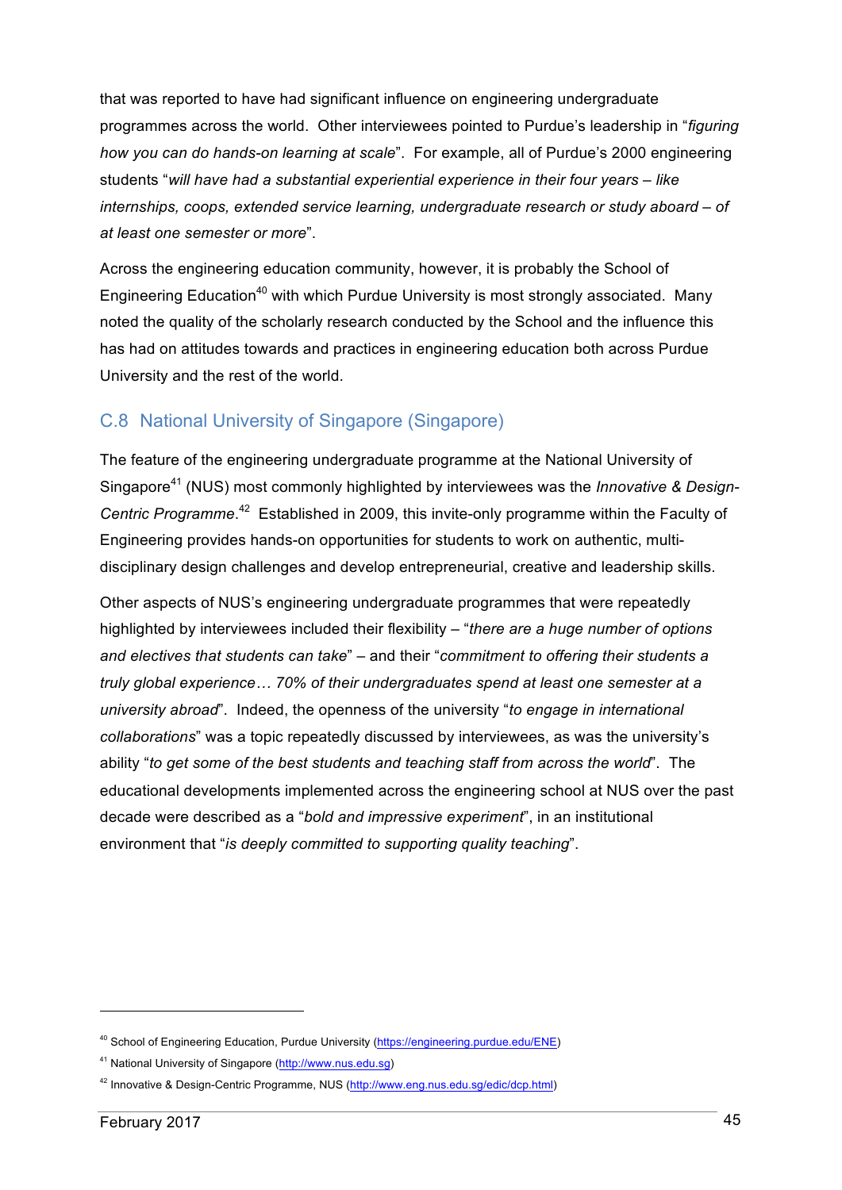that was reported to have had significant influence on engineering undergraduate programmes across the world. Other interviewees pointed to Purdue's leadership in "*figuring how you can do hands-on learning at scale*". For example, all of Purdue's 2000 engineering students "*will have had a substantial experiential experience in their four years – like internships, coops, extended service learning, undergraduate research or study aboard – of at least one semester or more*".

Across the engineering education community, however, it is probably the School of Engineering Education[40] with which Purdue University is most strongly associated. Many noted the quality of the scholarly research conducted by the School and the influence this has had on attitudes towards and practices in engineering education both across Purdue University and the rest of the world.

## C.8 National University of Singapore (Singapore)

The feature of the engineering undergraduate programme at the National University of Singapore[41] (NUS) most commonly highlighted by interviewees was the *Innovative & Design-Centric Programme*.[42] Established in 2009, this invite-only programme within the Faculty of Engineering provides hands-on opportunities for students to work on authentic, multi-disciplinary design challenges and develop entrepreneurial, creative and leadership skills.

Other aspects of NUS's engineering undergraduate programmes that were repeatedly highlighted by interviewees included their flexibility – "*there are a huge number of options and electives that students can take*" – and their "*commitment to offering their students a truly global experience… 70% of their undergraduates spend at least one semester at a university abroad*". Indeed, the openness of the university "*to engage in international collaborations*" was a topic repeatedly discussed by interviewees, as was the university's ability "*to get some of the best students and teaching staff from across the world*". The educational developments implemented across the engineering school at NUS over the past decade were described as a "*bold and impressive experiment*", in an institutional environment that "*is deeply committed to supporting quality teaching*".

---

[40] School of Engineering Education, Purdue University (https://engineering.purdue.edu/ENE)

[41] National University of Singapore (http://www.nus.edu.sg)

[42] Innovative & Design-Centric Programme, NUS (http://www.eng.nus.edu.sg/edic/dcp.html)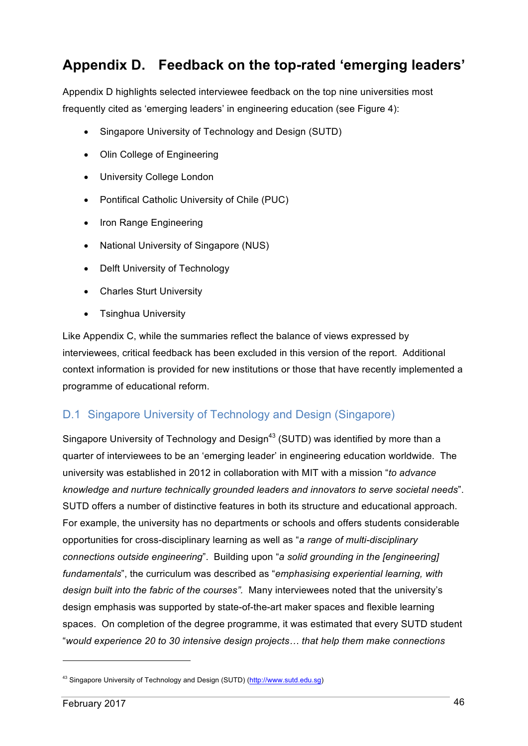# Appendix D. Feedback on the top-rated 'emerging leaders'

Appendix D highlights selected interviewee feedback on the top nine universities most frequently cited as 'emerging leaders' in engineering education (see Figure 4):

- Singapore University of Technology and Design (SUTD)
- Olin College of Engineering
- University College London
- Pontifical Catholic University of Chile (PUC)
- Iron Range Engineering
- National University of Singapore (NUS)
- Delft University of Technology
- Charles Sturt University
- Tsinghua University

Like Appendix C, while the summaries reflect the balance of views expressed by interviewees, critical feedback has been excluded in this version of the report. Additional context information is provided for new institutions or those that have recently implemented a programme of educational reform.

## D.1 Singapore University of Technology and Design (Singapore)

Singapore University of Technology and Design[43] (SUTD) was identified by more than a quarter of interviewees to be an 'emerging leader' in engineering education worldwide. The university was established in 2012 in collaboration with MIT with a mission "*to advance knowledge and nurture technically grounded leaders and innovators to serve societal needs*". SUTD offers a number of distinctive features in both its structure and educational approach. For example, the university has no departments or schools and offers students considerable opportunities for cross-disciplinary learning as well as "*a range of multi-disciplinary connections outside engineering*". Building upon "*a solid grounding in the [engineering] fundamentals*", the curriculum was described as "*emphasising experiential learning, with design built into the fabric of the courses".* Many interviewees noted that the university's design emphasis was supported by state-of-the-art maker spaces and flexible learning spaces. On completion of the degree programme, it was estimated that every SUTD student "*would experience 20 to 30 intensive design projects… that help them make connections*

[43] Singapore University of Technology and Design (SUTD) (http://www.sutd.edu.sg)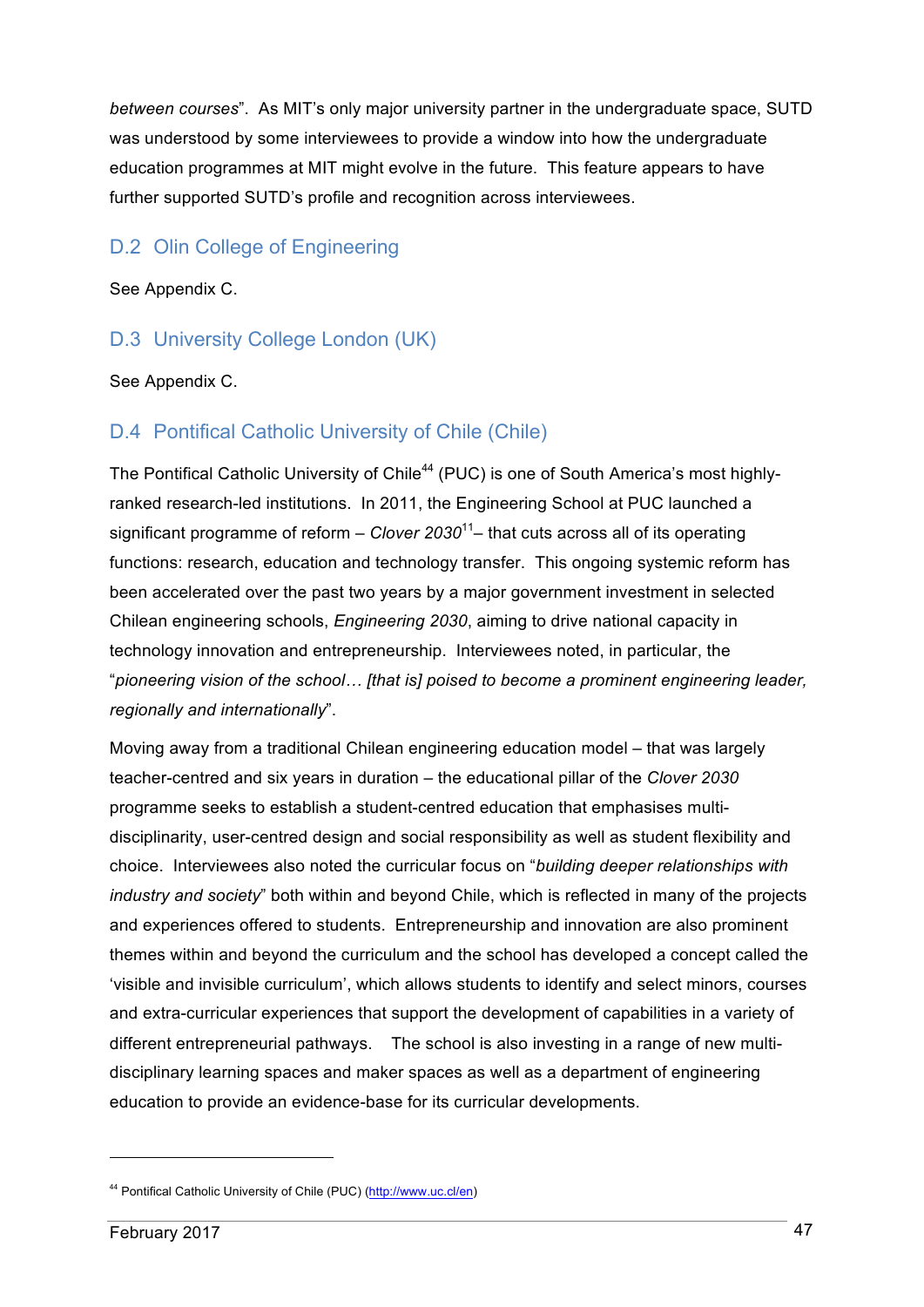*between courses*". As MIT's only major university partner in the undergraduate space, SUTD was understood by some interviewees to provide a window into how the undergraduate education programmes at MIT might evolve in the future. This feature appears to have further supported SUTD's profile and recognition across interviewees.

## D.2 Olin College of Engineering

See Appendix C.

## D.3 University College London (UK)

See Appendix C.

## D.4 Pontifical Catholic University of Chile (Chile)

The Pontifical Catholic University of Chile[44] (PUC) is one of South America's most highly-ranked research-led institutions. In 2011, the Engineering School at PUC launched a significant programme of reform – *Clover 2030*[11]– that cuts across all of its operating functions: research, education and technology transfer. This ongoing systemic reform has been accelerated over the past two years by a major government investment in selected Chilean engineering schools, *Engineering 2030*, aiming to drive national capacity in technology innovation and entrepreneurship. Interviewees noted, in particular, the "*pioneering vision of the school… [that is] poised to become a prominent engineering leader, regionally and internationally*".

Moving away from a traditional Chilean engineering education model – that was largely teacher-centred and six years in duration – the educational pillar of the *Clover 2030* programme seeks to establish a student-centred education that emphasises multi-disciplinarity, user-centred design and social responsibility as well as student flexibility and choice. Interviewees also noted the curricular focus on "*building deeper relationships with industry and society*" both within and beyond Chile, which is reflected in many of the projects and experiences offered to students. Entrepreneurship and innovation are also prominent themes within and beyond the curriculum and the school has developed a concept called the 'visible and invisible curriculum', which allows students to identify and select minors, courses and extra-curricular experiences that support the development of capabilities in a variety of different entrepreneurial pathways. The school is also investing in a range of new multi-disciplinary learning spaces and maker spaces as well as a department of engineering education to provide an evidence-base for its curricular developments.

[44] Pontifical Catholic University of Chile (PUC) (http://www.uc.cl/en)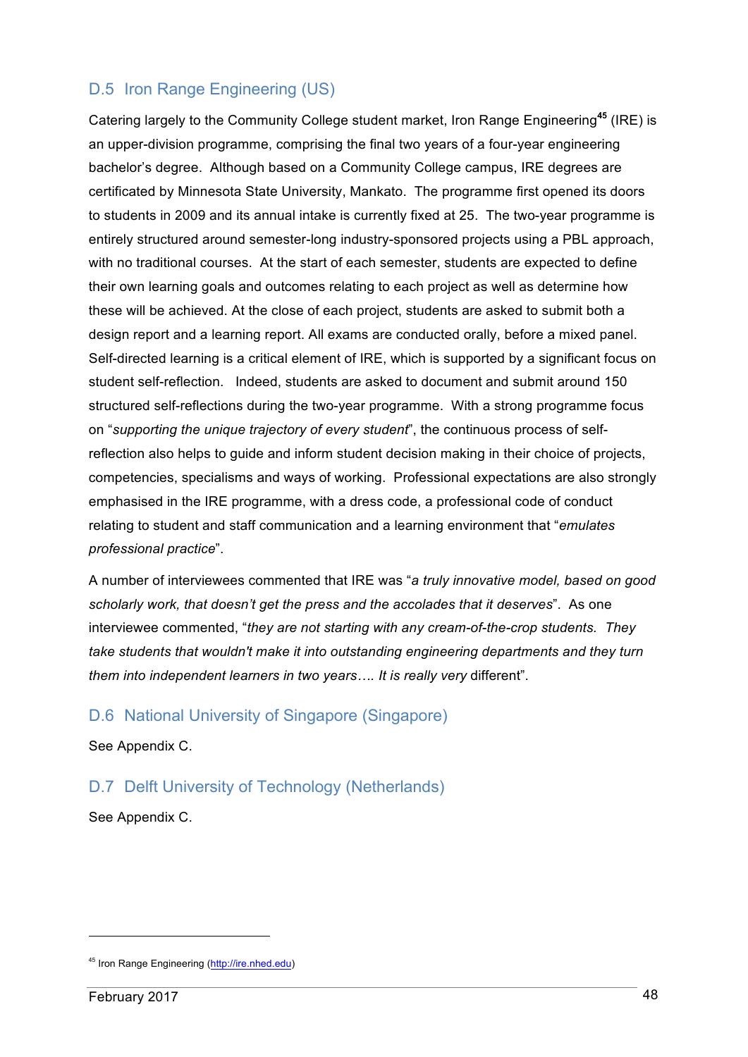## D.5 Iron Range Engineering (US)

Catering largely to the Community College student market, Iron Range Engineering[45] (IRE) is an upper-division programme, comprising the final two years of a four-year engineering bachelor's degree. Although based on a Community College campus, IRE degrees are certificated by Minnesota State University, Mankato. The programme first opened its doors to students in 2009 and its annual intake is currently fixed at 25. The two-year programme is entirely structured around semester-long industry-sponsored projects using a PBL approach, with no traditional courses. At the start of each semester, students are expected to define their own learning goals and outcomes relating to each project as well as determine how these will be achieved. At the close of each project, students are asked to submit both a design report and a learning report. All exams are conducted orally, before a mixed panel. Self-directed learning is a critical element of IRE, which is supported by a significant focus on student self-reflection. Indeed, students are asked to document and submit around 150 structured self-reflections during the two-year programme. With a strong programme focus on "*supporting the unique trajectory of every student*", the continuous process of self-reflection also helps to guide and inform student decision making in their choice of projects, competencies, specialisms and ways of working. Professional expectations are also strongly emphasised in the IRE programme, with a dress code, a professional code of conduct relating to student and staff communication and a learning environment that "*emulates professional practice*".

A number of interviewees commented that IRE was "*a truly innovative model, based on good scholarly work, that doesn't get the press and the accolades that it deserves*". As one interviewee commented, "*they are not starting with any cream-of-the-crop students. They take students that wouldn't make it into outstanding engineering departments and they turn them into independent learners in two years…. It is really very* different".

## D.6 National University of Singapore (Singapore)

See Appendix C.

## D.7 Delft University of Technology (Netherlands)

See Appendix C.

---

[45] Iron Range Engineering (http://ire.nhed.edu)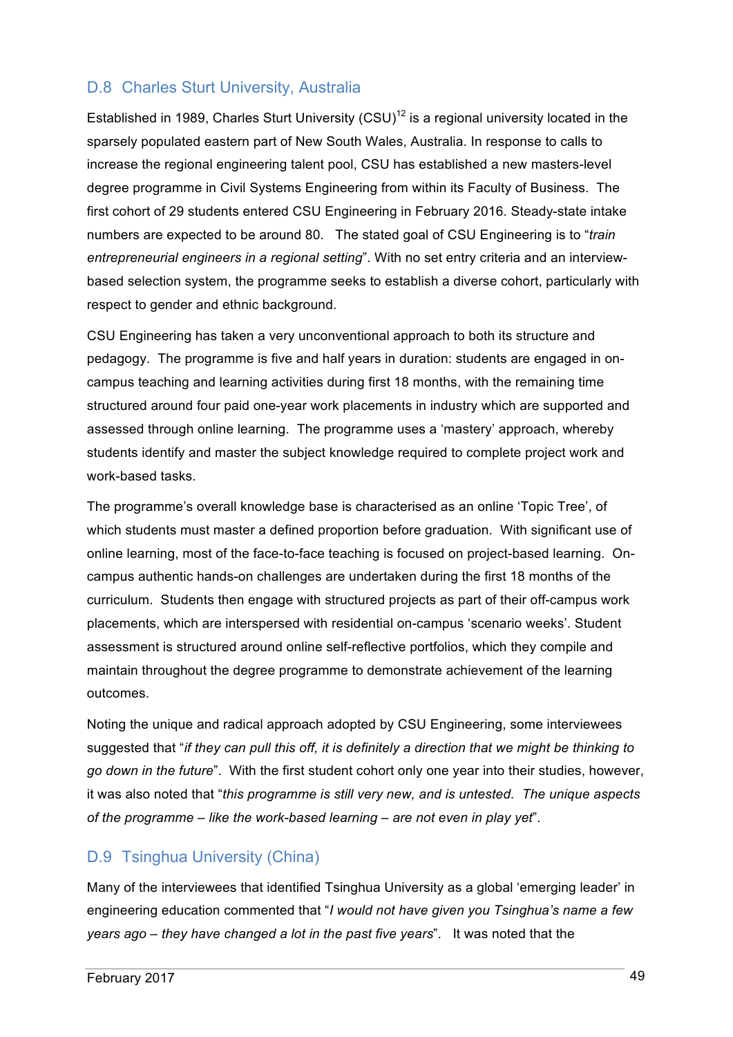## D.8 Charles Sturt University, Australia

Established in 1989, Charles Sturt University (CSU)[12] is a regional university located in the sparsely populated eastern part of New South Wales, Australia. In response to calls to increase the regional engineering talent pool, CSU has established a new masters-level degree programme in Civil Systems Engineering from within its Faculty of Business. The first cohort of 29 students entered CSU Engineering in February 2016. Steady-state intake numbers are expected to be around 80. The stated goal of CSU Engineering is to "*train entrepreneurial engineers in a regional setting*". With no set entry criteria and an interview-based selection system, the programme seeks to establish a diverse cohort, particularly with respect to gender and ethnic background.

CSU Engineering has taken a very unconventional approach to both its structure and pedagogy. The programme is five and half years in duration: students are engaged in on-campus teaching and learning activities during first 18 months, with the remaining time structured around four paid one-year work placements in industry which are supported and assessed through online learning. The programme uses a 'mastery' approach, whereby students identify and master the subject knowledge required to complete project work and work-based tasks.

The programme's overall knowledge base is characterised as an online 'Topic Tree', of which students must master a defined proportion before graduation. With significant use of online learning, most of the face-to-face teaching is focused on project-based learning. On-campus authentic hands-on challenges are undertaken during the first 18 months of the curriculum. Students then engage with structured projects as part of their off-campus work placements, which are interspersed with residential on-campus 'scenario weeks'. Student assessment is structured around online self-reflective portfolios, which they compile and maintain throughout the degree programme to demonstrate achievement of the learning outcomes.

Noting the unique and radical approach adopted by CSU Engineering, some interviewees suggested that "*if they can pull this off, it is definitely a direction that we might be thinking to go down in the future*". With the first student cohort only one year into their studies, however, it was also noted that "*this programme is still very new, and is untested. The unique aspects of the programme – like the work-based learning – are not even in play yet*".

## D.9 Tsinghua University (China)

Many of the interviewees that identified Tsinghua University as a global 'emerging leader' in engineering education commented that "*I would not have given you Tsinghua's name a few years ago – they have changed a lot in the past five years*". It was noted that the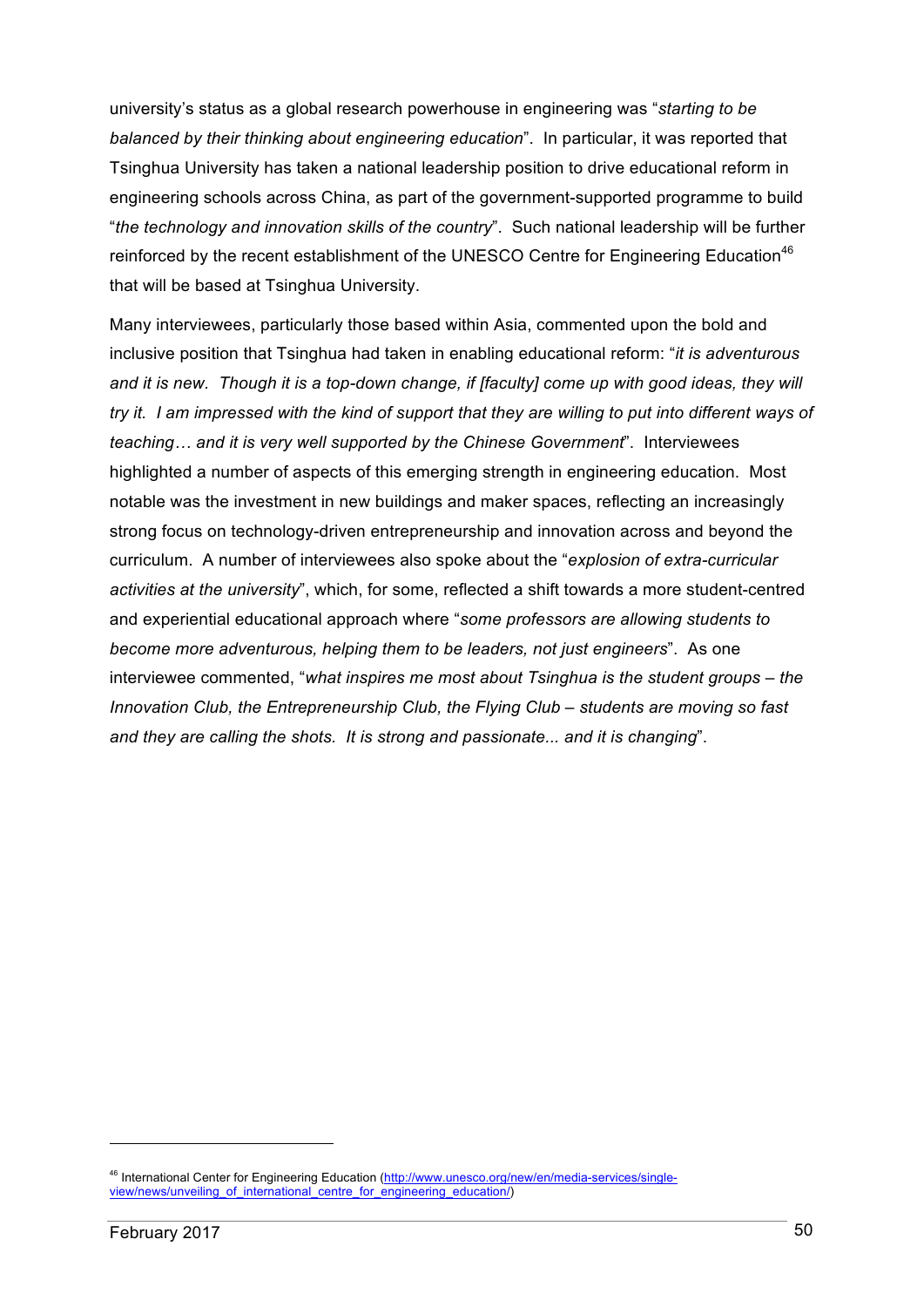university's status as a global research powerhouse in engineering was "*starting to be balanced by their thinking about engineering education*". In particular, it was reported that Tsinghua University has taken a national leadership position to drive educational reform in engineering schools across China, as part of the government-supported programme to build "*the technology and innovation skills of the country*". Such national leadership will be further reinforced by the recent establishment of the UNESCO Centre for Engineering Education[46] that will be based at Tsinghua University.

Many interviewees, particularly those based within Asia, commented upon the bold and inclusive position that Tsinghua had taken in enabling educational reform: "*it is adventurous and it is new. Though it is a top-down change, if [faculty] come up with good ideas, they will try it. I am impressed with the kind of support that they are willing to put into different ways of teaching… and it is very well supported by the Chinese Government*". Interviewees highlighted a number of aspects of this emerging strength in engineering education. Most notable was the investment in new buildings and maker spaces, reflecting an increasingly strong focus on technology-driven entrepreneurship and innovation across and beyond the curriculum. A number of interviewees also spoke about the "*explosion of extra-curricular activities at the university*", which, for some, reflected a shift towards a more student-centred and experiential educational approach where "*some professors are allowing students to become more adventurous, helping them to be leaders, not just engineers*". As one interviewee commented, "*what inspires me most about Tsinghua is the student groups – the Innovation Club, the Entrepreneurship Club, the Flying Club – students are moving so fast and they are calling the shots. It is strong and passionate... and it is changing*".

[46] International Center for Engineering Education (http://www.unesco.org/new/en/media-services/single-view/news/unveiling_of_international_centre_for_engineering_education/)